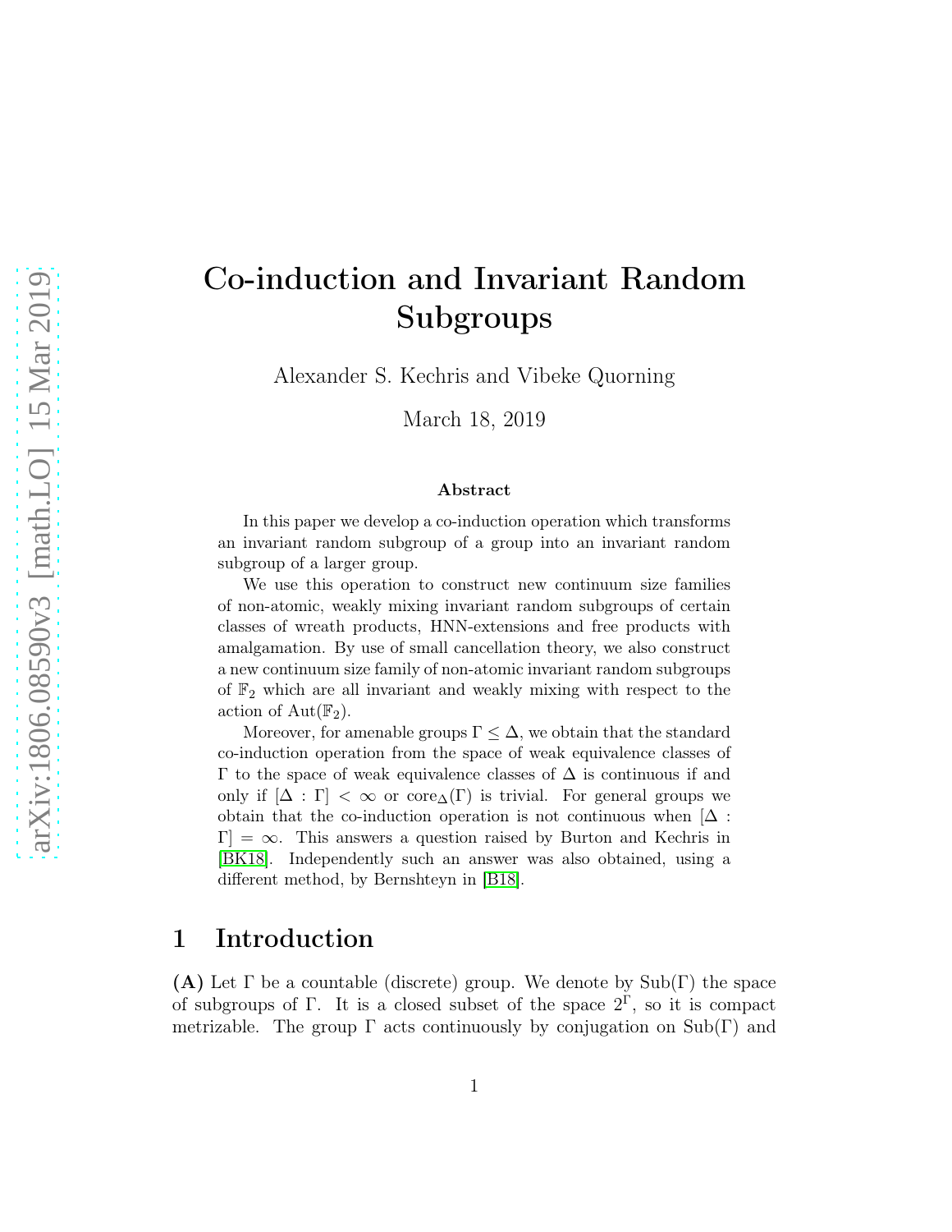# Co-induction and Invariant Random Subgroups

Alexander S. Kechris and Vibeke Quorning

March 18, 2019

### Abstract

In this paper we develop a co-induction operation which transforms an invariant random subgroup of a group into an invariant random subgroup of a larger group.

We use this operation to construct new continuum size families of non-atomic, weakly mixing invariant random subgroups of certain classes of wreath products, HNN-extensions and free products with amalgamation. By use of small cancellation theory, we also construct a new continuum size family of non-atomic invariant random subgroups of $\mathbb{F}_2$ which are all invariant and weakly mixing with respect to the action of $\mathrm{Aut}(\mathbb{F}_2)$.

Moreover, for amenable groups $\Gamma \leq \Delta$, we obtain that the standard co-induction operation from the space of weak equivalence classes of $\Gamma$ to the space of weak equivalence classes of $\Delta$ is continuous if and only if $[\Delta : \Gamma] < \infty$ or $\mathrm{core}_\Delta(\Gamma)$ is trivial. For general groups we obtain that the co-induction operation is not continuous when $[\Delta : \Gamma] = \infty$. This answers a question raised by Burton and Kechris in [BK18]. Independently such an answer was also obtained, using a different method, by Bernshteyn in [B18].

## 1 Introduction

**(A)** Let $\Gamma$ be a countable (discrete) group. We denote by $\mathrm{Sub}(\Gamma)$ the space of subgroups of $\Gamma$. It is a closed subset of the space $2^\Gamma$, so it is compact metrizable. The group $\Gamma$ acts continuously by conjugation on $\mathrm{Sub}(\Gamma)$ and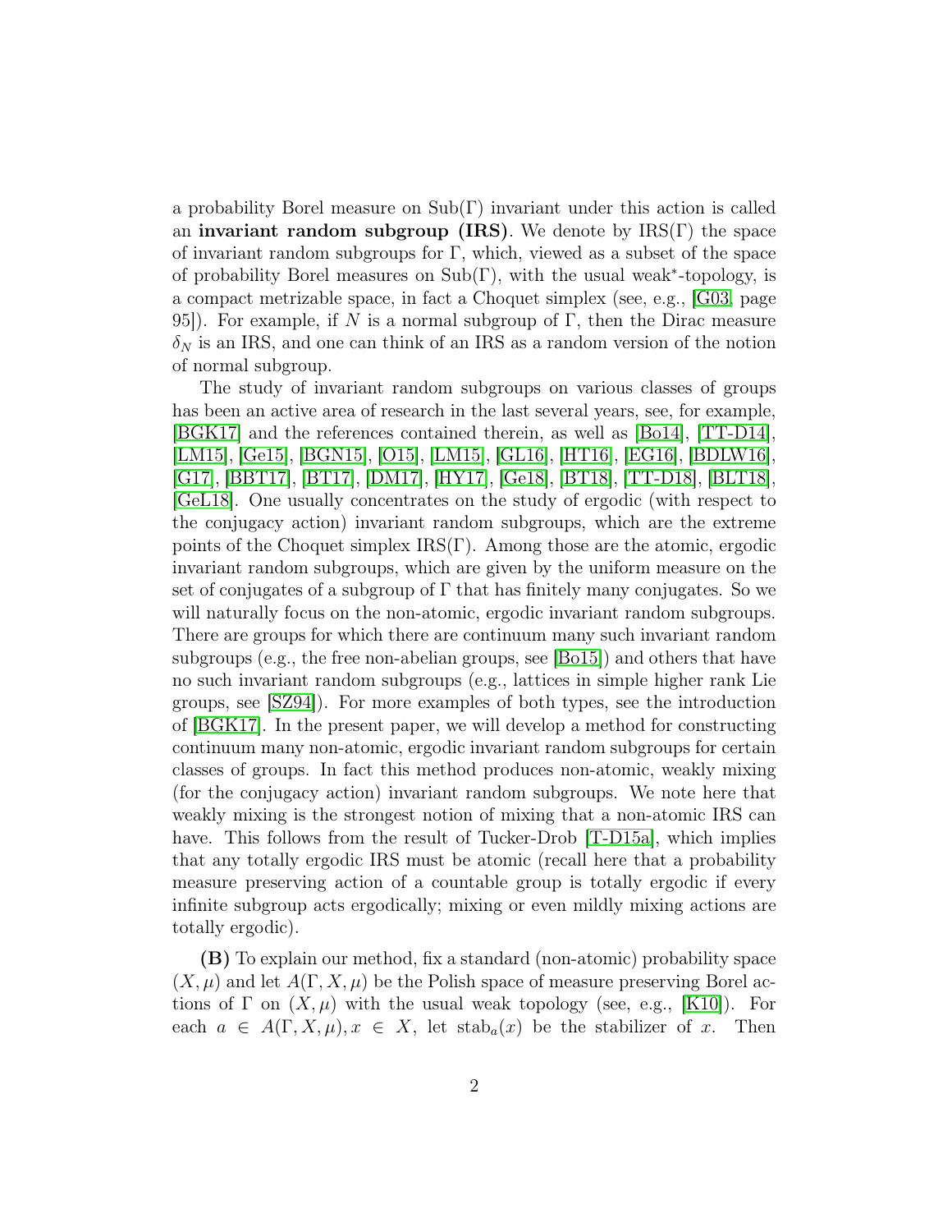a probability Borel measure on $\mathrm{Sub}(\Gamma)$ invariant under this action is called an **invariant random subgroup (IRS)**. We denote by $\mathrm{IRS}(\Gamma)$ the space of invariant random subgroups for $\Gamma$, which, viewed as a subset of the space of probability Borel measures on $\mathrm{Sub}(\Gamma)$, with the usual weak$^*$-topology, is a compact metrizable space, in fact a Choquet simplex (see, e.g., [G03, page 95]). For example, if $N$ is a normal subgroup of $\Gamma$, then the Dirac measure $\delta_N$ is an IRS, and one can think of an IRS as a random version of the notion of normal subgroup.

The study of invariant random subgroups on various classes of groups has been an active area of research in the last several years, see, for example, [BGK17] and the references contained therein, as well as [Bo14], [TT-D14], [LM15], [Ge15], [BGN15], [O15], [LM15], [GL16], [HT16], [EG16], [BDLW16], [G17], [BBT17], [BT17], [DM17], [HY17], [Ge18], [BT18], [TT-D18], [BLT18], [GeL18]. One usually concentrates on the study of ergodic (with respect to the conjugacy action) invariant random subgroups, which are the extreme points of the Choquet simplex $\mathrm{IRS}(\Gamma)$. Among those are the atomic, ergodic invariant random subgroups, which are given by the uniform measure on the set of conjugates of a subgroup of $\Gamma$ that has finitely many conjugates. So we will naturally focus on the non-atomic, ergodic invariant random subgroups. There are groups for which there are continuum many such invariant random subgroups (e.g., the free non-abelian groups, see [Bo15]) and others that have no such invariant random subgroups (e.g., lattices in simple higher rank Lie groups, see [SZ94]). For more examples of both types, see the introduction of [BGK17]. In the present paper, we will develop a method for constructing continuum many non-atomic, ergodic invariant random subgroups for certain classes of groups. In fact this method produces non-atomic, weakly mixing (for the conjugacy action) invariant random subgroups. We note here that weakly mixing is the strongest notion of mixing that a non-atomic IRS can have. This follows from the result of Tucker-Drob [T-D15a], which implies that any totally ergodic IRS must be atomic (recall here that a probability measure preserving action of a countable group is totally ergodic if every infinite subgroup acts ergodically; mixing or even mildly mixing actions are totally ergodic).

**(B)** To explain our method, fix a standard (non-atomic) probability space $(X, \mu)$ and let $A(\Gamma, X, \mu)$ be the Polish space of measure preserving Borel actions of $\Gamma$ on $(X, \mu)$ with the usual weak topology (see, e.g., [K10]). For each $a \in A(\Gamma, X, \mu), x \in X$, let $\mathrm{stab}_a(x)$ be the stabilizer of $x$. Then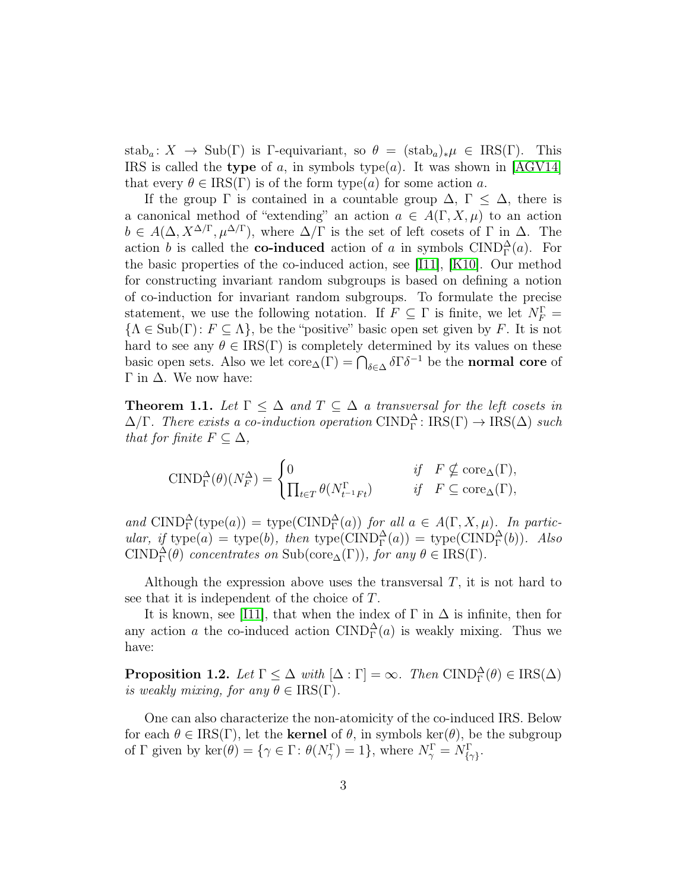$\mathrm{stab}_a\colon X \to \mathrm{Sub}(\Gamma)$ is $\Gamma$-equivariant, so $\theta = (\mathrm{stab}_a)_*\mu \in \mathrm{IRS}(\Gamma)$. This IRS is called the **type** of $a$, in symbols $\mathrm{type}(a)$. It was shown in [AGV14] that every $\theta \in \mathrm{IRS}(\Gamma)$ is of the form $\mathrm{type}(a)$ for some action $a$.

If the group $\Gamma$ is contained in a countable group $\Delta$, $\Gamma \leq \Delta$, there is a canonical method of "extending" an action $a \in A(\Gamma, X, \mu)$ to an action $b \in A(\Delta, X^{\Delta/\Gamma}, \mu^{\Delta/\Gamma})$, where $\Delta/\Gamma$ is the set of left cosets of $\Gamma$ in $\Delta$. The action $b$ is called the **co-induced** action of $a$ in symbols $\mathrm{CIND}_\Gamma^\Delta(a)$. For the basic properties of the co-induced action, see [I11], [K10]. Our method for constructing invariant random subgroups is based on defining a notion of co-induction for invariant random subgroups. To formulate the precise statement, we use the following notation. If $F \subseteq \Gamma$ is finite, we let $N_F^\Gamma = \{\Lambda \in \mathrm{Sub}(\Gamma)\colon F \subseteq \Lambda\}$, be the "positive" basic open set given by $F$. It is not hard to see any $\theta \in \mathrm{IRS}(\Gamma)$ is completely determined by its values on these basic open sets. Also we let $\mathrm{core}_\Delta(\Gamma) = \bigcap_{\delta \in \Delta} \delta\Gamma\delta^{-1}$ be the **normal core** of $\Gamma$ in $\Delta$. We now have:

**Theorem 1.1.** *Let $\Gamma \leq \Delta$ and $T \subseteq \Delta$ a transversal for the left cosets in $\Delta/\Gamma$. There exists a co-induction operation $\mathrm{CIND}_\Gamma^\Delta\colon \mathrm{IRS}(\Gamma) \to \mathrm{IRS}(\Delta)$ such that for finite $F \subseteq \Delta$,*

$$\mathrm{CIND}_\Gamma^\Delta(\theta)(N_F^\Delta) = \begin{cases} 0 & \text{if} \quad F \nsubseteq \mathrm{core}_\Delta(\Gamma), \\ \prod_{t \in T} \theta(N_{t^{-1}Ft}^\Gamma) & \text{if} \quad F \subseteq \mathrm{core}_\Delta(\Gamma), \end{cases}$$

*and $\mathrm{CIND}_\Gamma^\Delta(\mathrm{type}(a)) = \mathrm{type}(\mathrm{CIND}_\Gamma^\Delta(a))$ for all $a \in A(\Gamma, X, \mu)$. In particular, if $\mathrm{type}(a) = \mathrm{type}(b)$, then $\mathrm{type}(\mathrm{CIND}_\Gamma^\Delta(a)) = \mathrm{type}(\mathrm{CIND}_\Gamma^\Delta(b))$. Also $\mathrm{CIND}_\Gamma^\Delta(\theta)$ concentrates on $\mathrm{Sub}(\mathrm{core}_\Delta(\Gamma))$, for any $\theta \in \mathrm{IRS}(\Gamma)$.*

Although the expression above uses the transversal $T$, it is not hard to see that it is independent of the choice of $T$.

It is known, see [I11], that when the index of $\Gamma$ in $\Delta$ is infinite, then for any action $a$ the co-induced action $\mathrm{CIND}_\Gamma^\Delta(a)$ is weakly mixing. Thus we have:

**Proposition 1.2.** *Let $\Gamma \leq \Delta$ with $[\Delta : \Gamma] = \infty$. Then $\mathrm{CIND}_\Gamma^\Delta(\theta) \in \mathrm{IRS}(\Delta)$ is weakly mixing, for any $\theta \in \mathrm{IRS}(\Gamma)$.*

One can also characterize the non-atomicity of the co-induced IRS. Below for each $\theta \in \mathrm{IRS}(\Gamma)$, let the **kernel** of $\theta$, in symbols $\ker(\theta)$, be the subgroup of $\Gamma$ given by $\ker(\theta) = \{\gamma \in \Gamma\colon \theta(N_\gamma^\Gamma) = 1\}$, where $N_\gamma^\Gamma = N_{\{\gamma\}}^\Gamma$.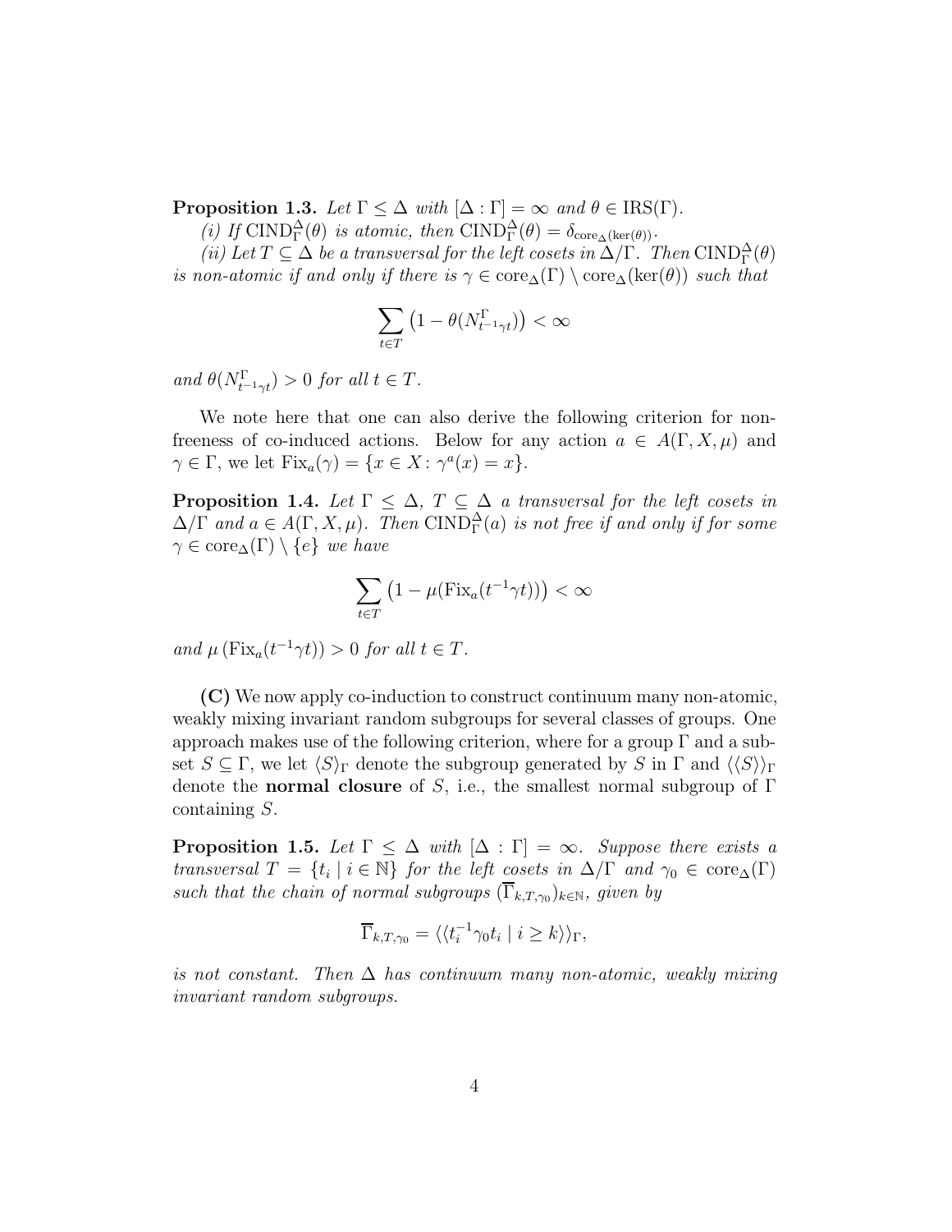**Proposition 1.3.** *Let $\Gamma \leq \Delta$ with $[\Delta : \Gamma] = \infty$ and $\theta \in \mathrm{IRS}(\Gamma)$.*

*(i) If $\mathrm{CIND}_{\Gamma}^{\Delta}(\theta)$ is atomic, then $\mathrm{CIND}_{\Gamma}^{\Delta}(\theta) = \delta_{\mathrm{core}_{\Delta}(\ker(\theta))}$.*

*(ii) Let $T \subseteq \Delta$ be a transversal for the left cosets in $\Delta/\Gamma$. Then $\mathrm{CIND}_{\Gamma}^{\Delta}(\theta)$ is non-atomic if and only if there is $\gamma \in \mathrm{core}_{\Delta}(\Gamma) \setminus \mathrm{core}_{\Delta}(\ker(\theta))$ such that*

$$\sum_{t \in T} \left(1 - \theta(N^{\Gamma}_{t^{-1}\gamma t})\right) < \infty$$

*and $\theta(N^{\Gamma}_{t^{-1}\gamma t}) > 0$ for all $t \in T$.*

We note here that one can also derive the following criterion for non-freeness of co-induced actions. Below for any action $a \in A(\Gamma, X, \mu)$ and $\gamma \in \Gamma$, we let $\mathrm{Fix}_a(\gamma) = \{x \in X : \gamma^a(x) = x\}$.

**Proposition 1.4.** *Let $\Gamma \leq \Delta$, $T \subseteq \Delta$ a transversal for the left cosets in $\Delta/\Gamma$ and $a \in A(\Gamma, X, \mu)$. Then $\mathrm{CIND}_{\Gamma}^{\Delta}(a)$ is not free if and only if for some $\gamma \in \mathrm{core}_{\Delta}(\Gamma) \setminus \{e\}$ we have*

$$\sum_{t \in T} \left(1 - \mu(\mathrm{Fix}_a(t^{-1}\gamma t))\right) < \infty$$

*and $\mu\left(\mathrm{Fix}_a(t^{-1}\gamma t)\right) > 0$ for all $t \in T$.*

**(C)** We now apply co-induction to construct continuum many non-atomic, weakly mixing invariant random subgroups for several classes of groups. One approach makes use of the following criterion, where for a group $\Gamma$ and a subset $S \subseteq \Gamma$, we let $\langle S \rangle_{\Gamma}$ denote the subgroup generated by $S$ in $\Gamma$ and $\langle\langle S \rangle\rangle_{\Gamma}$ denote the **normal closure** of $S$, i.e., the smallest normal subgroup of $\Gamma$ containing $S$.

**Proposition 1.5.** *Let $\Gamma \leq \Delta$ with $[\Delta : \Gamma] = \infty$. Suppose there exists a transversal $T = \{t_i \mid i \in \mathbb{N}\}$ for the left cosets in $\Delta/\Gamma$ and $\gamma_0 \in \mathrm{core}_{\Delta}(\Gamma)$ such that the chain of normal subgroups $(\overline{\Gamma}_{k,T,\gamma_0})_{k \in \mathbb{N}}$, given by*

$$\overline{\Gamma}_{k,T,\gamma_0} = \langle\langle t_i^{-1}\gamma_0 t_i \mid i \geq k \rangle\rangle_{\Gamma},$$

*is not constant. Then $\Delta$ has continuum many non-atomic, weakly mixing invariant random subgroups.*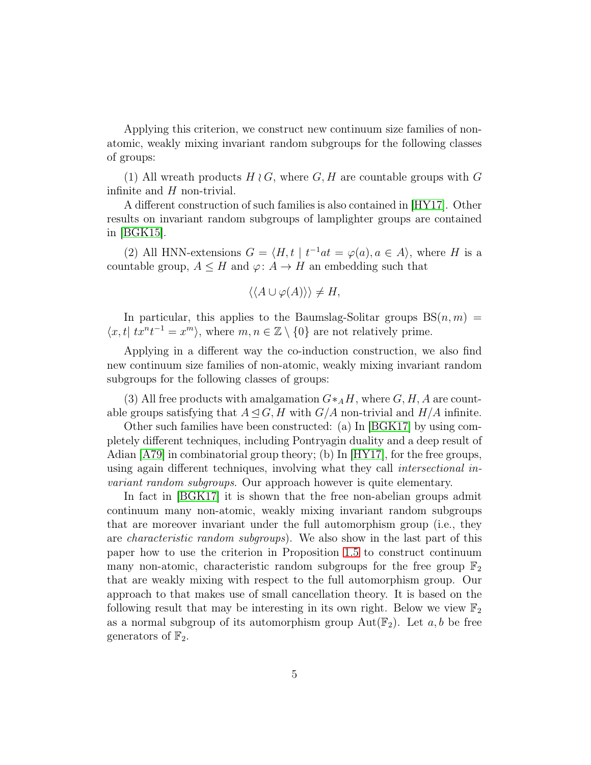Applying this criterion, we construct new continuum size families of non-atomic, weakly mixing invariant random subgroups for the following classes of groups:

(1) All wreath products $H \wr G$, where $G, H$ are countable groups with $G$ infinite and $H$ non-trivial.

A different construction of such families is also contained in [HY17]. Other results on invariant random subgroups of lamplighter groups are contained in [BGK15].

(2) All HNN-extensions $G = \langle H, t \mid t^{-1}at = \varphi(a), a \in A\rangle$, where $H$ is a countable group, $A \leq H$ and $\varphi\colon A \to H$ an embedding such that

$$\langle\langle A \cup \varphi(A)\rangle\rangle \neq H,$$

In particular, this applies to the Baumslag-Solitar groups $\mathrm{BS}(n, m) = \langle x, t \mid tx^n t^{-1} = x^m\rangle$, where $m, n \in \mathbb{Z} \setminus \{0\}$ are not relatively prime.

Applying in a different way the co-induction construction, we also find new continuum size families of non-atomic, weakly mixing invariant random subgroups for the following classes of groups:

(3) All free products with amalgamation $G *_A H$, where $G, H, A$ are countable groups satisfying that $A \trianglelefteq G, H$ with $G/A$ non-trivial and $H/A$ infinite.

Other such families have been constructed: (a) In [BGK17] by using completely different techniques, including Pontryagin duality and a deep result of Adian [A79] in combinatorial group theory; (b) In [HY17], for the free groups, using again different techniques, involving what they call *intersectional invariant random subgroups*. Our approach however is quite elementary.

In fact in [BGK17] it is shown that the free non-abelian groups admit continuum many non-atomic, weakly mixing invariant random subgroups that are moreover invariant under the full automorphism group (i.e., they are *characteristic random subgroups*). We also show in the last part of this paper how to use the criterion in Proposition 1.5 to construct continuum many non-atomic, characteristic random subgroups for the free group $\mathbb{F}_2$ that are weakly mixing with respect to the full automorphism group. Our approach to that makes use of small cancellation theory. It is based on the following result that may be interesting in its own right. Below we view $\mathbb{F}_2$ as a normal subgroup of its automorphism group $\mathrm{Aut}(\mathbb{F}_2)$. Let $a, b$ be free generators of $\mathbb{F}_2$.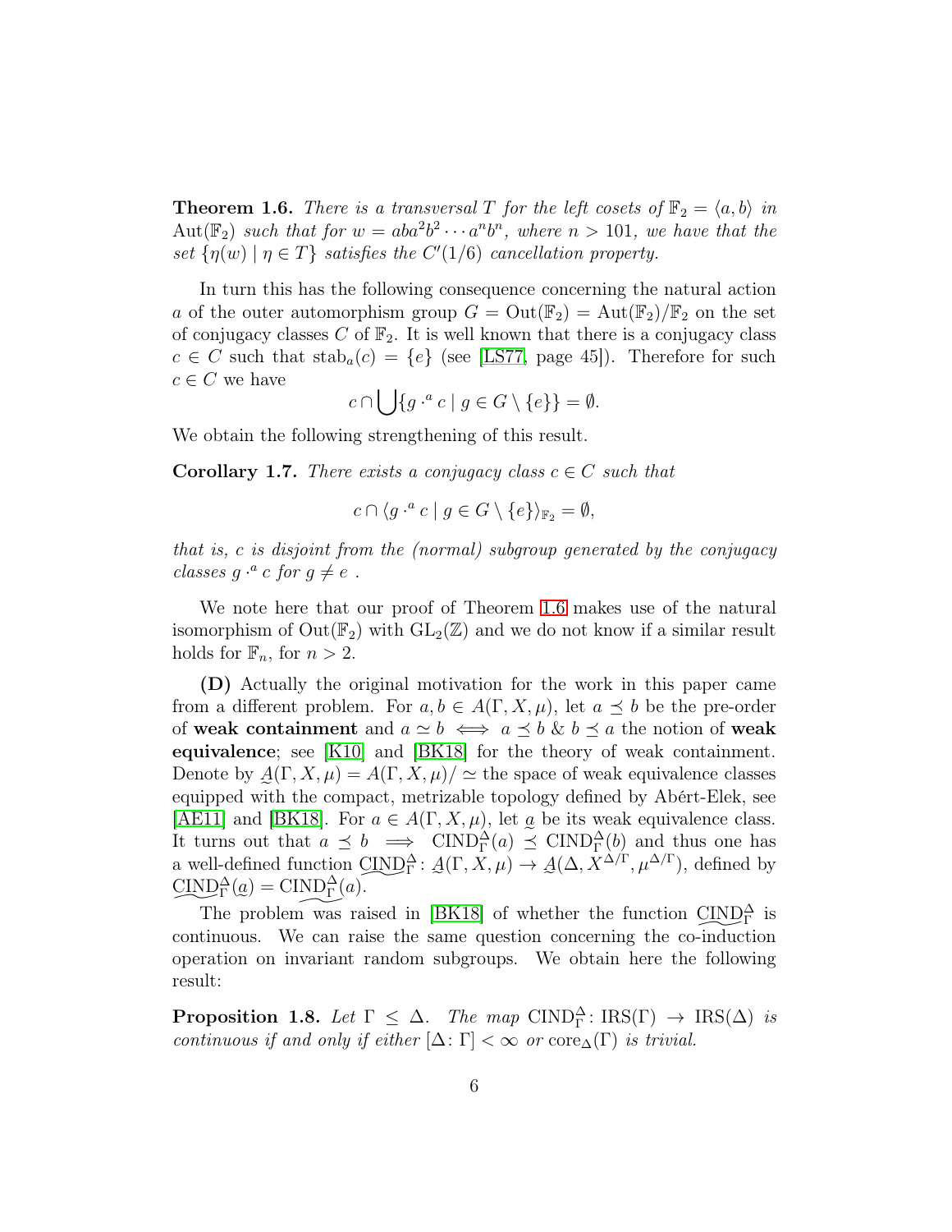**Theorem 1.6.** *There is a transversal $T$ for the left cosets of $\mathbb{F}_2 = \langle a, b\rangle$ in $\mathrm{Aut}(\mathbb{F}_2)$ such that for $w = aba^2b^2 \cdots a^nb^n$, where $n > 101$, we have that the set $\{\eta(w) \mid \eta \in T\}$ satisfies the $C'(1/6)$ cancellation property.*

In turn this has the following consequence concerning the natural action $a$ of the outer automorphism group $G = \mathrm{Out}(\mathbb{F}_2) = \mathrm{Aut}(\mathbb{F}_2)/\mathbb{F}_2$ on the set of conjugacy classes $C$ of $\mathbb{F}_2$. It is well known that there is a conjugacy class $c \in C$ such that $\mathrm{stab}_a(c) = \{e\}$ (see [LS77, page 45]). Therefore for such $c \in C$ we have

$$c \cap \bigcup \{g \cdot^a c \mid g \in G \setminus \{e\}\} = \emptyset.$$

We obtain the following strengthening of this result.

**Corollary 1.7.** *There exists a conjugacy class $c \in C$ such that*

$$c \cap \langle g \cdot^a c \mid g \in G \setminus \{e\}\rangle_{\mathbb{F}_2} = \emptyset,$$

*that is, $c$ is disjoint from the (normal) subgroup generated by the conjugacy classes $g \cdot^a c$ for $g \neq e$ .*

We note here that our proof of Theorem 1.6 makes use of the natural isomorphism of $\mathrm{Out}(\mathbb{F}_2)$ with $\mathrm{GL}_2(\mathbb{Z})$ and we do not know if a similar result holds for $\mathbb{F}_n$, for $n > 2$.

**(D)** Actually the original motivation for the work in this paper came from a different problem. For $a, b \in A(\Gamma, X, \mu)$, let $a \preceq b$ be the pre-order of **weak containment** and $a \simeq b \iff a \preceq b \ \&\ b \preceq a$ the notion of **weak equivalence**; see [K10] and [BK18] for the theory of weak containment. Denote by $\underset{\sim}{A}(\Gamma, X, \mu) = A(\Gamma, X, \mu)/\simeq$ the space of weak equivalence classes equipped with the compact, metrizable topology defined by Abért-Elek, see [AE11] and [BK18]. For $a \in A(\Gamma, X, \mu)$, let $\underset{\sim}{a}$ be its weak equivalence class. It turns out that $a \preceq b \implies \mathrm{CIND}_\Gamma^\Delta(a) \preceq \mathrm{CIND}_\Gamma^\Delta(b)$ and thus one has a well-defined function $\underset{\sim}{\mathrm{CIND}}{}_\Gamma^\Delta \colon \underset{\sim}{A}(\Gamma, X, \mu) \to \underset{\sim}{A}(\Delta, X^{\Delta/\Gamma}, \mu^{\Delta/\Gamma})$, defined by $\underset{\sim}{\mathrm{CIND}}{}_\Gamma^\Delta(\underset{\sim}{a}) = \widetilde{\mathrm{CIND}_\Gamma^\Delta(a)}$.

The problem was raised in [BK18] of whether the function $\underset{\sim}{\mathrm{CIND}}{}_\Gamma^\Delta$ is continuous. We can raise the same question concerning the co-induction operation on invariant random subgroups. We obtain here the following result:

**Proposition 1.8.** *Let $\Gamma \leq \Delta$. The map $\mathrm{CIND}_\Gamma^\Delta \colon \mathrm{IRS}(\Gamma) \to \mathrm{IRS}(\Delta)$ is continuous if and only if either $[\Delta \colon \Gamma] < \infty$ or $\mathrm{core}_\Delta(\Gamma)$ is trivial.*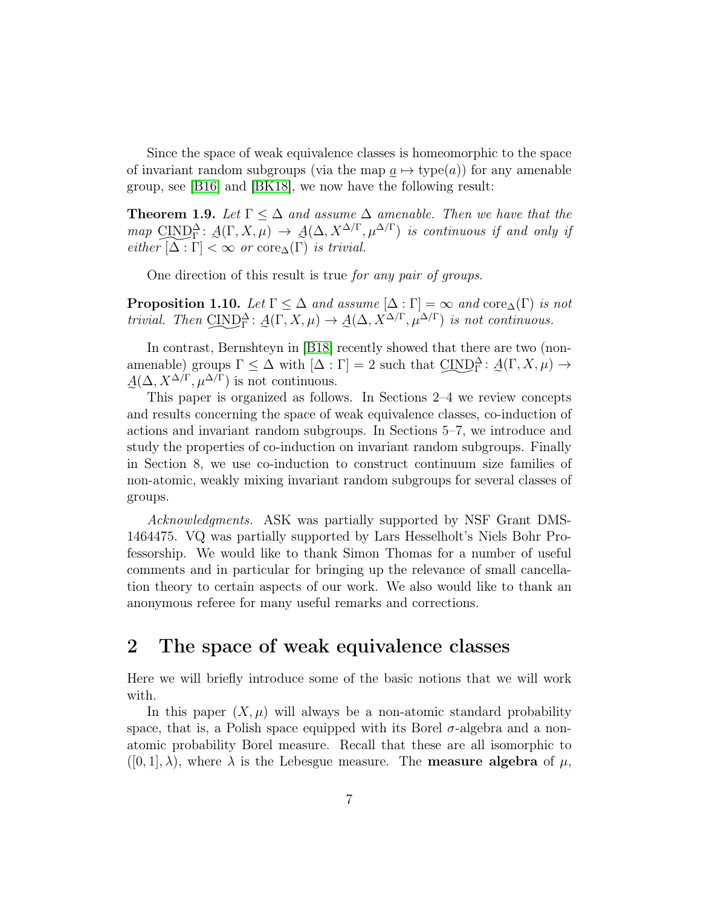Since the space of weak equivalence classes is homeomorphic to the space of invariant random subgroups (via the map $\underset{\sim}{a} \mapsto \operatorname{type}(a)$) for any amenable group, see [B16] and [BK18], we now have the following result:

**Theorem 1.9.** *Let $\Gamma \leq \Delta$ and assume $\Delta$ amenable. Then we have that the map $\underset{\sim}{\mathrm{CIND}}_\Gamma^\Delta \colon \underset{\sim}{A}(\Gamma, X, \mu) \to \underset{\sim}{A}(\Delta, X^{\Delta/\Gamma}, \mu^{\Delta/\Gamma})$ is continuous if and only if either $[\Delta : \Gamma] < \infty$ or $\operatorname{core}_\Delta(\Gamma)$ is trivial.*

One direction of this result is true *for any pair of groups*.

**Proposition 1.10.** *Let $\Gamma \leq \Delta$ and assume $[\Delta : \Gamma] = \infty$ and $\operatorname{core}_\Delta(\Gamma)$ is not trivial. Then $\underset{\sim}{\mathrm{CIND}}_\Gamma^\Delta \colon \underset{\sim}{A}(\Gamma, X, \mu) \to \underset{\sim}{A}(\Delta, X^{\Delta/\Gamma}, \mu^{\Delta/\Gamma})$ is not continuous.*

In contrast, Bernshteyn in [B18] recently showed that there are two (non-amenable) groups $\Gamma \leq \Delta$ with $[\Delta : \Gamma] = 2$ such that $\underset{\sim}{\mathrm{CIND}}_\Gamma^\Delta \colon \underset{\sim}{A}(\Gamma, X, \mu) \to \underset{\sim}{A}(\Delta, X^{\Delta/\Gamma}, \mu^{\Delta/\Gamma})$ is not continuous.

This paper is organized as follows. In Sections 2–4 we review concepts and results concerning the space of weak equivalence classes, co-induction of actions and invariant random subgroups. In Sections 5–7, we introduce and study the properties of co-induction on invariant random subgroups. Finally in Section 8, we use co-induction to construct continuum size families of non-atomic, weakly mixing invariant random subgroups for several classes of groups.

*Acknowledgments.* ASK was partially supported by NSF Grant DMS-1464475. VQ was partially supported by Lars Hesselholt's Niels Bohr Professorship. We would like to thank Simon Thomas for a number of useful comments and in particular for bringing up the relevance of small cancellation theory to certain aspects of our work. We also would like to thank an anonymous referee for many useful remarks and corrections.

## 2 The space of weak equivalence classes

Here we will briefly introduce some of the basic notions that we will work with.

In this paper $(X, \mu)$ will always be a non-atomic standard probability space, that is, a Polish space equipped with its Borel $\sigma$-algebra and a non-atomic probability Borel measure. Recall that these are all isomorphic to $([0, 1], \lambda)$, where $\lambda$ is the Lebesgue measure. The **measure algebra** of $\mu$,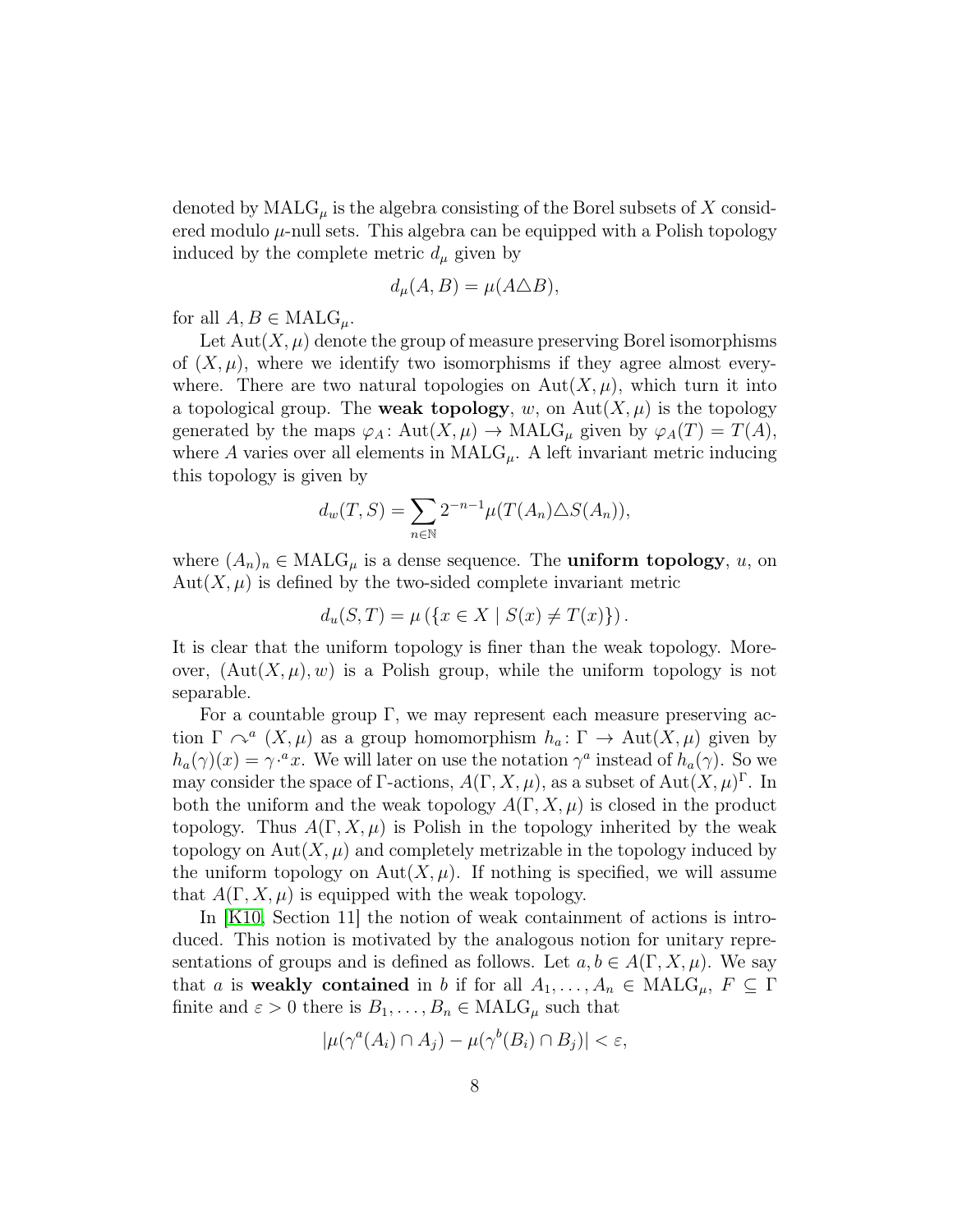denoted by $\mathrm{MALG}_\mu$ is the algebra consisting of the Borel subsets of $X$ considered modulo $\mu$-null sets. This algebra can be equipped with a Polish topology induced by the complete metric $d_\mu$ given by

$$d_\mu(A, B) = \mu(A \triangle B),$$

for all $A, B \in \mathrm{MALG}_\mu$.

Let $\mathrm{Aut}(X, \mu)$ denote the group of measure preserving Borel isomorphisms of $(X, \mu)$, where we identify two isomorphisms if they agree almost everywhere. There are two natural topologies on $\mathrm{Aut}(X, \mu)$, which turn it into a topological group. The **weak topology**, $w$, on $\mathrm{Aut}(X, \mu)$ is the topology generated by the maps $\varphi_A \colon \mathrm{Aut}(X, \mu) \to \mathrm{MALG}_\mu$ given by $\varphi_A(T) = T(A)$, where $A$ varies over all elements in $\mathrm{MALG}_\mu$. A left invariant metric inducing this topology is given by

$$d_w(T, S) = \sum_{n \in \mathbb{N}} 2^{-n-1} \mu(T(A_n) \triangle S(A_n)),$$

where $(A_n)_n \in \mathrm{MALG}_\mu$ is a dense sequence. The **uniform topology**, $u$, on $\mathrm{Aut}(X, \mu)$ is defined by the two-sided complete invariant metric

$$d_u(S, T) = \mu\left(\{x \in X \mid S(x) \neq T(x)\}\right).$$

It is clear that the uniform topology is finer than the weak topology. Moreover, $(\mathrm{Aut}(X, \mu), w)$ is a Polish group, while the uniform topology is not separable.

For a countable group $\Gamma$, we may represent each measure preserving action $\Gamma \curvearrowright^a (X, \mu)$ as a group homomorphism $h_a \colon \Gamma \to \mathrm{Aut}(X, \mu)$ given by $h_a(\gamma)(x) = \gamma \cdot^a x$. We will later on use the notation $\gamma^a$ instead of $h_a(\gamma)$. So we may consider the space of $\Gamma$-actions, $A(\Gamma, X, \mu)$, as a subset of $\mathrm{Aut}(X, \mu)^\Gamma$. In both the uniform and the weak topology $A(\Gamma, X, \mu)$ is closed in the product topology. Thus $A(\Gamma, X, \mu)$ is Polish in the topology inherited by the weak topology on $\mathrm{Aut}(X, \mu)$ and completely metrizable in the topology induced by the uniform topology on $\mathrm{Aut}(X, \mu)$. If nothing is specified, we will assume that $A(\Gamma, X, \mu)$ is equipped with the weak topology.

In [K10, Section 11] the notion of weak containment of actions is introduced. This notion is motivated by the analogous notion for unitary representations of groups and is defined as follows. Let $a, b \in A(\Gamma, X, \mu)$. We say that $a$ is **weakly contained** in $b$ if for all $A_1, \ldots, A_n \in \mathrm{MALG}_\mu$, $F \subseteq \Gamma$ finite and $\varepsilon > 0$ there is $B_1, \ldots, B_n \in \mathrm{MALG}_\mu$ such that

$$|\mu(\gamma^a(A_i) \cap A_j) - \mu(\gamma^b(B_i) \cap B_j)| < \varepsilon,$$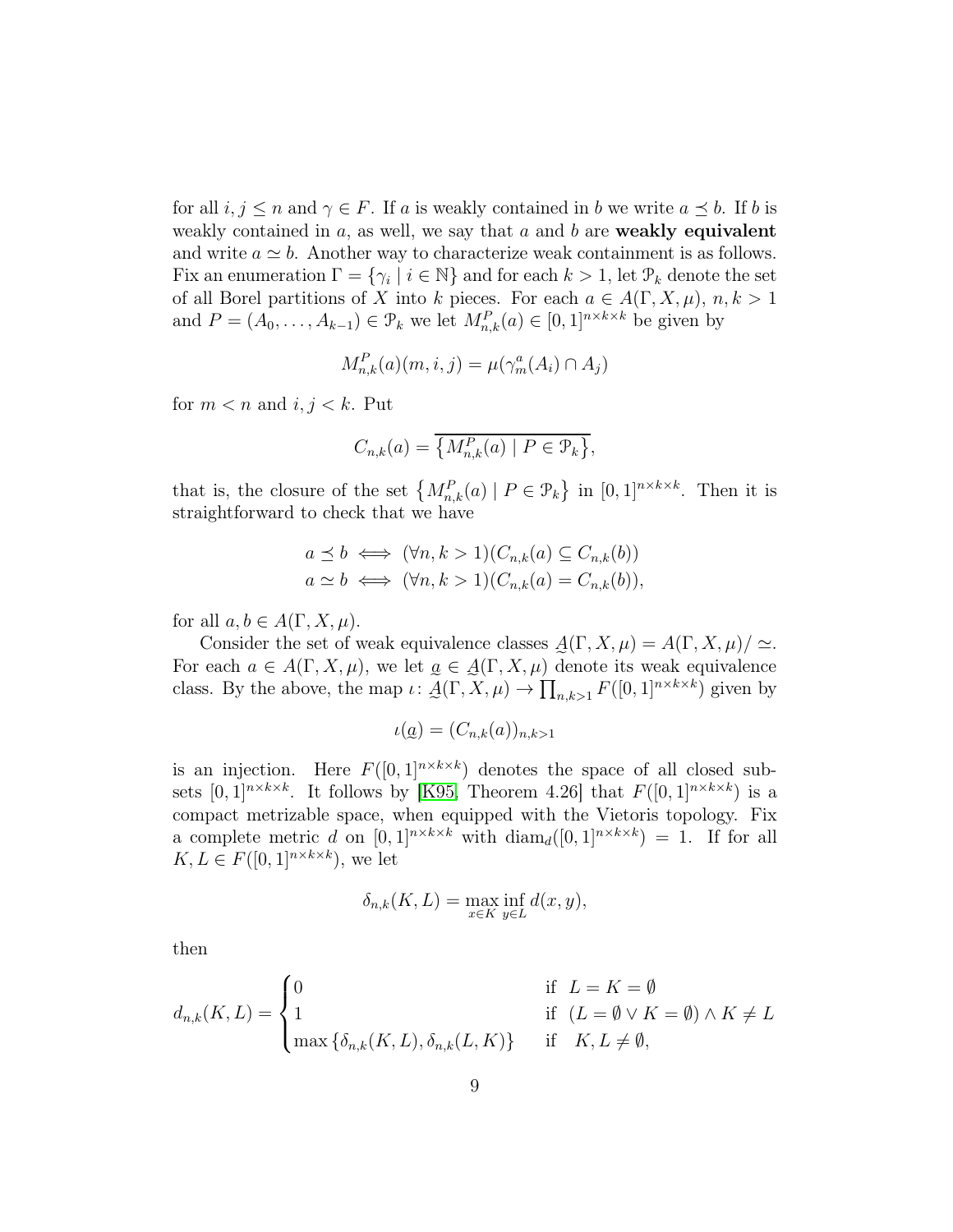for all $i, j \leq n$ and $\gamma \in F$. If $a$ is weakly contained in $b$ we write $a \preceq b$. If $b$ is weakly contained in $a$, as well, we say that $a$ and $b$ are **weakly equivalent** and write $a \simeq b$. Another way to characterize weak containment is as follows. Fix an enumeration $\Gamma = \{\gamma_i \mid i \in \mathbb{N}\}$ and for each $k > 1$, let $\mathcal{P}_k$ denote the set of all Borel partitions of $X$ into $k$ pieces. For each $a \in A(\Gamma, X, \mu)$, $n, k > 1$ and $P = (A_0, \ldots, A_{k-1}) \in \mathcal{P}_k$ we let $M^P_{n,k}(a) \in [0,1]^{n \times k \times k}$ be given by

$$M^P_{n,k}(a)(m, i, j) = \mu(\gamma^a_m(A_i) \cap A_j)$$

for $m < n$ and $i, j < k$. Put

$$C_{n,k}(a) = \overline{\left\{M^P_{n,k}(a) \mid P \in \mathcal{P}_k\right\}},$$

that is, the closure of the set $\left\{M^P_{n,k}(a) \mid P \in \mathcal{P}_k\right\}$ in $[0,1]^{n \times k \times k}$. Then it is straightforward to check that we have

$$a \preceq b \iff (\forall n, k > 1)(C_{n,k}(a) \subseteq C_{n,k}(b))$$
$$a \simeq b \iff (\forall n, k > 1)(C_{n,k}(a) = C_{n,k}(b)),$$

for all $a, b \in A(\Gamma, X, \mu)$.

Consider the set of weak equivalence classes $\underset{\sim}{A}(\Gamma, X, \mu) = A(\Gamma, X, \mu)/\simeq$. For each $a \in A(\Gamma, X, \mu)$, we let $\underset{\sim}{a} \in \underset{\sim}{A}(\Gamma, X, \mu)$ denote its weak equivalence class. By the above, the map $\iota \colon \underset{\sim}{A}(\Gamma, X, \mu) \to \prod_{n,k>1} F([0,1]^{n \times k \times k})$ given by

$$\iota(\underset{\sim}{a}) = (C_{n,k}(a))_{n,k>1}$$

is an injection. Here $F([0,1]^{n \times k \times k})$ denotes the space of all closed subsets $[0,1]^{n \times k \times k}$. It follows by [K95, Theorem 4.26] that $F([0,1]^{n \times k \times k})$ is a compact metrizable space, when equipped with the Vietoris topology. Fix a complete metric $d$ on $[0,1]^{n \times k \times k}$ with $\operatorname{diam}_d([0,1]^{n \times k \times k}) = 1$. If for all $K, L \in F([0,1]^{n \times k \times k})$, we let

$$\delta_{n,k}(K, L) = \max_{x \in K} \inf_{y \in L} d(x, y),$$

then

$$d_{n,k}(K, L) = \begin{cases} 0 & \text{if } \; L = K = \emptyset \\ 1 & \text{if } \; (L = \emptyset \vee K = \emptyset) \wedge K \neq L \\ \max\{\delta_{n,k}(K, L), \delta_{n,k}(L, K)\} & \text{if } \;\; K, L \neq \emptyset, \end{cases}$$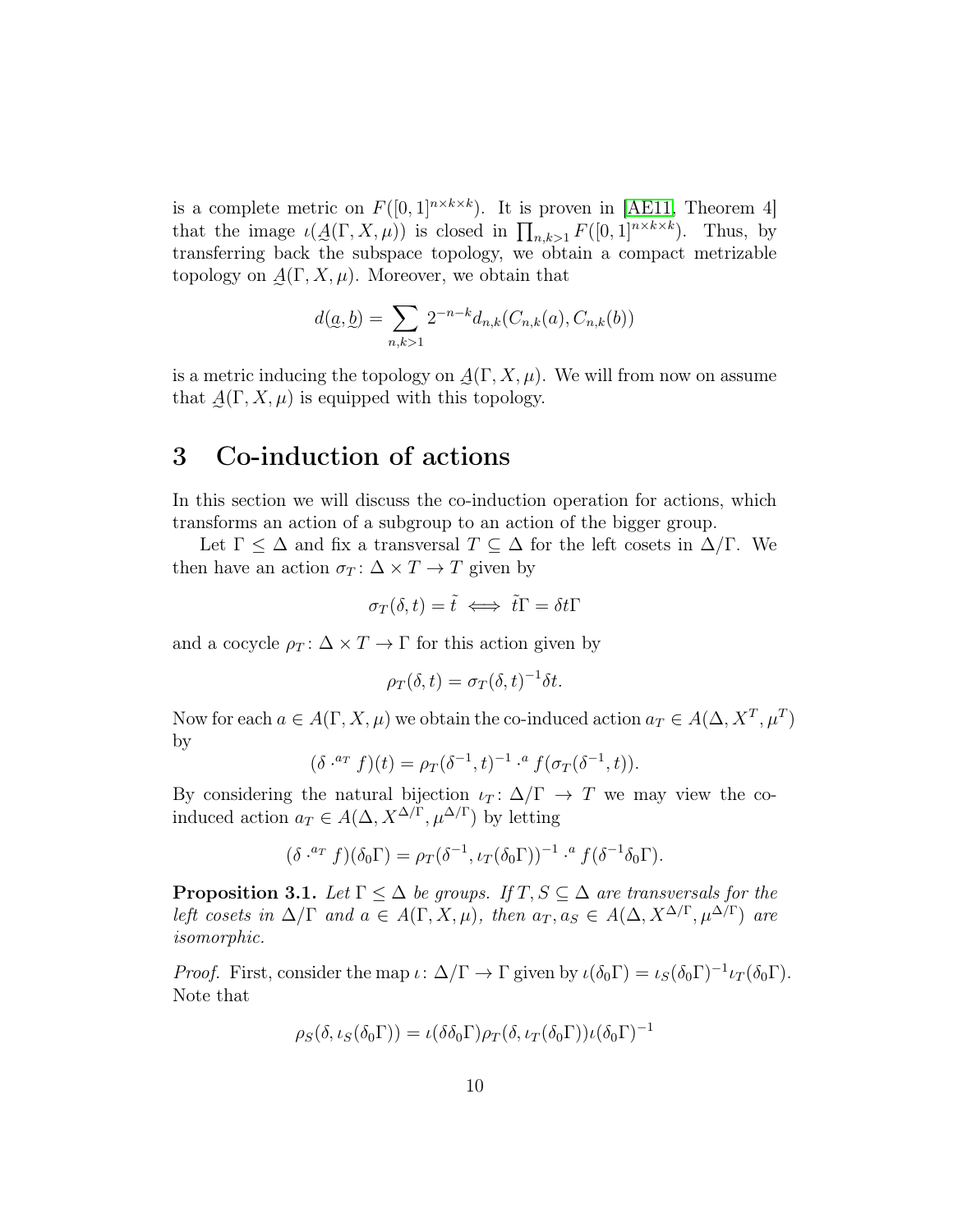is a complete metric on $F([0,1]^{n\times k\times k})$. It is proven in [AE11, Theorem 4] that the image $\iota(\underset{\sim}{A}(\Gamma, X, \mu))$ is closed in $\prod_{n,k>1} F([0,1]^{n\times k\times k})$. Thus, by transferring back the subspace topology, we obtain a compact metrizable topology on $\underset{\sim}{A}(\Gamma, X, \mu)$. Moreover, we obtain that

$$d(\underset{\sim}{a}, \underset{\sim}{b}) = \sum_{n,k>1} 2^{-n-k} d_{n,k}(C_{n,k}(a), C_{n,k}(b))$$

is a metric inducing the topology on $\underset{\sim}{A}(\Gamma, X, \mu)$. We will from now on assume that $\underset{\sim}{A}(\Gamma, X, \mu)$ is equipped with this topology.

# 3 Co-induction of actions

In this section we will discuss the co-induction operation for actions, which transforms an action of a subgroup to an action of the bigger group.

Let $\Gamma \leq \Delta$ and fix a transversal $T \subseteq \Delta$ for the left cosets in $\Delta/\Gamma$. We then have an action $\sigma_T \colon \Delta \times T \to T$ given by

$$\sigma_T(\delta, t) = \tilde{t} \iff \tilde{t}\Gamma = \delta t \Gamma$$

and a cocycle $\rho_T \colon \Delta \times T \to \Gamma$ for this action given by

$$\rho_T(\delta, t) = \sigma_T(\delta, t)^{-1} \delta t.$$

Now for each $a \in A(\Gamma, X, \mu)$ we obtain the co-induced action $a_T \in A(\Delta, X^T, \mu^T)$ by

$$(\delta \cdot^{a_T} f)(t) = \rho_T(\delta^{-1}, t)^{-1} \cdot^a f(\sigma_T(\delta^{-1}, t)).$$

By considering the natural bijection $\iota_T \colon \Delta/\Gamma \to T$ we may view the co-induced action $a_T \in A(\Delta, X^{\Delta/\Gamma}, \mu^{\Delta/\Gamma})$ by letting

$$(\delta \cdot^{a_T} f)(\delta_0\Gamma) = \rho_T(\delta^{-1}, \iota_T(\delta_0\Gamma))^{-1} \cdot^a f(\delta^{-1}\delta_0\Gamma).$$

**Proposition 3.1.** *Let $\Gamma \leq \Delta$ be groups. If $T, S \subseteq \Delta$ are transversals for the left cosets in $\Delta/\Gamma$ and $a \in A(\Gamma, X, \mu)$, then $a_T, a_S \in A(\Delta, X^{\Delta/\Gamma}, \mu^{\Delta/\Gamma})$ are isomorphic.*

*Proof.* First, consider the map $\iota \colon \Delta/\Gamma \to \Gamma$ given by $\iota(\delta_0\Gamma) = \iota_S(\delta_0\Gamma)^{-1}\iota_T(\delta_0\Gamma)$. Note that

$$\rho_S(\delta, \iota_S(\delta_0\Gamma)) = \iota(\delta\delta_0\Gamma)\rho_T(\delta, \iota_T(\delta_0\Gamma))\iota(\delta_0\Gamma)^{-1}$$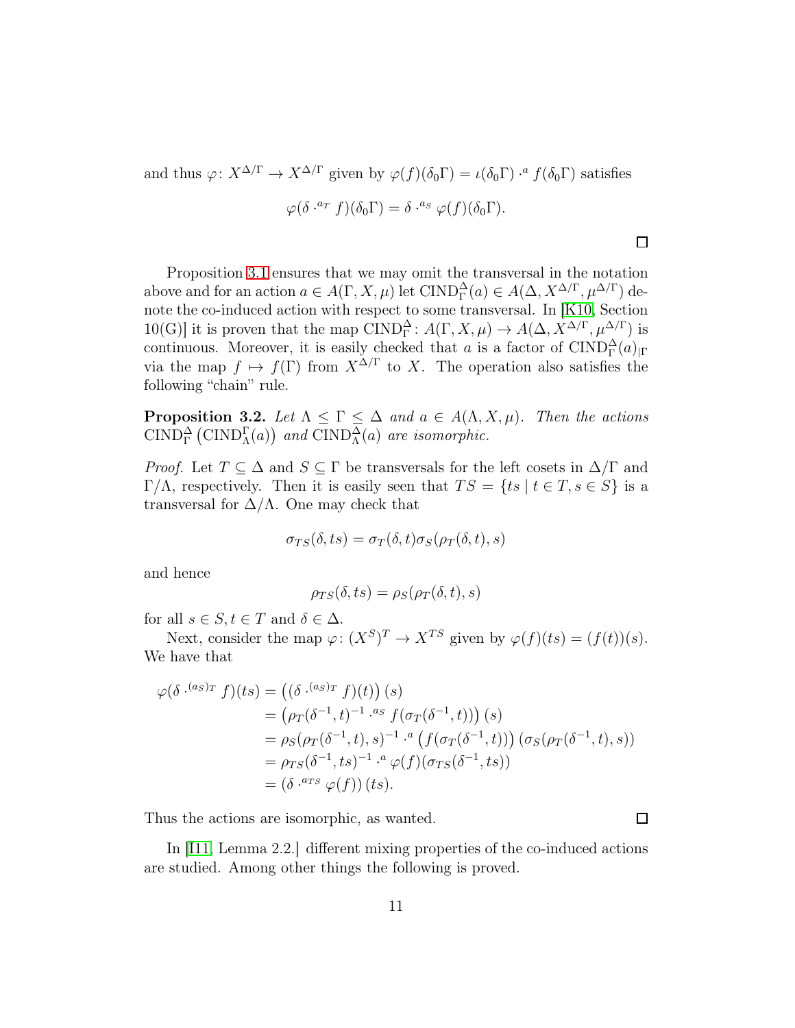and thus $\varphi\colon X^{\Delta/\Gamma} \to X^{\Delta/\Gamma}$ given by $\varphi(f)(\delta_0\Gamma) = \iota(\delta_0\Gamma) \cdot^a f(\delta_0\Gamma)$ satisfies

$$\varphi(\delta \cdot^{a_T} f)(\delta_0\Gamma) = \delta \cdot^{a_S} \varphi(f)(\delta_0\Gamma).$$

□

Proposition 3.1 ensures that we may omit the transversal in the notation above and for an action $a \in A(\Gamma, X, \mu)$ let $\mathrm{CIND}_\Gamma^\Delta(a) \in A(\Delta, X^{\Delta/\Gamma}, \mu^{\Delta/\Gamma})$ denote the co-induced action with respect to some transversal. In [K10, Section 10(G)] it is proven that the map $\mathrm{CIND}_\Gamma^\Delta\colon A(\Gamma, X, \mu) \to A(\Delta, X^{\Delta/\Gamma}, \mu^{\Delta/\Gamma})$ is continuous. Moreover, it is easily checked that $a$ is a factor of $\mathrm{CIND}_\Gamma^\Delta(a)_{|\Gamma}$ via the map $f \mapsto f(\Gamma)$ from $X^{\Delta/\Gamma}$ to $X$. The operation also satisfies the following "chain" rule.

**Proposition 3.2.** *Let $\Lambda \leq \Gamma \leq \Delta$ and $a \in A(\Lambda, X, \mu)$. Then the actions $\mathrm{CIND}_\Gamma^\Delta\left(\mathrm{CIND}_\Lambda^\Gamma(a)\right)$ and $\mathrm{CIND}_\Lambda^\Delta(a)$ are isomorphic.*

*Proof.* Let $T \subseteq \Delta$ and $S \subseteq \Gamma$ be transversals for the left cosets in $\Delta/\Gamma$ and $\Gamma/\Lambda$, respectively. Then it is easily seen that $TS = \{ts \mid t \in T, s \in S\}$ is a transversal for $\Delta/\Lambda$. One may check that

$$\sigma_{TS}(\delta, ts) = \sigma_T(\delta, t)\sigma_S(\rho_T(\delta, t), s)$$

and hence

$$\rho_{TS}(\delta, ts) = \rho_S(\rho_T(\delta, t), s)$$

for all $s \in S, t \in T$ and $\delta \in \Delta$.

Next, consider the map $\varphi\colon (X^S)^T \to X^{TS}$ given by $\varphi(f)(ts) = (f(t))(s)$. We have that

$$\begin{aligned}
\varphi(\delta \cdot^{(a_S)_T} f)(ts) &= \left((\delta \cdot^{(a_S)_T} f)(t)\right)(s) \\
&= \left(\rho_T(\delta^{-1}, t)^{-1} \cdot^{a_S} f(\sigma_T(\delta^{-1}, t))\right)(s) \\
&= \rho_S(\rho_T(\delta^{-1}, t), s)^{-1} \cdot^a \left(f(\sigma_T(\delta^{-1}, t))\right)(\sigma_S(\rho_T(\delta^{-1}, t), s)) \\
&= \rho_{TS}(\delta^{-1}, ts)^{-1} \cdot^a \varphi(f)(\sigma_{TS}(\delta^{-1}, ts)) \\
&= (\delta \cdot^{a_{TS}} \varphi(f))(ts).
\end{aligned}$$

Thus the actions are isomorphic, as wanted. □

In [I11, Lemma 2.2.] different mixing properties of the co-induced actions are studied. Among other things the following is proved.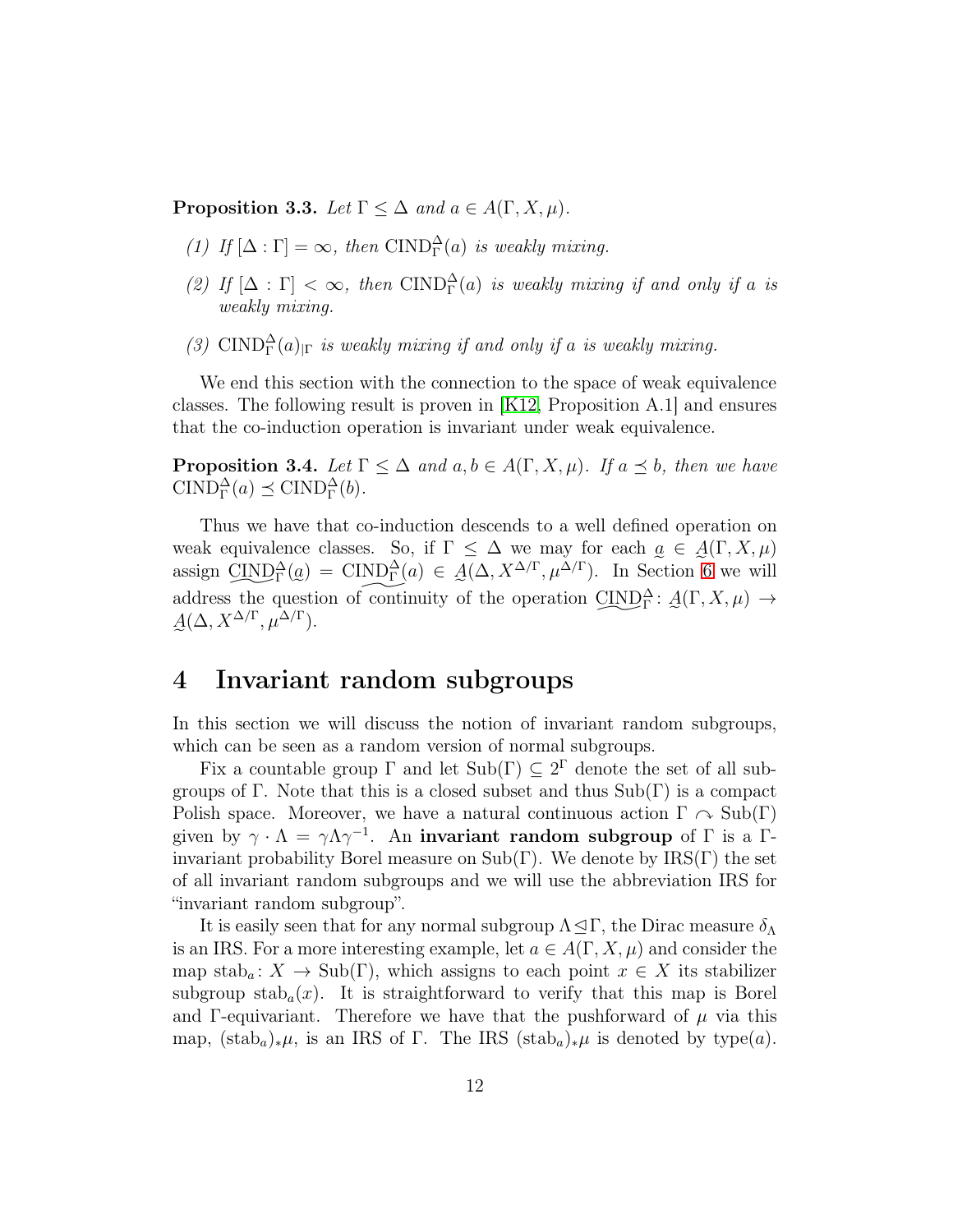**Proposition 3.3.** *Let $\Gamma \leq \Delta$ and $a \in A(\Gamma, X, \mu)$.*

*(1) If $[\Delta : \Gamma] = \infty$, then $\mathrm{CIND}_\Gamma^\Delta(a)$ is weakly mixing.*

*(2) If $[\Delta : \Gamma] < \infty$, then $\mathrm{CIND}_\Gamma^\Delta(a)$ is weakly mixing if and only if $a$ is weakly mixing.*

*(3) $\mathrm{CIND}_\Gamma^\Delta(a)_{|\Gamma}$ is weakly mixing if and only if $a$ is weakly mixing.*

We end this section with the connection to the space of weak equivalence classes. The following result is proven in [K12, Proposition A.1] and ensures that the co-induction operation is invariant under weak equivalence.

**Proposition 3.4.** *Let $\Gamma \leq \Delta$ and $a, b \in A(\Gamma, X, \mu)$. If $a \preceq b$, then we have $\mathrm{CIND}_\Gamma^\Delta(a) \preceq \mathrm{CIND}_\Gamma^\Delta(b)$.*

Thus we have that co-induction descends to a well defined operation on weak equivalence classes. So, if $\Gamma \leq \Delta$ we may for each $\underset{\sim}{a} \in \underset{\sim}{A}(\Gamma, X, \mu)$ assign $\underset{\sim}{\mathrm{CIND}}_\Gamma^\Delta(\underset{\sim}{a}) = \widetilde{\mathrm{CIND}_\Gamma^\Delta(a)} \in \underset{\sim}{A}(\Delta, X^{\Delta/\Gamma}, \mu^{\Delta/\Gamma})$. In Section 6 we will address the question of continuity of the operation $\underset{\sim}{\mathrm{CIND}}_\Gamma^\Delta \colon \underset{\sim}{A}(\Gamma, X, \mu) \to \underset{\sim}{A}(\Delta, X^{\Delta/\Gamma}, \mu^{\Delta/\Gamma})$.

# 4 Invariant random subgroups

In this section we will discuss the notion of invariant random subgroups, which can be seen as a random version of normal subgroups.

Fix a countable group $\Gamma$ and let $\mathrm{Sub}(\Gamma) \subseteq 2^\Gamma$ denote the set of all subgroups of $\Gamma$. Note that this is a closed subset and thus $\mathrm{Sub}(\Gamma)$ is a compact Polish space. Moreover, we have a natural continuous action $\Gamma \curvearrowright \mathrm{Sub}(\Gamma)$ given by $\gamma \cdot \Lambda = \gamma \Lambda \gamma^{-1}$. An **invariant random subgroup** of $\Gamma$ is a $\Gamma$-invariant probability Borel measure on $\mathrm{Sub}(\Gamma)$. We denote by $\mathrm{IRS}(\Gamma)$ the set of all invariant random subgroups and we will use the abbreviation IRS for "invariant random subgroup".

It is easily seen that for any normal subgroup $\Lambda \trianglelefteq \Gamma$, the Dirac measure $\delta_\Lambda$ is an IRS. For a more interesting example, let $a \in A(\Gamma, X, \mu)$ and consider the map $\mathrm{stab}_a \colon X \to \mathrm{Sub}(\Gamma)$, which assigns to each point $x \in X$ its stabilizer subgroup $\mathrm{stab}_a(x)$. It is straightforward to verify that this map is Borel and $\Gamma$-equivariant. Therefore we have that the pushforward of $\mu$ via this map, $(\mathrm{stab}_a)_*\mu$, is an IRS of $\Gamma$. The IRS $(\mathrm{stab}_a)_*\mu$ is denoted by $\mathrm{type}(a)$.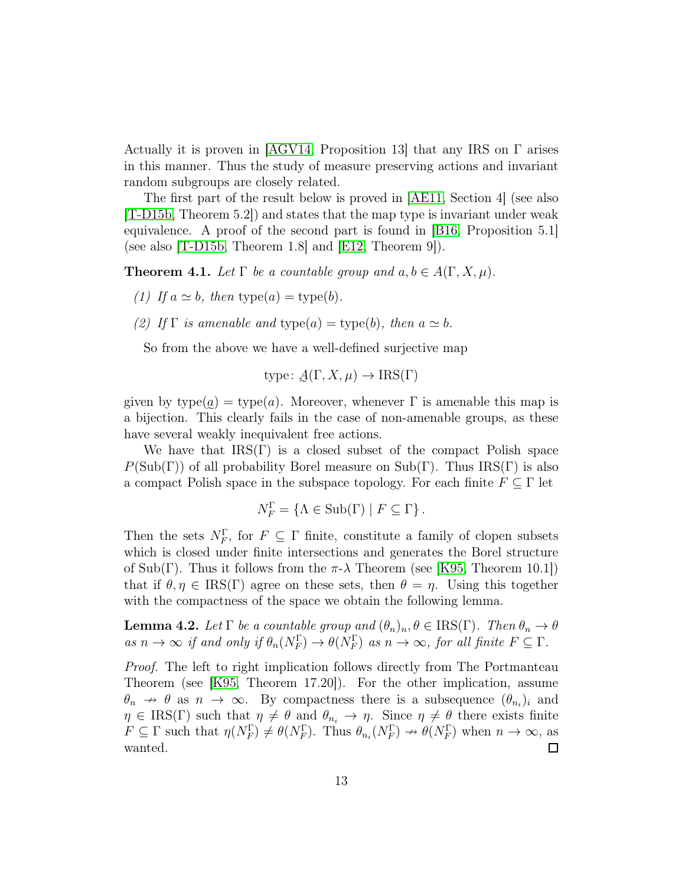Actually it is proven in [AGV14, Proposition 13] that any IRS on $\Gamma$ arises in this manner. Thus the study of measure preserving actions and invariant random subgroups are closely related.

The first part of the result below is proved in [AE11, Section 4] (see also [T-D15b, Theorem 5.2]) and states that the map type is invariant under weak equivalence. A proof of the second part is found in [B16, Proposition 5.1] (see also [T-D15b, Theorem 1.8] and [E12, Theorem 9]).

**Theorem 4.1.** *Let $\Gamma$ be a countable group and $a, b \in A(\Gamma, X, \mu)$.*

*(1) If $a \simeq b$, then $\mathrm{type}(a) = \mathrm{type}(b)$.*

*(2) If $\Gamma$ is amenable and $\mathrm{type}(a) = \mathrm{type}(b)$, then $a \simeq b$.*

So from the above we have a well-defined surjective map

$$\mathrm{type}\colon \underset{\sim}{A}(\Gamma, X, \mu) \to \mathrm{IRS}(\Gamma)$$

given by $\mathrm{type}(\underset{\sim}{a}) = \mathrm{type}(a)$. Moreover, whenever $\Gamma$ is amenable this map is a bijection. This clearly fails in the case of non-amenable groups, as these have several weakly inequivalent free actions.

We have that $\mathrm{IRS}(\Gamma)$ is a closed subset of the compact Polish space $P(\mathrm{Sub}(\Gamma))$ of all probability Borel measure on $\mathrm{Sub}(\Gamma)$. Thus $\mathrm{IRS}(\Gamma)$ is also a compact Polish space in the subspace topology. For each finite $F \subseteq \Gamma$ let

$$N_F^\Gamma = \{\Lambda \in \mathrm{Sub}(\Gamma) \mid F \subseteq \Gamma\}.$$

Then the sets $N_F^\Gamma$, for $F \subseteq \Gamma$ finite, constitute a family of clopen subsets which is closed under finite intersections and generates the Borel structure of $\mathrm{Sub}(\Gamma)$. Thus it follows from the $\pi$-$\lambda$ Theorem (see [K95, Theorem 10.1]) that if $\theta, \eta \in \mathrm{IRS}(\Gamma)$ agree on these sets, then $\theta = \eta$. Using this together with the compactness of the space we obtain the following lemma.

**Lemma 4.2.** *Let $\Gamma$ be a countable group and $(\theta_n)_n, \theta \in \mathrm{IRS}(\Gamma)$. Then $\theta_n \to \theta$ as $n \to \infty$ if and only if $\theta_n(N_F^\Gamma) \to \theta(N_F^\Gamma)$ as $n \to \infty$, for all finite $F \subseteq \Gamma$.*

*Proof.* The left to right implication follows directly from The Portmanteau Theorem (see [K95, Theorem 17.20]). For the other implication, assume $\theta_n \nrightarrow \theta$ as $n \to \infty$. By compactness there is a subsequence $(\theta_{n_i})_i$ and $\eta \in \mathrm{IRS}(\Gamma)$ such that $\eta \neq \theta$ and $\theta_{n_i} \to \eta$. Since $\eta \neq \theta$ there exists finite $F \subseteq \Gamma$ such that $\eta(N_F^\Gamma) \neq \theta(N_F^\Gamma)$. Thus $\theta_{n_i}(N_F^\Gamma) \nrightarrow \theta(N_F^\Gamma)$ when $n \to \infty$, as wanted. □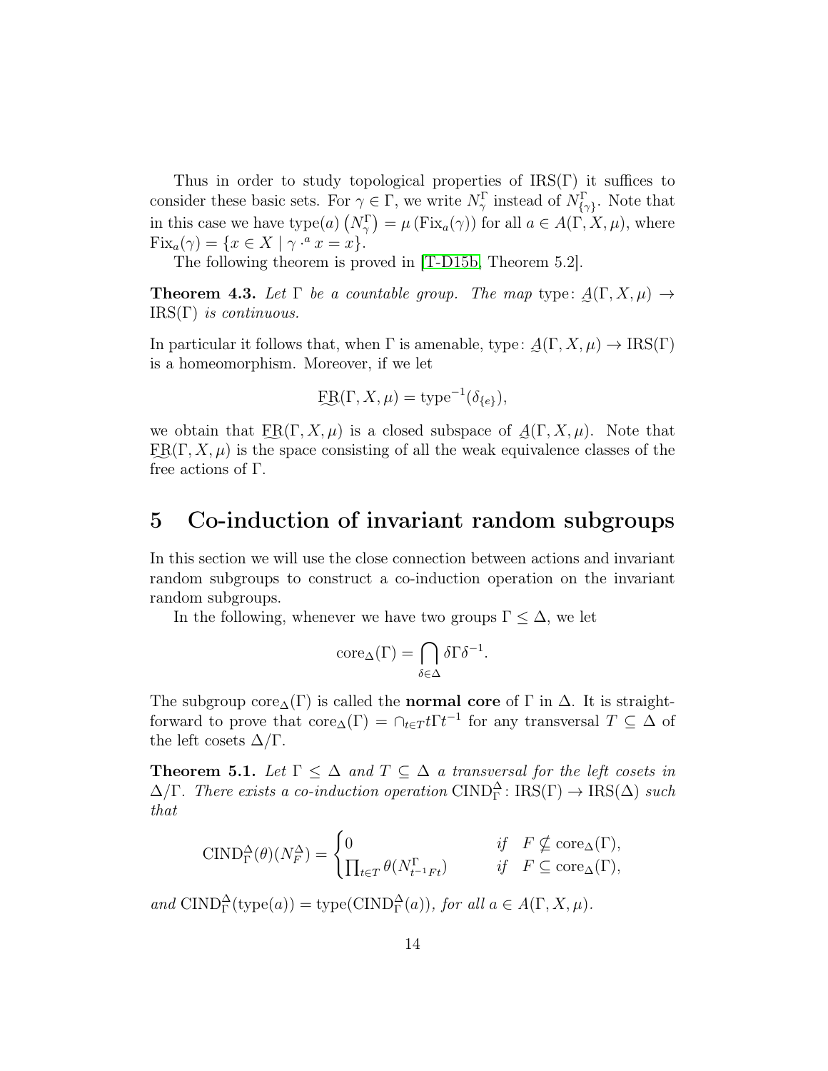Thus in order to study topological properties of $\mathrm{IRS}(\Gamma)$ it suffices to consider these basic sets. For $\gamma \in \Gamma$, we write $N^{\Gamma}_{\gamma}$ instead of $N^{\Gamma}_{\{\gamma\}}$. Note that in this case we have $\mathrm{type}(a)\left(N^{\Gamma}_{\gamma}\right) = \mu\left(\mathrm{Fix}_a(\gamma)\right)$ for all $a \in A(\Gamma, X, \mu)$, where $\mathrm{Fix}_a(\gamma) = \{x \in X \mid \gamma \cdot^a x = x\}$.

The following theorem is proved in [T-D15b, Theorem 5.2].

**Theorem 4.3.** *Let $\Gamma$ be a countable group. The map* $\mathrm{type}\colon \underset{\sim}{A}(\Gamma, X, \mu) \to \mathrm{IRS}(\Gamma)$ *is continuous.*

In particular it follows that, when $\Gamma$ is amenable, $\mathrm{type}\colon \underset{\sim}{A}(\Gamma, X, \mu) \to \mathrm{IRS}(\Gamma)$ is a homeomorphism. Moreover, if we let

$$\underset{\sim}{\mathrm{FR}}(\Gamma, X, \mu) = \mathrm{type}^{-1}(\delta_{\{e\}}),$$

we obtain that $\underset{\sim}{\mathrm{FR}}(\Gamma, X, \mu)$ is a closed subspace of $\underset{\sim}{A}(\Gamma, X, \mu)$. Note that $\underset{\sim}{\mathrm{FR}}(\Gamma, X, \mu)$ is the space consisting of all the weak equivalence classes of the free actions of $\Gamma$.

# 5 Co-induction of invariant random subgroups

In this section we will use the close connection between actions and invariant random subgroups to construct a co-induction operation on the invariant random subgroups.

In the following, whenever we have two groups $\Gamma \leq \Delta$, we let

$$\mathrm{core}_{\Delta}(\Gamma) = \bigcap_{\delta \in \Delta} \delta \Gamma \delta^{-1}.$$

The subgroup $\mathrm{core}_{\Delta}(\Gamma)$ is called the **normal core** of $\Gamma$ in $\Delta$. It is straightforward to prove that $\mathrm{core}_{\Delta}(\Gamma) = \cap_{t \in T} t\Gamma t^{-1}$ for any transversal $T \subseteq \Delta$ of the left cosets $\Delta/\Gamma$.

**Theorem 5.1.** *Let $\Gamma \leq \Delta$ and $T \subseteq \Delta$ a transversal for the left cosets in $\Delta/\Gamma$. There exists a co-induction operation $\mathrm{CIND}^{\Delta}_{\Gamma}\colon \mathrm{IRS}(\Gamma) \to \mathrm{IRS}(\Delta)$ such that*

$$\mathrm{CIND}^{\Delta}_{\Gamma}(\theta)(N^{\Delta}_{F}) = \begin{cases} 0 & \text{if} \quad F \nsubseteq \mathrm{core}_{\Delta}(\Gamma), \\ \prod_{t \in T} \theta(N^{\Gamma}_{t^{-1}Ft}) & \text{if} \quad F \subseteq \mathrm{core}_{\Delta}(\Gamma), \end{cases}$$

*and $\mathrm{CIND}^{\Delta}_{\Gamma}(\mathrm{type}(a)) = \mathrm{type}(\mathrm{CIND}^{\Delta}_{\Gamma}(a))$, for all $a \in A(\Gamma, X, \mu)$.*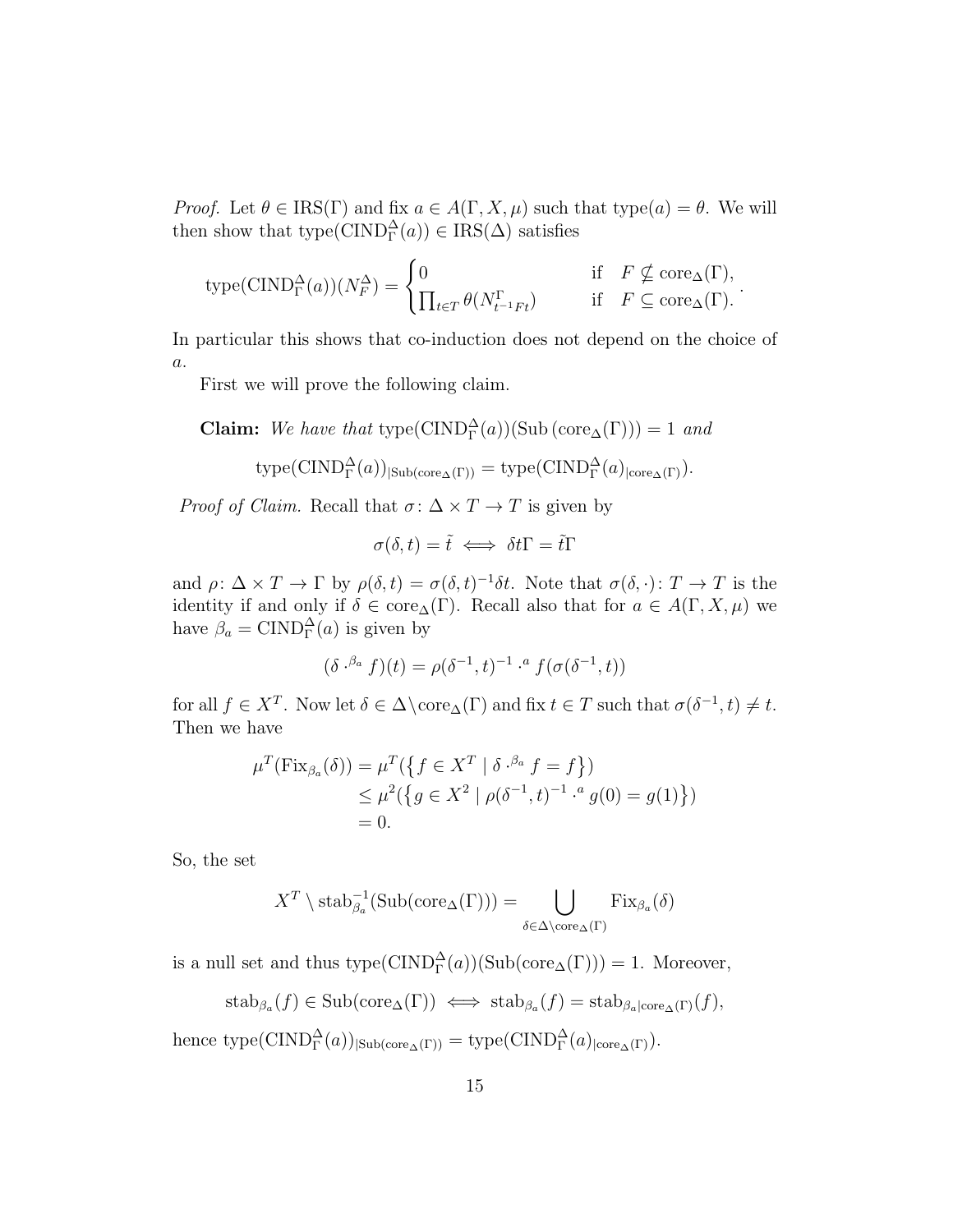*Proof.* Let $\theta \in \mathrm{IRS}(\Gamma)$ and fix $a \in A(\Gamma, X, \mu)$ such that $\mathrm{type}(a) = \theta$. We will then show that $\mathrm{type}(\mathrm{CIND}_\Gamma^\Delta(a)) \in \mathrm{IRS}(\Delta)$ satisfies

$$\mathrm{type}(\mathrm{CIND}_\Gamma^\Delta(a))(N_F^\Delta) = \begin{cases} 0 & \text{if} \quad F \not\subseteq \mathrm{core}_\Delta(\Gamma), \\ \prod_{t \in T} \theta(N_{t^{-1}Ft}^\Gamma) & \text{if} \quad F \subseteq \mathrm{core}_\Delta(\Gamma). \end{cases}.$$

In particular this shows that co-induction does not depend on the choice of $a$.

First we will prove the following claim.

**Claim:** *We have that* $\mathrm{type}(\mathrm{CIND}_\Gamma^\Delta(a))(\mathrm{Sub}\,(\mathrm{core}_\Delta(\Gamma))) = 1$ *and*

$$\mathrm{type}(\mathrm{CIND}_\Gamma^\Delta(a))_{|\mathrm{Sub}(\mathrm{core}_\Delta(\Gamma))} = \mathrm{type}(\mathrm{CIND}_\Gamma^\Delta(a)_{|\mathrm{core}_\Delta(\Gamma)}).$$

*Proof of Claim.* Recall that $\sigma \colon \Delta \times T \to T$ is given by

$$\sigma(\delta, t) = \tilde{t} \iff \delta t\Gamma = \tilde{t}\Gamma$$

and $\rho \colon \Delta \times T \to \Gamma$ by $\rho(\delta, t) = \sigma(\delta, t)^{-1}\delta t$. Note that $\sigma(\delta, \cdot) \colon T \to T$ is the identity if and only if $\delta \in \mathrm{core}_\Delta(\Gamma)$. Recall also that for $a \in A(\Gamma, X, \mu)$ we have $\beta_a = \mathrm{CIND}_\Gamma^\Delta(a)$ is given by

$$(\delta \cdot^{\beta_a} f)(t) = \rho(\delta^{-1}, t)^{-1} \cdot^a f(\sigma(\delta^{-1}, t))$$

for all $f \in X^T$. Now let $\delta \in \Delta \setminus \mathrm{core}_\Delta(\Gamma)$ and fix $t \in T$ such that $\sigma(\delta^{-1}, t) \neq t$. Then we have

$$\begin{aligned} \mu^T(\mathrm{Fix}_{\beta_a}(\delta)) &= \mu^T(\{f \in X^T \mid \delta \cdot^{\beta_a} f = f\}) \\ &\leq \mu^2(\{g \in X^2 \mid \rho(\delta^{-1}, t)^{-1} \cdot^a g(0) = g(1)\}) \\ &= 0. \end{aligned}$$

So, the set

$$X^T \setminus \mathrm{stab}_{\beta_a}^{-1}(\mathrm{Sub}(\mathrm{core}_\Delta(\Gamma))) = \bigcup_{\delta \in \Delta \setminus \mathrm{core}_\Delta(\Gamma)} \mathrm{Fix}_{\beta_a}(\delta)$$

is a null set and thus $\mathrm{type}(\mathrm{CIND}_\Gamma^\Delta(a))(\mathrm{Sub}(\mathrm{core}_\Delta(\Gamma))) = 1$. Moreover,

$$\mathrm{stab}_{\beta_a}(f) \in \mathrm{Sub}(\mathrm{core}_\Delta(\Gamma)) \iff \mathrm{stab}_{\beta_a}(f) = \mathrm{stab}_{\beta_a|\mathrm{core}_\Delta(\Gamma)}(f),$$

hence $\mathrm{type}(\mathrm{CIND}_\Gamma^\Delta(a))_{|\mathrm{Sub}(\mathrm{core}_\Delta(\Gamma))} = \mathrm{type}(\mathrm{CIND}_\Gamma^\Delta(a)_{|\mathrm{core}_\Delta(\Gamma)})$.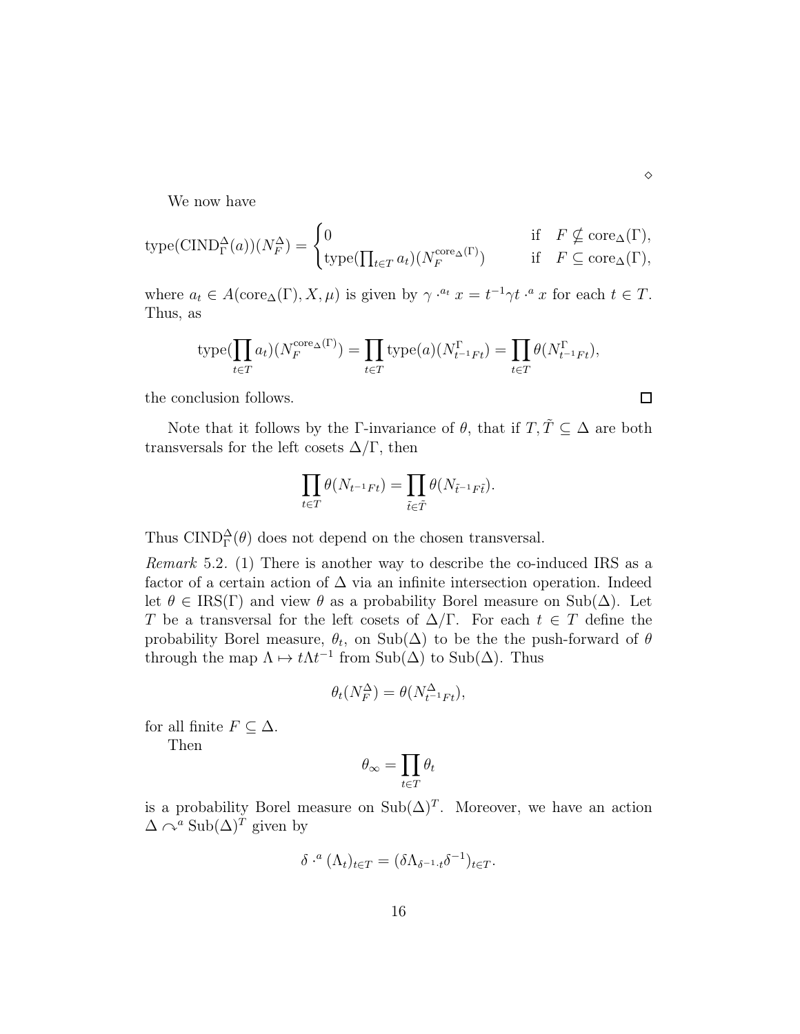$\diamond$

We now have

$$\mathrm{type}(\mathrm{CIND}_\Gamma^\Delta(a))(N_F^\Delta) = \begin{cases} 0 & \text{if} \quad F \nsubseteq \mathrm{core}_\Delta(\Gamma), \\ \mathrm{type}(\prod_{t\in T} a_t)(N_F^{\mathrm{core}_\Delta(\Gamma)}) & \text{if} \quad F \subseteq \mathrm{core}_\Delta(\Gamma), \end{cases}$$

where $a_t \in A(\mathrm{core}_\Delta(\Gamma), X, \mu)$ is given by $\gamma \cdot^{a_t} x = t^{-1}\gamma t \cdot^a x$ for each $t \in T$. Thus, as

$$\mathrm{type}(\prod_{t\in T} a_t)(N_F^{\mathrm{core}_\Delta(\Gamma)}) = \prod_{t\in T} \mathrm{type}(a)(N_{t^{-1}Ft}^\Gamma) = \prod_{t\in T} \theta(N_{t^{-1}Ft}^\Gamma),$$

the conclusion follows. $\square$

Note that it follows by the $\Gamma$-invariance of $\theta$, that if $T, \tilde{T} \subseteq \Delta$ are both transversals for the left cosets $\Delta/\Gamma$, then

$$\prod_{t\in T} \theta(N_{t^{-1}Ft}) = \prod_{\tilde{t}\in\tilde{T}} \theta(N_{\tilde{t}^{-1}F\tilde{t}}).$$

Thus $\mathrm{CIND}_\Gamma^\Delta(\theta)$ does not depend on the chosen transversal.

*Remark* 5.2. (1) There is another way to describe the co-induced IRS as a factor of a certain action of $\Delta$ via an infinite intersection operation. Indeed let $\theta \in \mathrm{IRS}(\Gamma)$ and view $\theta$ as a probability Borel measure on $\mathrm{Sub}(\Delta)$. Let $T$ be a transversal for the left cosets of $\Delta/\Gamma$. For each $t \in T$ define the probability Borel measure, $\theta_t$, on $\mathrm{Sub}(\Delta)$ to be the the push-forward of $\theta$ through the map $\Lambda \mapsto t\Lambda t^{-1}$ from $\mathrm{Sub}(\Delta)$ to $\mathrm{Sub}(\Delta)$. Thus

$$\theta_t(N_F^\Delta) = \theta(N_{t^{-1}Ft}^\Delta),$$

for all finite $F \subseteq \Delta$.

Then

$$\theta_\infty = \prod_{t\in T} \theta_t$$

is a probability Borel measure on $\mathrm{Sub}(\Delta)^T$. Moreover, we have an action $\Delta \curvearrowright^a \mathrm{Sub}(\Delta)^T$ given by

$$\delta \cdot^a (\Lambda_t)_{t\in T} = (\delta \Lambda_{\delta^{-1}\cdot t}\delta^{-1})_{t\in T}.$$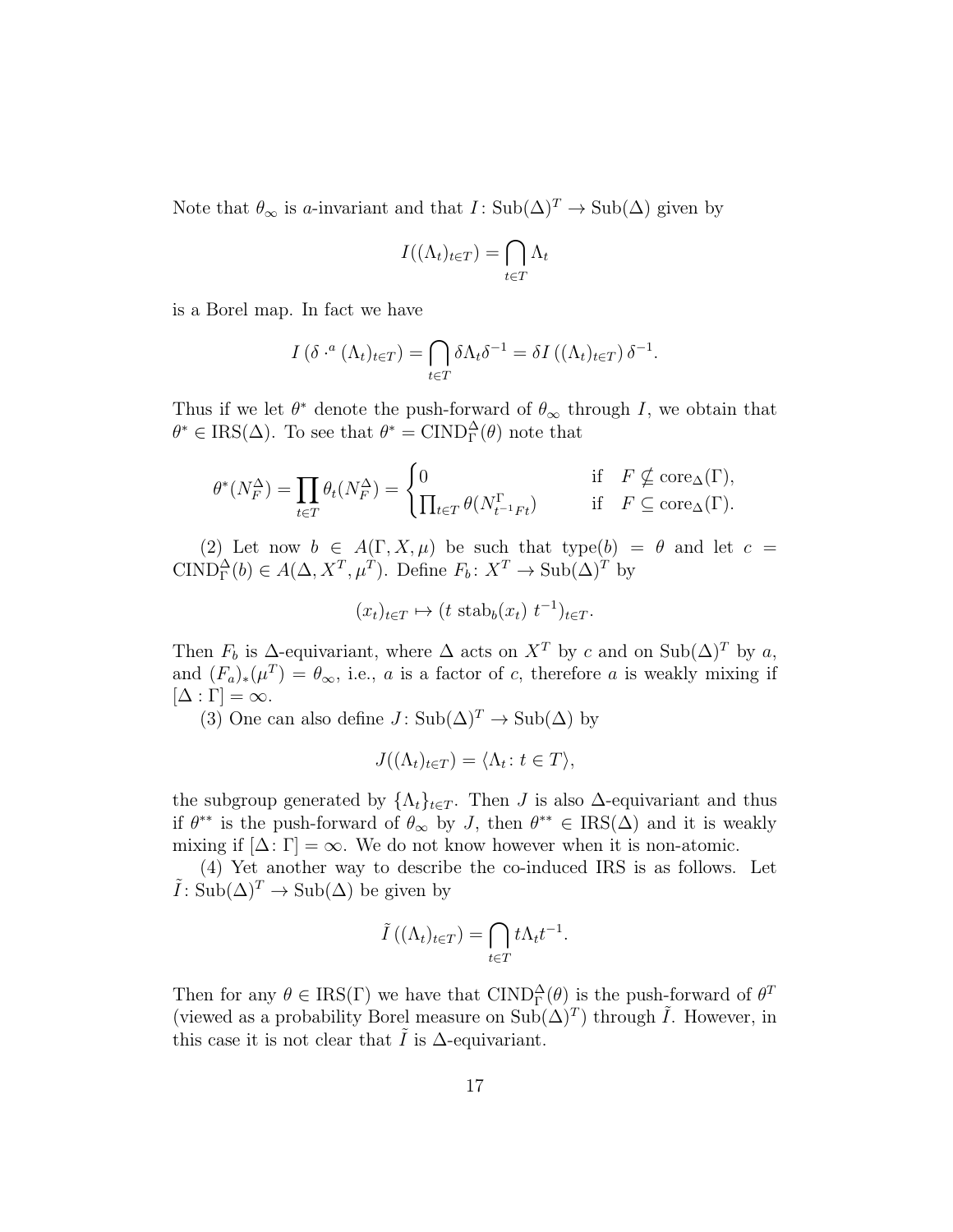Note that $\theta_\infty$ is $a$-invariant and that $I\colon \mathrm{Sub}(\Delta)^T \to \mathrm{Sub}(\Delta)$ given by

$$I((\Lambda_t)_{t\in T}) = \bigcap_{t\in T} \Lambda_t$$

is a Borel map. In fact we have

$$I\left(\delta \cdot^a (\Lambda_t)_{t\in T}\right) = \bigcap_{t\in T} \delta\Lambda_t\delta^{-1} = \delta I\left((\Lambda_t)_{t\in T}\right)\delta^{-1}.$$

Thus if we let $\theta^*$ denote the push-forward of $\theta_\infty$ through $I$, we obtain that $\theta^* \in \mathrm{IRS}(\Delta)$. To see that $\theta^* = \mathrm{CIND}_\Gamma^\Delta(\theta)$ note that

$$\theta^*(N_F^\Delta) = \prod_{t\in T} \theta_t(N_F^\Delta) = \begin{cases} 0 & \text{if} \quad F \not\subseteq \mathrm{core}_\Delta(\Gamma), \\ \prod_{t\in T} \theta(N^\Gamma_{t^{-1}Ft}) & \text{if} \quad F \subseteq \mathrm{core}_\Delta(\Gamma). \end{cases}$$

(2) Let now $b \in A(\Gamma, X, \mu)$ be such that $\mathrm{type}(b) = \theta$ and let $c = \mathrm{CIND}_\Gamma^\Delta(b) \in A(\Delta, X^T, \mu^T)$. Define $F_b\colon X^T \to \mathrm{Sub}(\Delta)^T$ by

$$(x_t)_{t\in T} \mapsto (t\ \mathrm{stab}_b(x_t)\ t^{-1})_{t\in T}.$$

Then $F_b$ is $\Delta$-equivariant, where $\Delta$ acts on $X^T$ by $c$ and on $\mathrm{Sub}(\Delta)^T$ by $a$, and $(F_a)_*(\mu^T) = \theta_\infty$, i.e., $a$ is a factor of $c$, therefore $a$ is weakly mixing if $[\Delta : \Gamma] = \infty$.

(3) One can also define $J\colon \mathrm{Sub}(\Delta)^T \to \mathrm{Sub}(\Delta)$ by

$$J((\Lambda_t)_{t\in T}) = \langle \Lambda_t \colon t \in T\rangle,$$

the subgroup generated by $\{\Lambda_t\}_{t\in T}$. Then $J$ is also $\Delta$-equivariant and thus if $\theta^{**}$ is the push-forward of $\theta_\infty$ by $J$, then $\theta^{**} \in \mathrm{IRS}(\Delta)$ and it is weakly mixing if $[\Delta\colon \Gamma] = \infty$. We do not know however when it is non-atomic.

(4) Yet another way to describe the co-induced IRS is as follows. Let $\tilde{I}\colon \mathrm{Sub}(\Delta)^T \to \mathrm{Sub}(\Delta)$ be given by

$$\tilde{I}\left((\Lambda_t)_{t\in T}\right) = \bigcap_{t\in T} t\Lambda_t t^{-1}.$$

Then for any $\theta \in \mathrm{IRS}(\Gamma)$ we have that $\mathrm{CIND}_\Gamma^\Delta(\theta)$ is the push-forward of $\theta^T$ (viewed as a probability Borel measure on $\mathrm{Sub}(\Delta)^T$) through $\tilde{I}$. However, in this case it is not clear that $\tilde{I}$ is $\Delta$-equivariant.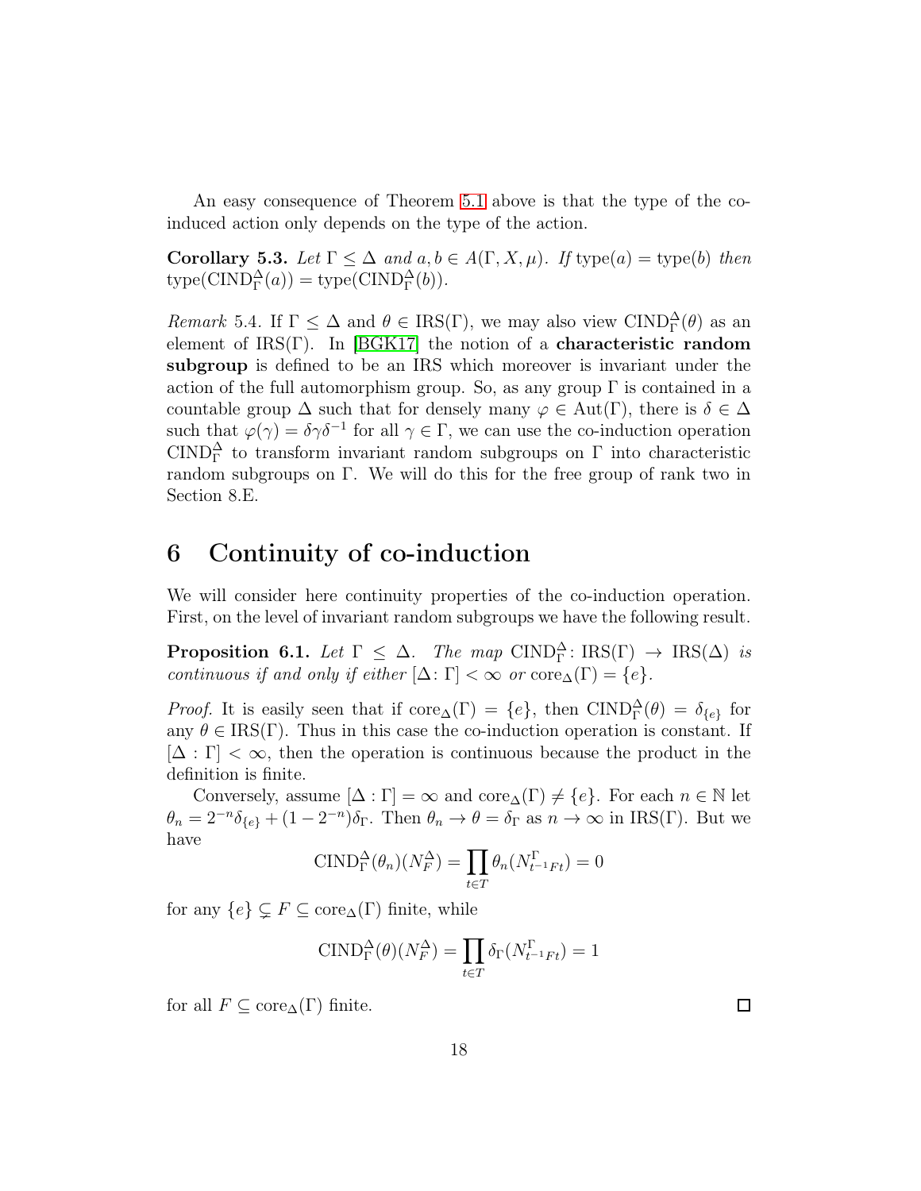An easy consequence of Theorem 5.1 above is that the type of the co-induced action only depends on the type of the action.

**Corollary 5.3.** *Let $\Gamma \leq \Delta$ and $a, b \in A(\Gamma, X, \mu)$. If* $\mathrm{type}(a) = \mathrm{type}(b)$ *then* $\mathrm{type}(\mathrm{CIND}_\Gamma^\Delta(a)) = \mathrm{type}(\mathrm{CIND}_\Gamma^\Delta(b))$.

*Remark* 5.4. If $\Gamma \leq \Delta$ and $\theta \in \mathrm{IRS}(\Gamma)$, we may also view $\mathrm{CIND}_\Gamma^\Delta(\theta)$ as an element of $\mathrm{IRS}(\Gamma)$. In [BGK17] the notion of a **characteristic random subgroup** is defined to be an IRS which moreover is invariant under the action of the full automorphism group. So, as any group $\Gamma$ is contained in a countable group $\Delta$ such that for densely many $\varphi \in \mathrm{Aut}(\Gamma)$, there is $\delta \in \Delta$ such that $\varphi(\gamma) = \delta\gamma\delta^{-1}$ for all $\gamma \in \Gamma$, we can use the co-induction operation $\mathrm{CIND}_\Gamma^\Delta$ to transform invariant random subgroups on $\Gamma$ into characteristic random subgroups on $\Gamma$. We will do this for the free group of rank two in Section 8.E.

# 6 Continuity of co-induction

We will consider here continuity properties of the co-induction operation. First, on the level of invariant random subgroups we have the following result.

**Proposition 6.1.** *Let $\Gamma \leq \Delta$. The map $\mathrm{CIND}_\Gamma^\Delta \colon \mathrm{IRS}(\Gamma) \to \mathrm{IRS}(\Delta)$ is continuous if and only if either $[\Delta\colon \Gamma] < \infty$ or $\mathrm{core}_\Delta(\Gamma) = \{e\}$.*

*Proof.* It is easily seen that if $\mathrm{core}_\Delta(\Gamma) = \{e\}$, then $\mathrm{CIND}_\Gamma^\Delta(\theta) = \delta_{\{e\}}$ for any $\theta \in \mathrm{IRS}(\Gamma)$. Thus in this case the co-induction operation is constant. If $[\Delta : \Gamma] < \infty$, then the operation is continuous because the product in the definition is finite.

Conversely, assume $[\Delta : \Gamma] = \infty$ and $\mathrm{core}_\Delta(\Gamma) \neq \{e\}$. For each $n \in \mathbb{N}$ let $\theta_n = 2^{-n}\delta_{\{e\}} + (1 - 2^{-n})\delta_\Gamma$. Then $\theta_n \to \theta = \delta_\Gamma$ as $n \to \infty$ in $\mathrm{IRS}(\Gamma)$. But we have

$$\mathrm{CIND}_\Gamma^\Delta(\theta_n)(N_F^\Delta) = \prod_{t\in T} \theta_n(N_{t^{-1}Ft}^\Gamma) = 0$$

for any $\{e\} \subsetneq F \subseteq \mathrm{core}_\Delta(\Gamma)$ finite, while

$$\mathrm{CIND}_\Gamma^\Delta(\theta)(N_F^\Delta) = \prod_{t\in T} \delta_\Gamma(N_{t^{-1}Ft}^\Gamma) = 1$$

for all $F \subseteq \mathrm{core}_\Delta(\Gamma)$ finite. $\square$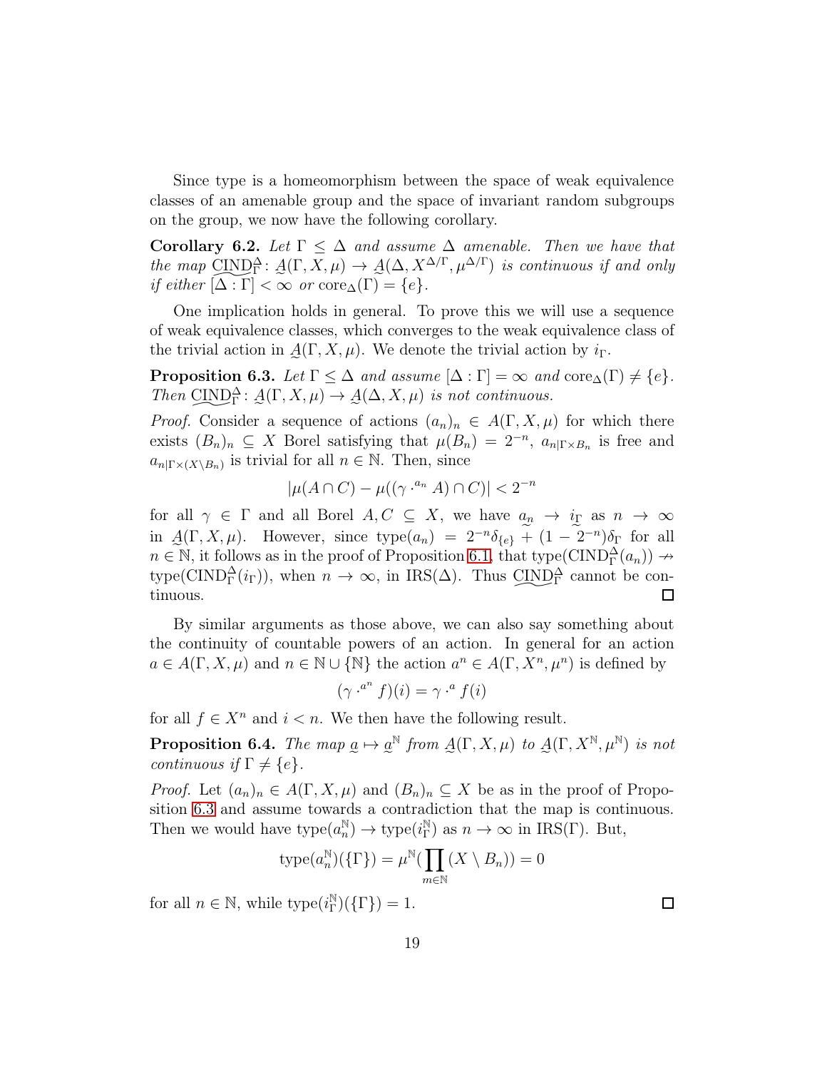Since type is a homeomorphism between the space of weak equivalence classes of an amenable group and the space of invariant random subgroups on the group, we now have the following corollary.

**Corollary 6.2.** *Let $\Gamma \leq \Delta$ and assume $\Delta$ amenable. Then we have that the map $\underset{\sim}{\mathrm{CIND}}_\Gamma^\Delta \colon \underset{\sim}{A}(\Gamma, X, \mu) \to \underset{\sim}{A}(\Delta, X^{\Delta/\Gamma}, \mu^{\Delta/\Gamma})$ is continuous if and only if either $[\Delta : \Gamma] < \infty$ or $\mathrm{core}_\Delta(\Gamma) = \{e\}$.*

One implication holds in general. To prove this we will use a sequence of weak equivalence classes, which converges to the weak equivalence class of the trivial action in $\underset{\sim}{A}(\Gamma, X, \mu)$. We denote the trivial action by $i_\Gamma$.

**Proposition 6.3.** *Let $\Gamma \leq \Delta$ and assume $[\Delta : \Gamma] = \infty$ and $\mathrm{core}_\Delta(\Gamma) \neq \{e\}$. Then $\underset{\sim}{\mathrm{CIND}}_\Gamma^\Delta \colon \underset{\sim}{A}(\Gamma, X, \mu) \to \underset{\sim}{A}(\Delta, X, \mu)$ is not continuous.*

*Proof.* Consider a sequence of actions $(a_n)_n \in A(\Gamma, X, \mu)$ for which there exists $(B_n)_n \subseteq X$ Borel satisfying that $\mu(B_n) = 2^{-n}$, $a_{n|\Gamma \times B_n}$ is free and $a_{n|\Gamma \times (X \setminus B_n)}$ is trivial for all $n \in \mathbb{N}$. Then, since

$$|\mu(A \cap C) - \mu((\gamma \cdot^{a_n} A) \cap C)| < 2^{-n}$$

for all $\gamma \in \Gamma$ and all Borel $A, C \subseteq X$, we have $\underset{\sim}{a_n} \to \underset{\sim}{i_\Gamma}$ as $n \to \infty$ in $\underset{\sim}{A}(\Gamma, X, \mu)$. However, since $\mathrm{type}(a_n) = 2^{-n}\delta_{\{e\}} + (1 - 2^{-n})\delta_\Gamma$ for all $n \in \mathbb{N}$, it follows as in the proof of Proposition 6.1, that $\mathrm{type}(\mathrm{CIND}_\Gamma^\Delta(a_n)) \not\to \mathrm{type}(\mathrm{CIND}_\Gamma^\Delta(i_\Gamma))$, when $n \to \infty$, in $\mathrm{IRS}(\Delta)$. Thus $\underset{\sim}{\mathrm{CIND}}_\Gamma^\Delta$ cannot be continuous. $\square$

By similar arguments as those above, we can also say something about the continuity of countable powers of an action. In general for an action $a \in A(\Gamma, X, \mu)$ and $n \in \mathbb{N} \cup \{\mathbb{N}\}$ the action $a^n \in A(\Gamma, X^n, \mu^n)$ is defined by

$$(\gamma \cdot^{a^n} f)(i) = \gamma \cdot^a f(i)$$

for all $f \in X^n$ and $i < n$. We then have the following result.

**Proposition 6.4.** *The map $\underset{\sim}{a} \mapsto \underset{\sim}{a}^{\mathbb{N}}$ from $\underset{\sim}{A}(\Gamma, X, \mu)$ to $\underset{\sim}{A}(\Gamma, X^{\mathbb{N}}, \mu^{\mathbb{N}})$ is not continuous if $\Gamma \neq \{e\}$.*

*Proof.* Let $(a_n)_n \in A(\Gamma, X, \mu)$ and $(B_n)_n \subseteq X$ be as in the proof of Proposition 6.3 and assume towards a contradiction that the map is continuous. Then we would have $\mathrm{type}(a_n^{\mathbb{N}}) \to \mathrm{type}(i_\Gamma^{\mathbb{N}})$ as $n \to \infty$ in $\mathrm{IRS}(\Gamma)$. But,

$$\mathrm{type}(a_n^{\mathbb{N}})(\{\Gamma\}) = \mu^{\mathbb{N}}(\prod_{m \in \mathbb{N}} (X \setminus B_n)) = 0$$

for all $n \in \mathbb{N}$, while $\mathrm{type}(i_\Gamma^{\mathbb{N}})(\{\Gamma\}) = 1$. $\square$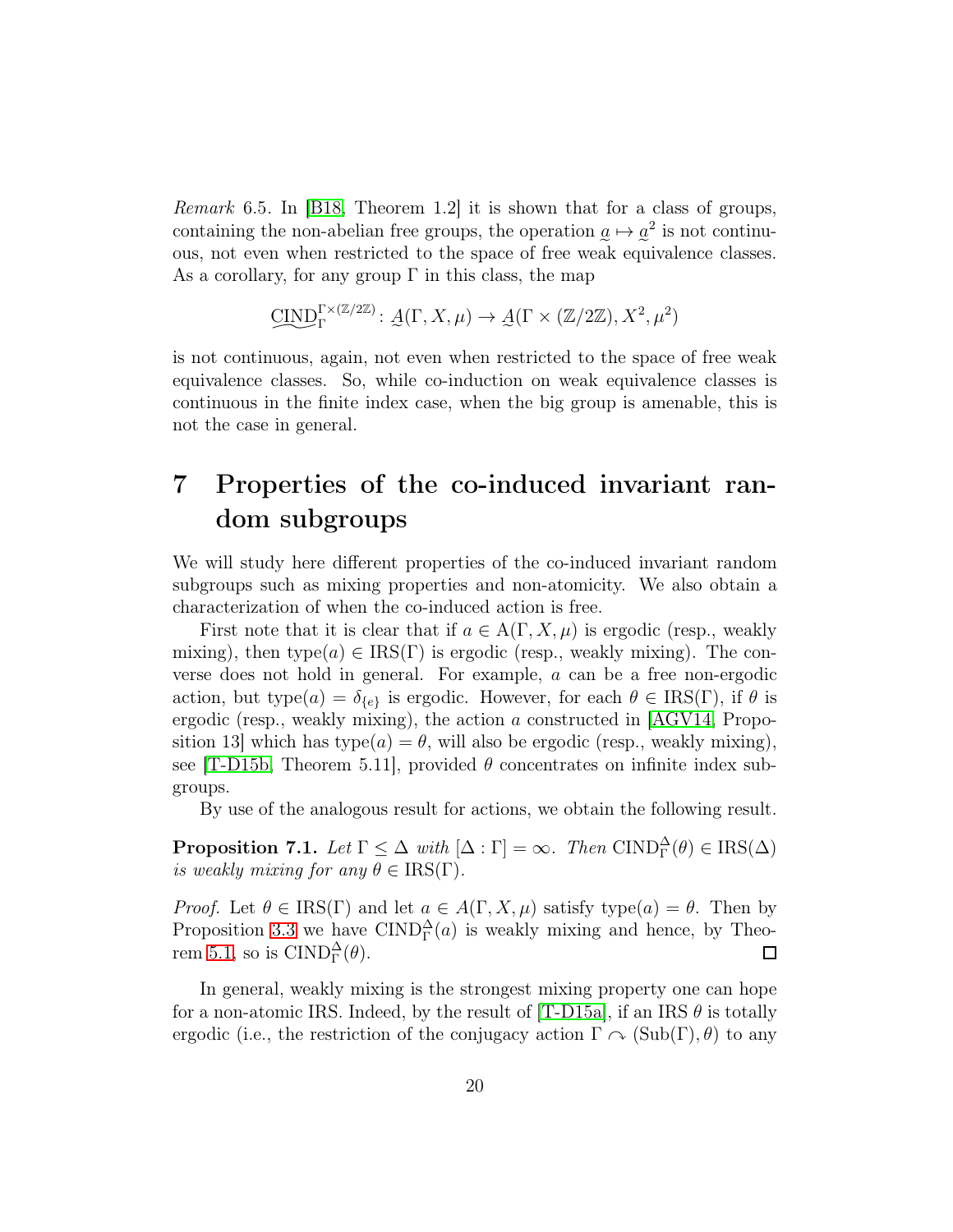*Remark* 6.5. In [B18, Theorem 1.2] it is shown that for a class of groups, containing the non-abelian free groups, the operation $\underset{\sim}{a} \mapsto \underset{\sim}{a}^2$ is not continuous, not even when restricted to the space of free weak equivalence classes. As a corollary, for any group $\Gamma$ in this class, the map

$$\underbrace{\mathrm{CIND}}_{\Gamma}^{\Gamma\times(\mathbb{Z}/2\mathbb{Z})} : \underset{\sim}{A}(\Gamma, X, \mu) \to \underset{\sim}{A}(\Gamma \times (\mathbb{Z}/2\mathbb{Z}), X^2, \mu^2)$$

is not continuous, again, not even when restricted to the space of free weak equivalence classes. So, while co-induction on weak equivalence classes is continuous in the finite index case, when the big group is amenable, this is not the case in general.

# 7 Properties of the co-induced invariant random subgroups

We will study here different properties of the co-induced invariant random subgroups such as mixing properties and non-atomicity. We also obtain a characterization of when the co-induced action is free.

First note that it is clear that if $a \in \mathrm{A}(\Gamma, X, \mu)$ is ergodic (resp., weakly mixing), then $\mathrm{type}(a) \in \mathrm{IRS}(\Gamma)$ is ergodic (resp., weakly mixing). The converse does not hold in general. For example, $a$ can be a free non-ergodic action, but $\mathrm{type}(a) = \delta_{\{e\}}$ is ergodic. However, for each $\theta \in \mathrm{IRS}(\Gamma)$, if $\theta$ is ergodic (resp., weakly mixing), the action $a$ constructed in [AGV14, Proposition 13] which has $\mathrm{type}(a) = \theta$, will also be ergodic (resp., weakly mixing), see [T-D15b, Theorem 5.11], provided $\theta$ concentrates on infinite index subgroups.

By use of the analogous result for actions, we obtain the following result.

**Proposition 7.1.** *Let $\Gamma \leq \Delta$ with $[\Delta : \Gamma] = \infty$. Then $\mathrm{CIND}_\Gamma^\Delta(\theta) \in \mathrm{IRS}(\Delta)$ is weakly mixing for any $\theta \in \mathrm{IRS}(\Gamma)$.*

*Proof.* Let $\theta \in \mathrm{IRS}(\Gamma)$ and let $a \in A(\Gamma, X, \mu)$ satisfy $\mathrm{type}(a) = \theta$. Then by Proposition 3.3 we have $\mathrm{CIND}_\Gamma^\Delta(a)$ is weakly mixing and hence, by Theorem 5.1, so is $\mathrm{CIND}_\Gamma^\Delta(\theta)$. □

In general, weakly mixing is the strongest mixing property one can hope for a non-atomic IRS. Indeed, by the result of [T-D15a], if an IRS $\theta$ is totally ergodic (i.e., the restriction of the conjugacy action $\Gamma \curvearrowright (\mathrm{Sub}(\Gamma), \theta)$ to any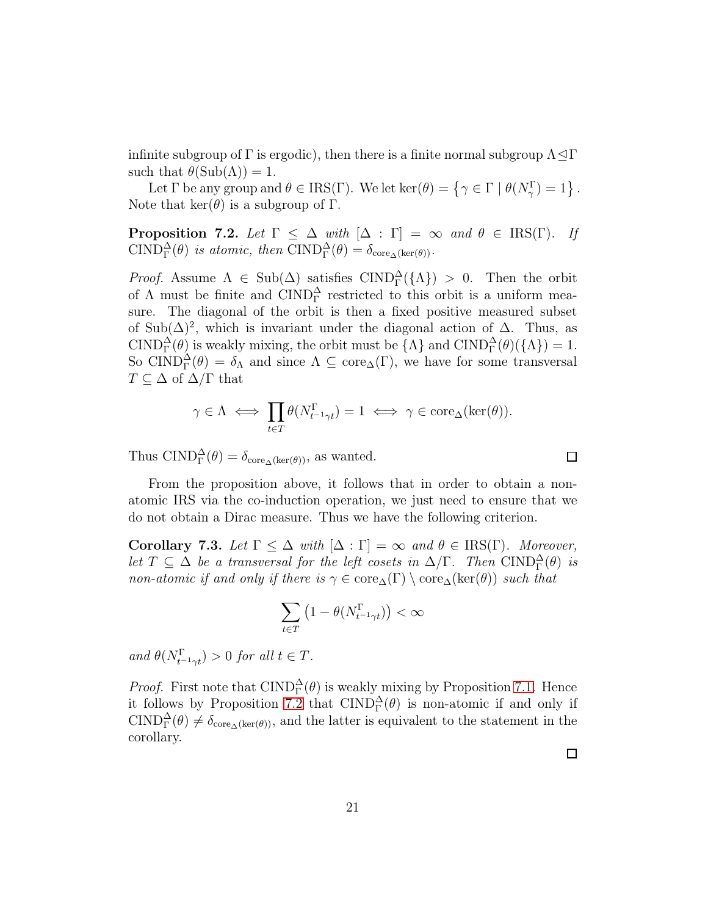infinite subgroup of $\Gamma$ is ergodic), then there is a finite normal subgroup $\Lambda \trianglelefteq \Gamma$ such that $\theta(\mathrm{Sub}(\Lambda)) = 1$.

Let $\Gamma$ be any group and $\theta \in \mathrm{IRS}(\Gamma)$. We let $\ker(\theta) = \left\{\gamma \in \Gamma \mid \theta(N_\gamma^\Gamma) = 1\right\}$. Note that $\ker(\theta)$ is a subgroup of $\Gamma$.

**Proposition 7.2.** *Let $\Gamma \leq \Delta$ with $[\Delta : \Gamma] = \infty$ and $\theta \in \mathrm{IRS}(\Gamma)$. If $\mathrm{CIND}_\Gamma^\Delta(\theta)$ is atomic, then $\mathrm{CIND}_\Gamma^\Delta(\theta) = \delta_{\mathrm{core}_\Delta(\ker(\theta))}$.*

*Proof.* Assume $\Lambda \in \mathrm{Sub}(\Delta)$ satisfies $\mathrm{CIND}_\Gamma^\Delta(\{\Lambda\}) > 0$. Then the orbit of $\Lambda$ must be finite and $\mathrm{CIND}_\Gamma^\Delta$ restricted to this orbit is a uniform measure. The diagonal of the orbit is then a fixed positive measured subset of $\mathrm{Sub}(\Delta)^2$, which is invariant under the diagonal action of $\Delta$. Thus, as $\mathrm{CIND}_\Gamma^\Delta(\theta)$ is weakly mixing, the orbit must be $\{\Lambda\}$ and $\mathrm{CIND}_\Gamma^\Delta(\theta)(\{\Lambda\}) = 1$. So $\mathrm{CIND}_\Gamma^\Delta(\theta) = \delta_\Lambda$ and since $\Lambda \subseteq \mathrm{core}_\Delta(\Gamma)$, we have for some transversal $T \subseteq \Delta$ of $\Delta/\Gamma$ that

$$\gamma \in \Lambda \iff \prod_{t \in T} \theta(N_{t^{-1}\gamma t}^\Gamma) = 1 \iff \gamma \in \mathrm{core}_\Delta(\ker(\theta)).$$

Thus $\mathrm{CIND}_\Gamma^\Delta(\theta) = \delta_{\mathrm{core}_\Delta(\ker(\theta))}$, as wanted. $\square$

From the proposition above, it follows that in order to obtain a non-atomic IRS via the co-induction operation, we just need to ensure that we do not obtain a Dirac measure. Thus we have the following criterion.

**Corollary 7.3.** *Let $\Gamma \leq \Delta$ with $[\Delta : \Gamma] = \infty$ and $\theta \in \mathrm{IRS}(\Gamma)$. Moreover, let $T \subseteq \Delta$ be a transversal for the left cosets in $\Delta/\Gamma$. Then $\mathrm{CIND}_\Gamma^\Delta(\theta)$ is non-atomic if and only if there is $\gamma \in \mathrm{core}_\Delta(\Gamma) \setminus \mathrm{core}_\Delta(\ker(\theta))$ such that*

$$\sum_{t \in T} \left(1 - \theta(N_{t^{-1}\gamma t}^\Gamma)\right) < \infty$$

*and $\theta(N_{t^{-1}\gamma t}^\Gamma) > 0$ for all $t \in T$.*

*Proof.* First note that $\mathrm{CIND}_\Gamma^\Delta(\theta)$ is weakly mixing by Proposition 7.1. Hence it follows by Proposition 7.2 that $\mathrm{CIND}_\Gamma^\Delta(\theta)$ is non-atomic if and only if $\mathrm{CIND}_\Gamma^\Delta(\theta) \neq \delta_{\mathrm{core}_\Delta(\ker(\theta))}$, and the latter is equivalent to the statement in the corollary. $\square$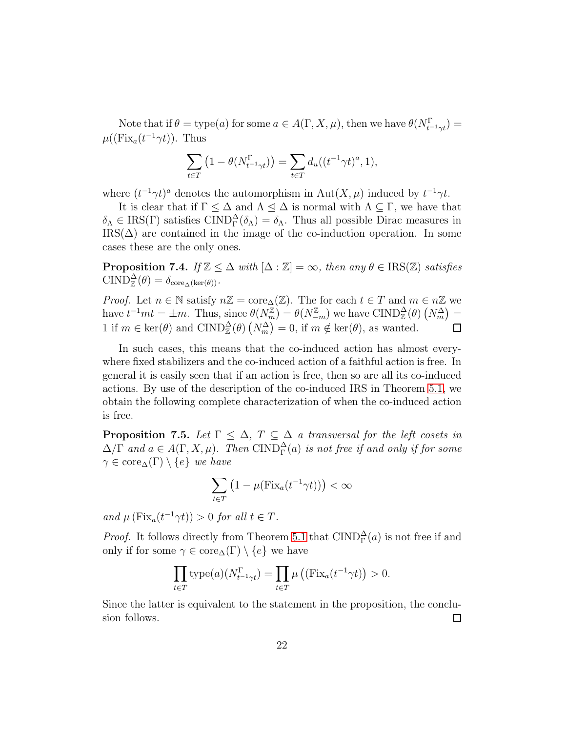Note that if $\theta = \text{type}(a)$ for some $a \in A(\Gamma, X, \mu)$, then we have $\theta(N^{\Gamma}_{t^{-1}\gamma t}) = \mu((\text{Fix}_a(t^{-1}\gamma t))$. Thus

$$\sum_{t \in T} \left(1 - \theta(N^{\Gamma}_{t^{-1}\gamma t})\right) = \sum_{t \in T} d_u((t^{-1}\gamma t)^a, 1),$$

where $(t^{-1}\gamma t)^a$ denotes the automorphism in $\text{Aut}(X, \mu)$ induced by $t^{-1}\gamma t$.

It is clear that if $\Gamma \leq \Delta$ and $\Lambda \trianglelefteq \Delta$ is normal with $\Lambda \subseteq \Gamma$, we have that $\delta_\Lambda \in \text{IRS}(\Gamma)$ satisfies $\text{CIND}^{\Delta}_{\Gamma}(\delta_\Lambda) = \delta_\Lambda$. Thus all possible Dirac measures in $\text{IRS}(\Delta)$ are contained in the image of the co-induction operation. In some cases these are the only ones.

**Proposition 7.4.** *If $\mathbb{Z} \leq \Delta$ with $[\Delta : \mathbb{Z}] = \infty$, then any $\theta \in \text{IRS}(\mathbb{Z})$ satisfies $\text{CIND}^{\Delta}_{\mathbb{Z}}(\theta) = \delta_{\text{core}_\Delta(\ker(\theta))}$.*

*Proof.* Let $n \in \mathbb{N}$ satisfy $n\mathbb{Z} = \text{core}_\Delta(\mathbb{Z})$. The for each $t \in T$ and $m \in n\mathbb{Z}$ we have $t^{-1}mt = \pm m$. Thus, since $\theta(N^{\mathbb{Z}}_m) = \theta(N^{\mathbb{Z}}_{-m})$ we have $\text{CIND}^{\Delta}_{\mathbb{Z}}(\theta)\left(N^{\Delta}_m\right) = 1$ if $m \in \ker(\theta)$ and $\text{CIND}^{\Delta}_{\mathbb{Z}}(\theta)\left(N^{\Delta}_m\right) = 0$, if $m \notin \ker(\theta)$, as wanted. □

In such cases, this means that the co-induced action has almost everywhere fixed stabilizers and the co-induced action of a faithful action is free. In general it is easily seen that if an action is free, then so are all its co-induced actions. By use of the description of the co-induced IRS in Theorem 5.1, we obtain the following complete characterization of when the co-induced action is free.

**Proposition 7.5.** *Let $\Gamma \leq \Delta$, $T \subseteq \Delta$ a transversal for the left cosets in $\Delta/\Gamma$ and $a \in A(\Gamma, X, \mu)$. Then $\text{CIND}^{\Delta}_{\Gamma}(a)$ is not free if and only if for some $\gamma \in \text{core}_\Delta(\Gamma) \setminus \{e\}$ we have*

$$\sum_{t \in T} \left(1 - \mu(\text{Fix}_a(t^{-1}\gamma t))\right) < \infty$$

*and $\mu\left(\text{Fix}_a(t^{-1}\gamma t)\right) > 0$ for all $t \in T$.*

*Proof.* It follows directly from Theorem 5.1 that $\text{CIND}^{\Delta}_{\Gamma}(a)$ is not free if and only if for some $\gamma \in \text{core}_\Delta(\Gamma) \setminus \{e\}$ we have

$$\prod_{t \in T} \text{type}(a)(N^{\Gamma}_{t^{-1}\gamma t}) = \prod_{t \in T} \mu\left((\text{Fix}_a(t^{-1}\gamma t)\right) > 0.$$

Since the latter is equivalent to the statement in the proposition, the conclusion follows. □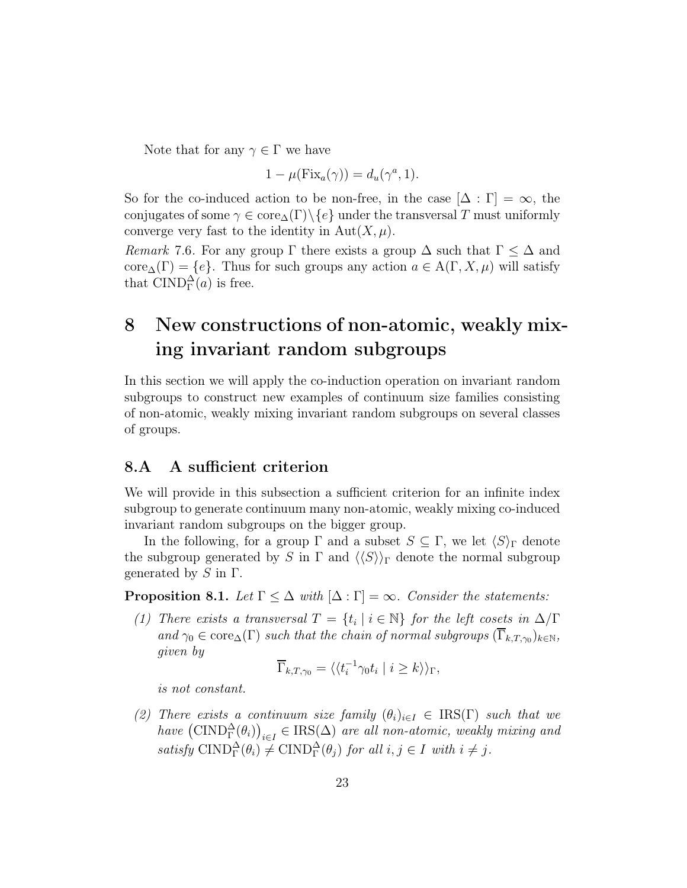Note that for any $\gamma \in \Gamma$ we have

$$1 - \mu(\mathrm{Fix}_a(\gamma)) = d_u(\gamma^a, 1).$$

So for the co-induced action to be non-free, in the case $[\Delta : \Gamma] = \infty$, the conjugates of some $\gamma \in \mathrm{core}_\Delta(\Gamma)\backslash\{e\}$ under the transversal $T$ must uniformly converge very fast to the identity in $\mathrm{Aut}(X, \mu)$.

*Remark* 7.6. For any group $\Gamma$ there exists a group $\Delta$ such that $\Gamma \leq \Delta$ and $\mathrm{core}_\Delta(\Gamma) = \{e\}$. Thus for such groups any action $a \in \mathrm{A}(\Gamma, X, \mu)$ will satisfy that $\mathrm{CIND}_\Gamma^\Delta(a)$ is free.

# 8 New constructions of non-atomic, weakly mixing invariant random subgroups

In this section we will apply the co-induction operation on invariant random subgroups to construct new examples of continuum size families consisting of non-atomic, weakly mixing invariant random subgroups on several classes of groups.

## 8.A A sufficient criterion

We will provide in this subsection a sufficient criterion for an infinite index subgroup to generate continuum many non-atomic, weakly mixing co-induced invariant random subgroups on the bigger group.

In the following, for a group $\Gamma$ and a subset $S \subseteq \Gamma$, we let $\langle S \rangle_\Gamma$ denote the subgroup generated by $S$ in $\Gamma$ and $\langle\langle S \rangle\rangle_\Gamma$ denote the normal subgroup generated by $S$ in $\Gamma$.

**Proposition 8.1.** *Let $\Gamma \leq \Delta$ with $[\Delta : \Gamma] = \infty$. Consider the statements:*

*(1) There exists a transversal $T = \{t_i \mid i \in \mathbb{N}\}$ for the left cosets in $\Delta/\Gamma$ and $\gamma_0 \in \mathrm{core}_\Delta(\Gamma)$ such that the chain of normal subgroups $(\overline{\Gamma}_{k,T,\gamma_0})_{k \in \mathbb{N}}$, given by*

$$\overline{\Gamma}_{k,T,\gamma_0} = \langle\langle t_i^{-1}\gamma_0 t_i \mid i \geq k \rangle\rangle_\Gamma,$$

*is not constant.*

*(2) There exists a continuum size family $(\theta_i)_{i \in I} \in \mathrm{IRS}(\Gamma)$ such that we have $\left(\mathrm{CIND}_\Gamma^\Delta(\theta_i)\right)_{i \in I} \in \mathrm{IRS}(\Delta)$ are all non-atomic, weakly mixing and satisfy $\mathrm{CIND}_\Gamma^\Delta(\theta_i) \neq \mathrm{CIND}_\Gamma^\Delta(\theta_j)$ for all $i, j \in I$ with $i \neq j$.*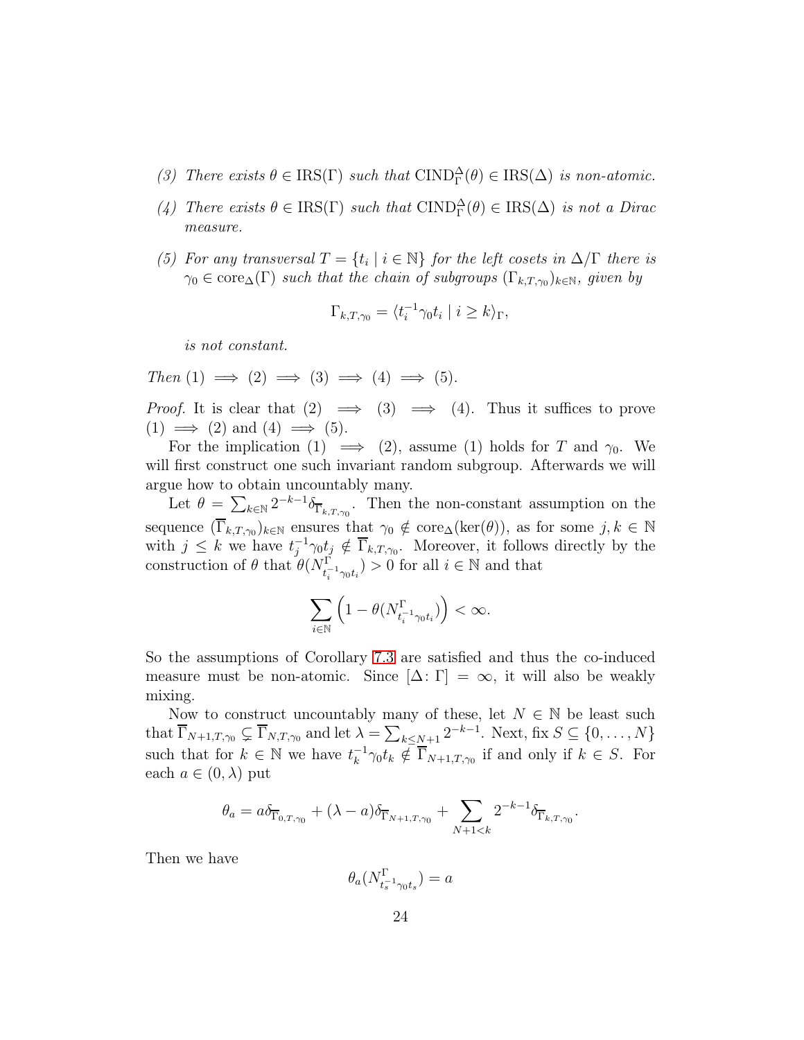*(3) There exists $\theta \in \mathrm{IRS}(\Gamma)$ such that $\mathrm{CIND}_\Gamma^\Delta(\theta) \in \mathrm{IRS}(\Delta)$ is non-atomic.*

*(4) There exists $\theta \in \mathrm{IRS}(\Gamma)$ such that $\mathrm{CIND}_\Gamma^\Delta(\theta) \in \mathrm{IRS}(\Delta)$ is not a Dirac measure.*

*(5) For any transversal $T = \{t_i \mid i \in \mathbb{N}\}$ for the left cosets in $\Delta/\Gamma$ there is $\gamma_0 \in \mathrm{core}_\Delta(\Gamma)$ such that the chain of subgroups $(\Gamma_{k,T,\gamma_0})_{k\in\mathbb{N}}$, given by*

$$\Gamma_{k,T,\gamma_0} = \langle t_i^{-1}\gamma_0 t_i \mid i \geq k\rangle_\Gamma,$$

*is not constant.*

*Then* (1) $\implies$ (2) $\implies$ (3) $\implies$ (4) $\implies$ (5).

*Proof.* It is clear that (2) $\implies$ (3) $\implies$ (4). Thus it suffices to prove (1) $\implies$ (2) and (4) $\implies$ (5).

For the implication (1) $\implies$ (2), assume (1) holds for $T$ and $\gamma_0$. We will first construct one such invariant random subgroup. Afterwards we will argue how to obtain uncountably many.

Let $\theta = \sum_{k\in\mathbb{N}} 2^{-k-1}\delta_{\overline{\Gamma}_{k,T,\gamma_0}}$. Then the non-constant assumption on the sequence $(\overline{\Gamma}_{k,T,\gamma_0})_{k\in\mathbb{N}}$ ensures that $\gamma_0 \notin \mathrm{core}_\Delta(\ker(\theta))$, as for some $j, k \in \mathbb{N}$ with $j \leq k$ we have $t_j^{-1}\gamma_0 t_j \notin \overline{\Gamma}_{k,T,\gamma_0}$. Moreover, it follows directly by the construction of $\theta$ that $\theta(N^\Gamma_{t_i^{-1}\gamma_0 t_i}) > 0$ for all $i \in \mathbb{N}$ and that

$$\sum_{i\in\mathbb{N}} \left(1 - \theta(N^\Gamma_{t_i^{-1}\gamma_0 t_i})\right) < \infty.$$

So the assumptions of Corollary 7.3 are satisfied and thus the co-induced measure must be non-atomic. Since $[\Delta\colon \Gamma] = \infty$, it will also be weakly mixing.

Now to construct uncountably many of these, let $N \in \mathbb{N}$ be least such that $\overline{\Gamma}_{N+1,T,\gamma_0} \subsetneq \overline{\Gamma}_{N,T,\gamma_0}$ and let $\lambda = \sum_{k\leq N+1} 2^{-k-1}$. Next, fix $S \subseteq \{0,\ldots,N\}$ such that for $k \in \mathbb{N}$ we have $t_k^{-1}\gamma_0 t_k \notin \overline{\Gamma}_{N+1,T,\gamma_0}$ if and only if $k \in S$. For each $a \in (0,\lambda)$ put

$$\theta_a = a\delta_{\overline{\Gamma}_{0,T,\gamma_0}} + (\lambda - a)\delta_{\overline{\Gamma}_{N+1,T,\gamma_0}} + \sum_{N+1<k} 2^{-k-1}\delta_{\overline{\Gamma}_{k,T,\gamma_0}}.$$

Then we have

$$\theta_a(N^\Gamma_{t_s^{-1}\gamma_0 t_s}) = a$$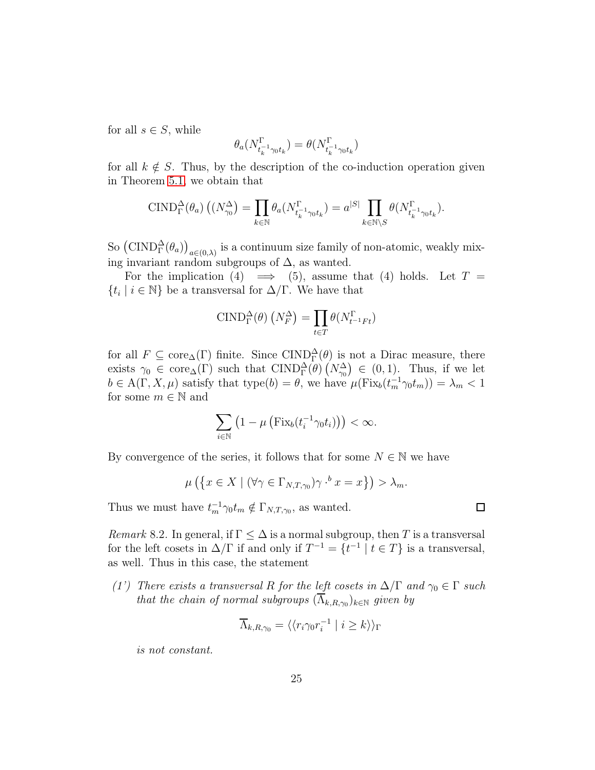for all $s \in S$, while

$$\theta_a(N^\Gamma_{t_k^{-1}\gamma_0 t_k}) = \theta(N^\Gamma_{t_k^{-1}\gamma_0 t_k})$$

for all $k \notin S$. Thus, by the description of the co-induction operation given in Theorem 5.1, we obtain that

$$\mathrm{CIND}^\Delta_\Gamma(\theta_a)\left((N^\Delta_{\gamma_0}\right) = \prod_{k\in\mathbb{N}} \theta_a(N^\Gamma_{t_k^{-1}\gamma_0 t_k}) = a^{|S|} \prod_{k\in\mathbb{N}\setminus S} \theta(N^\Gamma_{t_k^{-1}\gamma_0 t_k}).$$

So $\left(\mathrm{CIND}^\Delta_\Gamma(\theta_a)\right)_{a\in(0,\lambda)}$ is a continuum size family of non-atomic, weakly mixing invariant random subgroups of $\Delta$, as wanted.

For the implication (4) $\implies$ (5), assume that (4) holds. Let $T = \{t_i \mid i \in \mathbb{N}\}$ be a transversal for $\Delta/\Gamma$. We have that

$$\mathrm{CIND}^\Delta_\Gamma(\theta)\left(N^\Delta_F\right) = \prod_{t\in T} \theta(N^\Gamma_{t^{-1}Ft})$$

for all $F \subseteq \mathrm{core}_\Delta(\Gamma)$ finite. Since $\mathrm{CIND}^\Delta_\Gamma(\theta)$ is not a Dirac measure, there exists $\gamma_0 \in \mathrm{core}_\Delta(\Gamma)$ such that $\mathrm{CIND}^\Delta_\Gamma(\theta)\left(N^\Delta_{\gamma_0}\right) \in (0,1)$. Thus, if we let $b \in \mathrm{A}(\Gamma, X, \mu)$ satisfy that $\mathrm{type}(b) = \theta$, we have $\mu(\mathrm{Fix}_b(t_m^{-1}\gamma_0 t_m)) = \lambda_m < 1$ for some $m \in \mathbb{N}$ and

$$\sum_{i\in\mathbb{N}} \left(1 - \mu\left(\mathrm{Fix}_b(t_i^{-1}\gamma_0 t_i)\right)\right) < \infty.$$

By convergence of the series, it follows that for some $N \in \mathbb{N}$ we have

$$\mu\left(\left\{x \in X \mid (\forall \gamma \in \Gamma_{N,T,\gamma_0})\gamma \cdot^b x = x\right\}\right) > \lambda_m.$$

Thus we must have $t_m^{-1}\gamma_0 t_m \notin \Gamma_{N,T,\gamma_0}$, as wanted. $\square$

*Remark* 8.2. In general, if $\Gamma \leq \Delta$ is a normal subgroup, then $T$ is a transversal for the left cosets in $\Delta/\Gamma$ if and only if $T^{-1} = \{t^{-1} \mid t \in T\}$ is a transversal, as well. Thus in this case, the statement

*(1') There exists a transversal $R$ for the left cosets in $\Delta/\Gamma$ and $\gamma_0 \in \Gamma$ such that the chain of normal subgroups $(\overline{\Lambda}_{k,R,\gamma_0})_{k\in\mathbb{N}}$ given by*

$$\overline{\Lambda}_{k,R,\gamma_0} = \langle\langle r_i\gamma_0 r_i^{-1} \mid i \geq k\rangle\rangle_\Gamma$$

*is not constant.*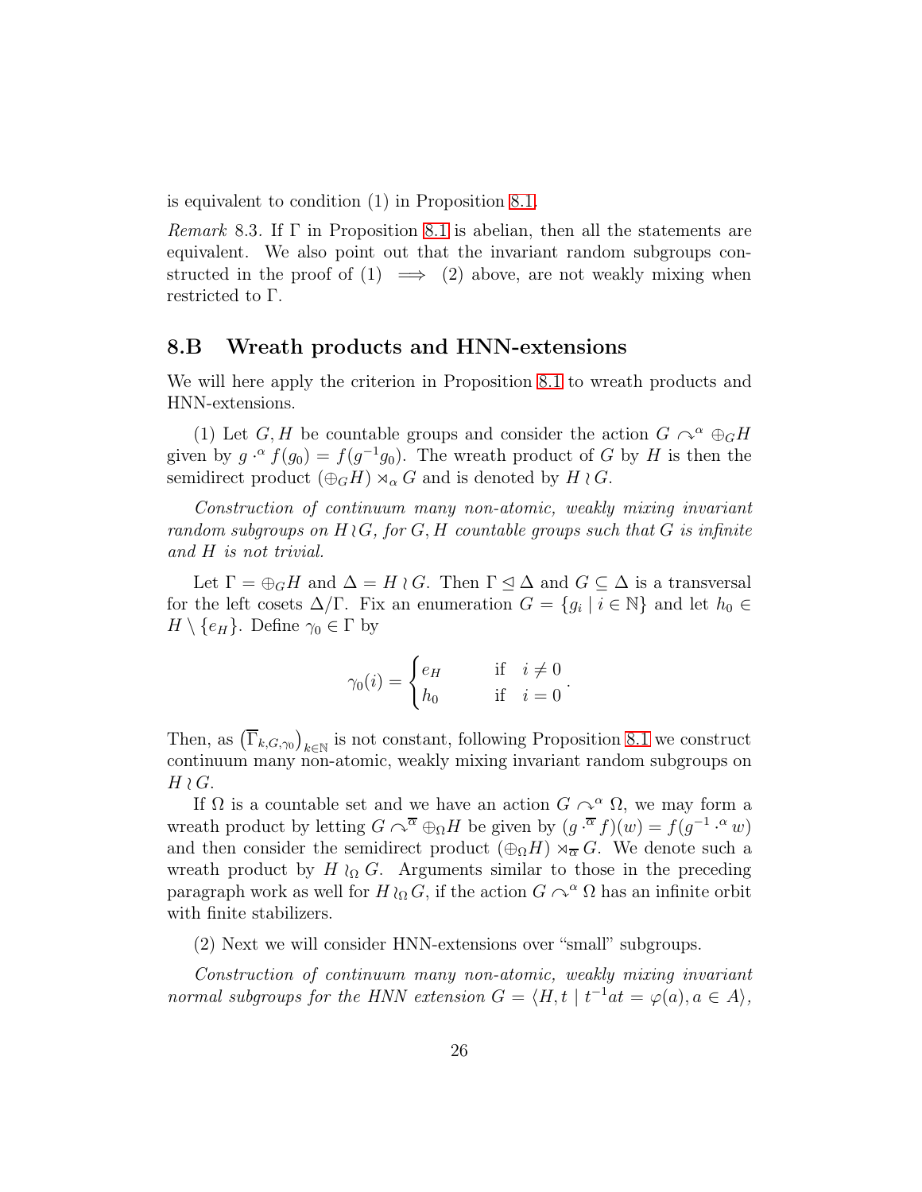is equivalent to condition (1) in Proposition 8.1.

*Remark* 8.3. If $\Gamma$ in Proposition 8.1 is abelian, then all the statements are equivalent. We also point out that the invariant random subgroups constructed in the proof of (1) $\implies$ (2) above, are not weakly mixing when restricted to $\Gamma$.

## 8.B Wreath products and HNN-extensions

We will here apply the criterion in Proposition 8.1 to wreath products and HNN-extensions.

(1) Let $G, H$ be countable groups and consider the action $G \curvearrowright^{\alpha} \oplus_G H$ given by $g \cdot^{\alpha} f(g_0) = f(g^{-1}g_0)$. The wreath product of $G$ by $H$ is then the semidirect product $(\oplus_G H) \rtimes_{\alpha} G$ and is denoted by $H \wr G$.

*Construction of continuum many non-atomic, weakly mixing invariant random subgroups on $H \wr G$, for $G, H$ countable groups such that $G$ is infinite and $H$ is not trivial.*

Let $\Gamma = \oplus_G H$ and $\Delta = H \wr G$. Then $\Gamma \trianglelefteq \Delta$ and $G \subseteq \Delta$ is a transversal for the left cosets $\Delta/\Gamma$. Fix an enumeration $G = \{g_i \mid i \in \mathbb{N}\}$ and let $h_0 \in H \setminus \{e_H\}$. Define $\gamma_0 \in \Gamma$ by

$$\gamma_0(i) = \begin{cases} e_H & \text{if} \quad i \neq 0 \\ h_0 & \text{if} \quad i = 0 \end{cases}.$$

Then, as $\left(\overline{\Gamma}_{k,G,\gamma_0}\right)_{k\in\mathbb{N}}$ is not constant, following Proposition 8.1 we construct continuum many non-atomic, weakly mixing invariant random subgroups on $H \wr G$.

If $\Omega$ is a countable set and we have an action $G \curvearrowright^{\alpha} \Omega$, we may form a wreath product by letting $G \curvearrowright^{\overline{\alpha}} \oplus_{\Omega} H$ be given by $(g \cdot^{\overline{\alpha}} f)(w) = f(g^{-1} \cdot^{\alpha} w)$ and then consider the semidirect product $(\oplus_{\Omega} H) \rtimes_{\overline{\alpha}} G$. We denote such a wreath product by $H \wr_{\Omega} G$. Arguments similar to those in the preceding paragraph work as well for $H \wr_{\Omega} G$, if the action $G \curvearrowright^{\alpha} \Omega$ has an infinite orbit with finite stabilizers.

(2) Next we will consider HNN-extensions over "small" subgroups.

*Construction of continuum many non-atomic, weakly mixing invariant normal subgroups for the HNN extension $G = \langle H, t \mid t^{-1}at = \varphi(a), a \in A \rangle$,*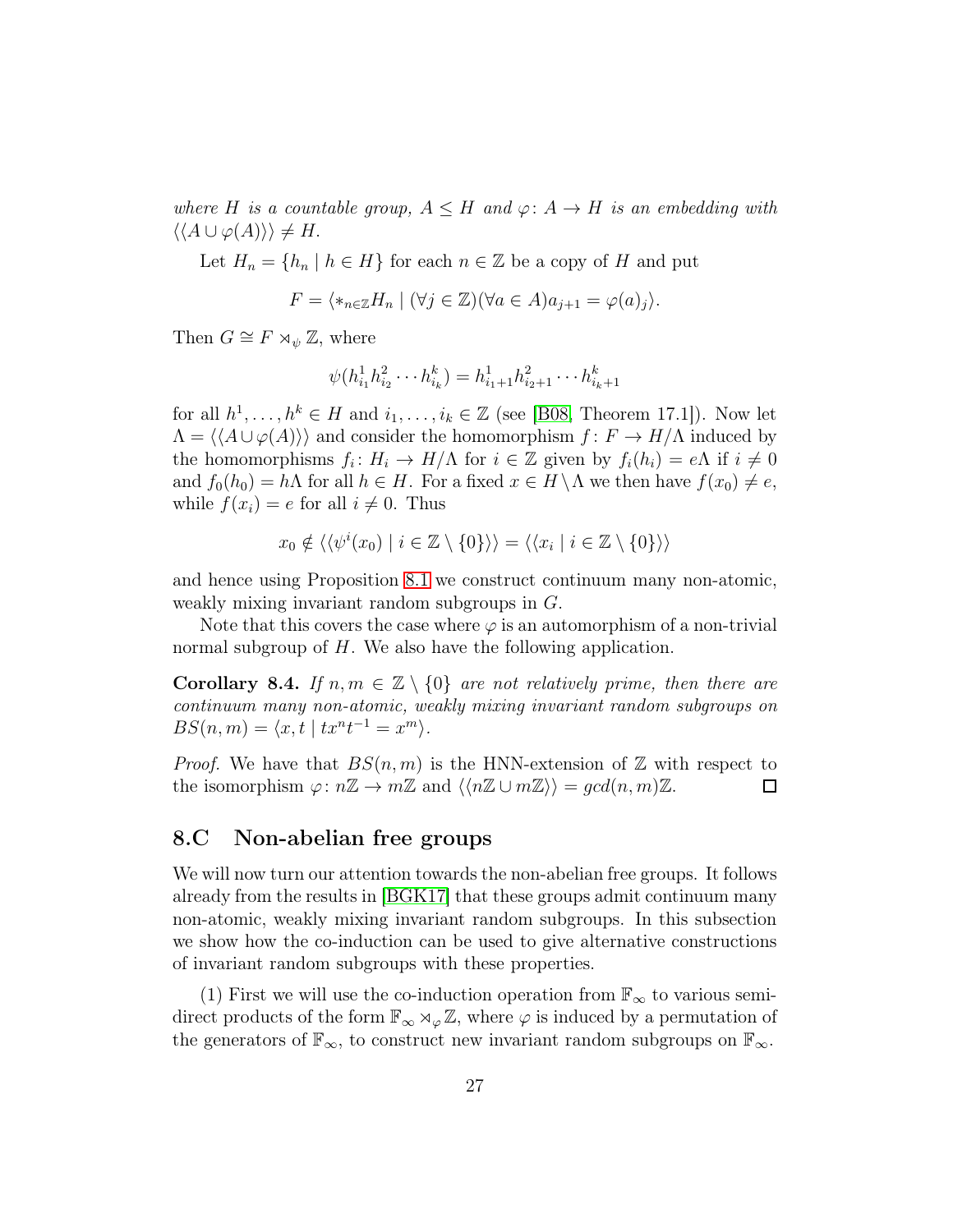*where $H$ is a countable group, $A \leq H$ and $\varphi\colon A \to H$ is an embedding with $\langle\langle A \cup \varphi(A)\rangle\rangle \neq H$.*

Let $H_n = \{h_n \mid h \in H\}$ for each $n \in \mathbb{Z}$ be a copy of $H$ and put

$$F = \langle *_{n\in\mathbb{Z}} H_n \mid (\forall j \in \mathbb{Z})(\forall a \in A) a_{j+1} = \varphi(a)_j\rangle.$$

Then $G \cong F \rtimes_\psi \mathbb{Z}$, where

$$\psi(h^1_{i_1} h^2_{i_2} \cdots h^k_{i_k}) = h^1_{i_1+1} h^2_{i_2+1} \cdots h^k_{i_k+1}$$

for all $h^1, \ldots, h^k \in H$ and $i_1, \ldots, i_k \in \mathbb{Z}$ (see [B08, Theorem 17.1]). Now let $\Lambda = \langle\langle A \cup \varphi(A)\rangle\rangle$ and consider the homomorphism $f\colon F \to H/\Lambda$ induced by the homomorphisms $f_i\colon H_i \to H/\Lambda$ for $i \in \mathbb{Z}$ given by $f_i(h_i) = e\Lambda$ if $i \neq 0$ and $f_0(h_0) = h\Lambda$ for all $h \in H$. For a fixed $x \in H \setminus \Lambda$ we then have $f(x_0) \neq e$, while $f(x_i) = e$ for all $i \neq 0$. Thus

$$x_0 \notin \langle\langle \psi^i(x_0) \mid i \in \mathbb{Z} \setminus \{0\}\rangle\rangle = \langle\langle x_i \mid i \in \mathbb{Z} \setminus \{0\}\rangle\rangle$$

and hence using Proposition 8.1 we construct continuum many non-atomic, weakly mixing invariant random subgroups in $G$.

Note that this covers the case where $\varphi$ is an automorphism of a non-trivial normal subgroup of $H$. We also have the following application.

**Corollary 8.4.** *If $n, m \in \mathbb{Z} \setminus \{0\}$ are not relatively prime, then there are continuum many non-atomic, weakly mixing invariant random subgroups on $BS(n, m) = \langle x, t \mid tx^n t^{-1} = x^m\rangle$.*

*Proof.* We have that $BS(n, m)$ is the HNN-extension of $\mathbb{Z}$ with respect to the isomorphism $\varphi\colon n\mathbb{Z} \to m\mathbb{Z}$ and $\langle\langle n\mathbb{Z} \cup m\mathbb{Z}\rangle\rangle = gcd(n, m)\mathbb{Z}$. ◻

## 8.C Non-abelian free groups

We will now turn our attention towards the non-abelian free groups. It follows already from the results in [BGK17] that these groups admit continuum many non-atomic, weakly mixing invariant random subgroups. In this subsection we show how the co-induction can be used to give alternative constructions of invariant random subgroups with these properties.

(1) First we will use the co-induction operation from $\mathbb{F}_\infty$ to various semi-direct products of the form $\mathbb{F}_\infty \rtimes_\varphi \mathbb{Z}$, where $\varphi$ is induced by a permutation of the generators of $\mathbb{F}_\infty$, to construct new invariant random subgroups on $\mathbb{F}_\infty$.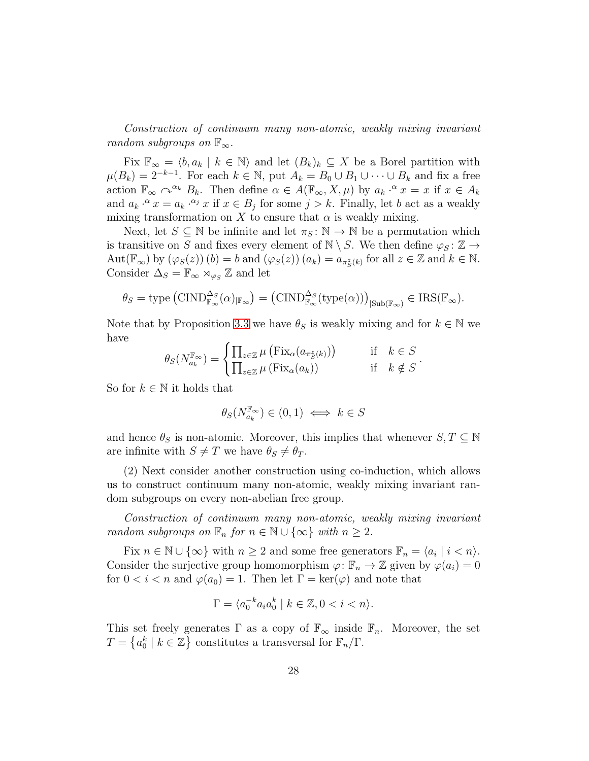*Construction of continuum many non-atomic, weakly mixing invariant random subgroups on $\mathbb{F}_\infty$.*

Fix $\mathbb{F}_\infty = \langle b, a_k \mid k \in \mathbb{N}\rangle$ and let $(B_k)_k \subseteq X$ be a Borel partition with $\mu(B_k) = 2^{-k-1}$. For each $k \in \mathbb{N}$, put $A_k = B_0 \cup B_1 \cup \cdots \cup B_k$ and fix a free action $\mathbb{F}_\infty \curvearrowright^{\alpha_k} B_k$. Then define $\alpha \in A(\mathbb{F}_\infty, X, \mu)$ by $a_k \cdot^\alpha x = x$ if $x \in A_k$ and $a_k \cdot^\alpha x = a_k \cdot^{\alpha_j} x$ if $x \in B_j$ for some $j > k$. Finally, let $b$ act as a weakly mixing transformation on $X$ to ensure that $\alpha$ is weakly mixing.

Next, let $S \subseteq \mathbb{N}$ be infinite and let $\pi_S \colon \mathbb{N} \to \mathbb{N}$ be a permutation which is transitive on $S$ and fixes every element of $\mathbb{N} \setminus S$. We then define $\varphi_S \colon \mathbb{Z} \to \mathrm{Aut}(\mathbb{F}_\infty)$ by $(\varphi_S(z))(b) = b$ and $(\varphi_S(z))(a_k) = a_{\pi_S^z(k)}$ for all $z \in \mathbb{Z}$ and $k \in \mathbb{N}$. Consider $\Delta_S = \mathbb{F}_\infty \rtimes_{\varphi_S} \mathbb{Z}$ and let

$$\theta_S = \mathrm{type}\left(\mathrm{CIND}_{\mathbb{F}_\infty}^{\Delta_S}(\alpha)_{|\mathbb{F}_\infty}\right) = \left(\mathrm{CIND}_{\mathbb{F}_\infty}^{\Delta_S}(\mathrm{type}(\alpha))\right)_{|\mathrm{Sub}(\mathbb{F}_\infty)} \in \mathrm{IRS}(\mathbb{F}_\infty).$$

Note that by Proposition 3.3 we have $\theta_S$ is weakly mixing and for $k \in \mathbb{N}$ we have

$$\theta_S(N_{a_k}^{\mathbb{F}_\infty}) = \begin{cases} \prod_{z\in\mathbb{Z}} \mu\left(\mathrm{Fix}_\alpha(a_{\pi_S^z(k)})\right) & \text{if} \quad k \in S \\ \prod_{z\in\mathbb{Z}} \mu\left(\mathrm{Fix}_\alpha(a_k)\right) & \text{if} \quad k \notin S \end{cases}.$$

So for $k \in \mathbb{N}$ it holds that

$$\theta_S(N_{a_k}^{\mathbb{F}_\infty}) \in (0,1) \iff k \in S$$

and hence $\theta_S$ is non-atomic. Moreover, this implies that whenever $S, T \subseteq \mathbb{N}$ are infinite with $S \neq T$ we have $\theta_S \neq \theta_T$.

(2) Next consider another construction using co-induction, which allows us to construct continuum many non-atomic, weakly mixing invariant random subgroups on every non-abelian free group.

*Construction of continuum many non-atomic, weakly mixing invariant random subgroups on $\mathbb{F}_n$ for $n \in \mathbb{N} \cup \{\infty\}$ with $n \geq 2$.*

Fix $n \in \mathbb{N} \cup \{\infty\}$ with $n \geq 2$ and some free generators $\mathbb{F}_n = \langle a_i \mid i < n\rangle$. Consider the surjective group homomorphism $\varphi \colon \mathbb{F}_n \to \mathbb{Z}$ given by $\varphi(a_i) = 0$ for $0 < i < n$ and $\varphi(a_0) = 1$. Then let $\Gamma = \ker(\varphi)$ and note that

$$\Gamma = \langle a_0^{-k} a_i a_0^k \mid k \in \mathbb{Z}, 0 < i < n\rangle.$$

This set freely generates $\Gamma$ as a copy of $\mathbb{F}_\infty$ inside $\mathbb{F}_n$. Moreover, the set $T = \left\{a_0^k \mid k \in \mathbb{Z}\right\}$ constitutes a transversal for $\mathbb{F}_n/\Gamma$.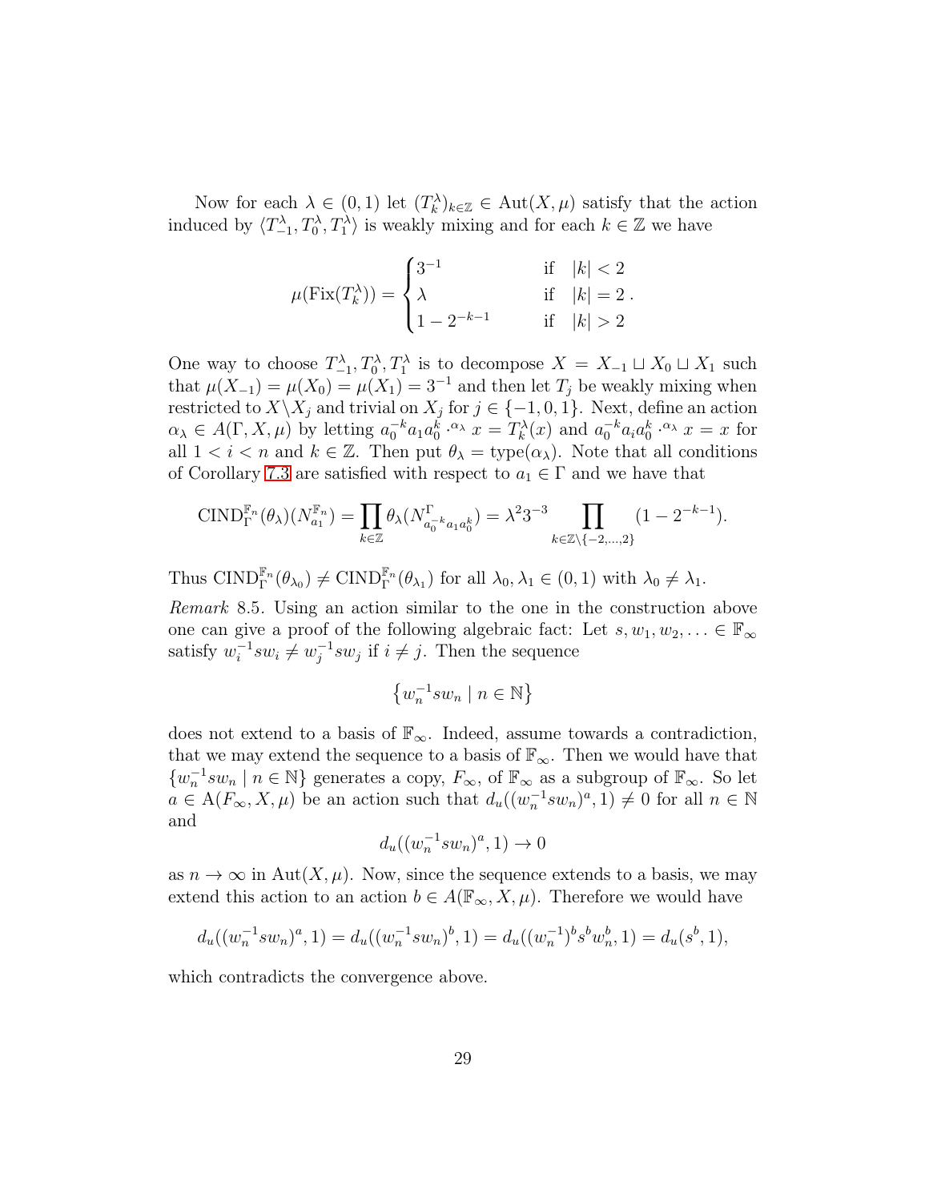Now for each $\lambda \in (0,1)$ let $(T_k^\lambda)_{k\in\mathbb{Z}} \in \mathrm{Aut}(X,\mu)$ satisfy that the action induced by $\langle T_{-1}^\lambda, T_0^\lambda, T_1^\lambda \rangle$ is weakly mixing and for each $k \in \mathbb{Z}$ we have

$$\mu(\mathrm{Fix}(T_k^\lambda)) = \begin{cases} 3^{-1} & \text{if } \quad |k| < 2 \\ \lambda & \text{if } \quad |k| = 2 \\ 1 - 2^{-k-1} & \text{if } \quad |k| > 2 \end{cases}.$$

One way to choose $T_{-1}^\lambda, T_0^\lambda, T_1^\lambda$ is to decompose $X = X_{-1} \sqcup X_0 \sqcup X_1$ such that $\mu(X_{-1}) = \mu(X_0) = \mu(X_1) = 3^{-1}$ and then let $T_j$ be weakly mixing when restricted to $X \setminus X_j$ and trivial on $X_j$ for $j \in \{-1,0,1\}$. Next, define an action $\alpha_\lambda \in A(\Gamma, X, \mu)$ by letting $a_0^{-k} a_1 a_0^k \cdot^{\alpha_\lambda} x = T_k^\lambda(x)$ and $a_0^{-k} a_i a_0^k \cdot^{\alpha_\lambda} x = x$ for all $1 < i < n$ and $k \in \mathbb{Z}$. Then put $\theta_\lambda = \mathrm{type}(\alpha_\lambda)$. Note that all conditions of Corollary 7.3 are satisfied with respect to $a_1 \in \Gamma$ and we have that

$$\mathrm{CIND}_\Gamma^{\mathbb{F}_n}(\theta_\lambda)(N_{a_1}^{\mathbb{F}_n}) = \prod_{k\in\mathbb{Z}} \theta_\lambda(N^\Gamma_{a_0^{-k}a_1a_0^k}) = \lambda^2 3^{-3} \prod_{k\in\mathbb{Z}\setminus\{-2,\ldots,2\}} (1 - 2^{-k-1}).$$

Thus $\mathrm{CIND}_\Gamma^{\mathbb{F}_n}(\theta_{\lambda_0}) \neq \mathrm{CIND}_\Gamma^{\mathbb{F}_n}(\theta_{\lambda_1})$ for all $\lambda_0, \lambda_1 \in (0,1)$ with $\lambda_0 \neq \lambda_1$.

*Remark* 8.5. Using an action similar to the one in the construction above one can give a proof of the following algebraic fact: Let $s, w_1, w_2, \ldots \in \mathbb{F}_\infty$ satisfy $w_i^{-1} s w_i \neq w_j^{-1} s w_j$ if $i \neq j$. Then the sequence

$$\left\{ w_n^{-1} s w_n \mid n \in \mathbb{N} \right\}$$

does not extend to a basis of $\mathbb{F}_\infty$. Indeed, assume towards a contradiction, that we may extend the sequence to a basis of $\mathbb{F}_\infty$. Then we would have that $\{w_n^{-1} s w_n \mid n \in \mathbb{N}\}$ generates a copy, $F_\infty$, of $\mathbb{F}_\infty$ as a subgroup of $\mathbb{F}_\infty$. So let $a \in \mathrm{A}(F_\infty, X, \mu)$ be an action such that $d_u((w_n^{-1} s w_n)^a, 1) \neq 0$ for all $n \in \mathbb{N}$ and

$$d_u((w_n^{-1} s w_n)^a, 1) \to 0$$

as $n \to \infty$ in $\mathrm{Aut}(X,\mu)$. Now, since the sequence extends to a basis, we may extend this action to an action $b \in A(\mathbb{F}_\infty, X, \mu)$. Therefore we would have

$$d_u((w_n^{-1} s w_n)^a, 1) = d_u((w_n^{-1} s w_n)^b, 1) = d_u((w_n^{-1})^b s^b w_n^b, 1) = d_u(s^b, 1),$$

which contradicts the convergence above.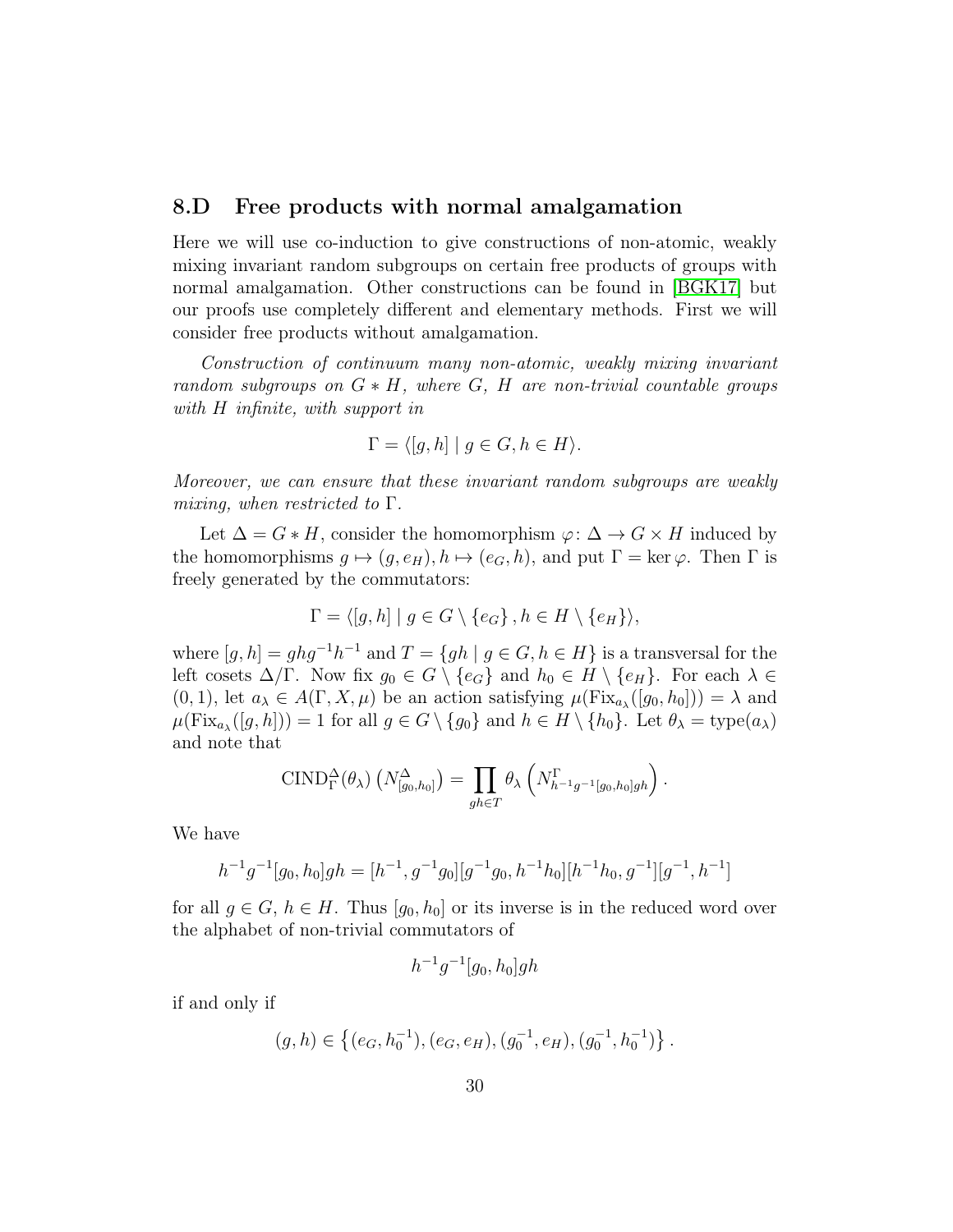## 8.D Free products with normal amalgamation

Here we will use co-induction to give constructions of non-atomic, weakly mixing invariant random subgroups on certain free products of groups with normal amalgamation. Other constructions can be found in [BGK17] but our proofs use completely different and elementary methods. First we will consider free products without amalgamation.

*Construction of continuum many non-atomic, weakly mixing invariant random subgroups on $G * H$, where $G$, $H$ are non-trivial countable groups with $H$ infinite, with support in*

$$\Gamma = \langle [g, h] \mid g \in G, h \in H \rangle.$$

*Moreover, we can ensure that these invariant random subgroups are weakly mixing, when restricted to $\Gamma$.*

Let $\Delta = G * H$, consider the homomorphism $\varphi\colon \Delta \to G \times H$ induced by the homomorphisms $g \mapsto (g, e_H), h \mapsto (e_G, h)$, and put $\Gamma = \ker \varphi$. Then $\Gamma$ is freely generated by the commutators:

$$\Gamma = \langle [g, h] \mid g \in G \setminus \{e_G\}, h \in H \setminus \{e_H\} \rangle,$$

where $[g, h] = ghg^{-1}h^{-1}$ and $T = \{gh \mid g \in G, h \in H\}$ is a transversal for the left cosets $\Delta/\Gamma$. Now fix $g_0 \in G \setminus \{e_G\}$ and $h_0 \in H \setminus \{e_H\}$. For each $\lambda \in (0, 1)$, let $a_\lambda \in A(\Gamma, X, \mu)$ be an action satisfying $\mu(\mathrm{Fix}_{a_\lambda}([g_0, h_0])) = \lambda$ and $\mu(\mathrm{Fix}_{a_\lambda}([g, h])) = 1$ for all $g \in G \setminus \{g_0\}$ and $h \in H \setminus \{h_0\}$. Let $\theta_\lambda = \mathrm{type}(a_\lambda)$ and note that

$$\mathrm{CIND}_\Gamma^\Delta(\theta_\lambda)\left(N^\Delta_{[g_0,h_0]}\right) = \prod_{gh \in T} \theta_\lambda\left(N^\Gamma_{h^{-1}g^{-1}[g_0,h_0]gh}\right).$$

We have

$$h^{-1}g^{-1}[g_0, h_0]gh = [h^{-1}, g^{-1}g_0][g^{-1}g_0, h^{-1}h_0][h^{-1}h_0, g^{-1}][g^{-1}, h^{-1}]$$

for all $g \in G$, $h \in H$. Thus $[g_0, h_0]$ or its inverse is in the reduced word over the alphabet of non-trivial commutators of

$$h^{-1}g^{-1}[g_0, h_0]gh$$

if and only if

$$(g, h) \in \left\{(e_G, h_0^{-1}), (e_G, e_H), (g_0^{-1}, e_H), (g_0^{-1}, h_0^{-1})\right\}.$$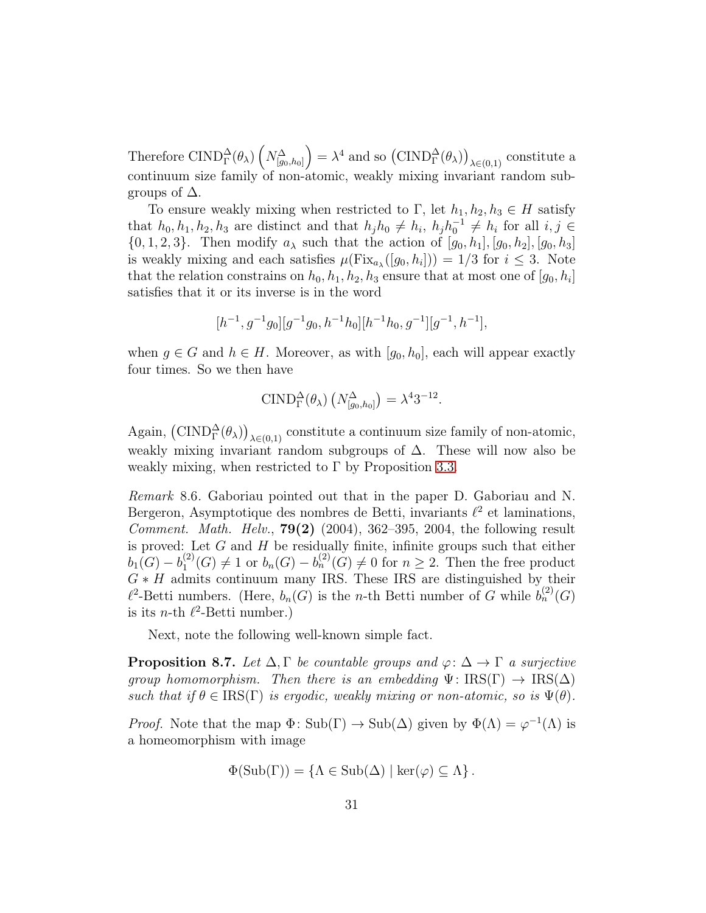Therefore $\mathrm{CIND}_\Gamma^\Delta(\theta_\lambda)\left(N^\Delta_{[g_0,h_0]}\right) = \lambda^4$ and so $\left(\mathrm{CIND}_\Gamma^\Delta(\theta_\lambda)\right)_{\lambda\in(0,1)}$ constitute a continuum size family of non-atomic, weakly mixing invariant random subgroups of $\Delta$.

To ensure weakly mixing when restricted to $\Gamma$, let $h_1, h_2, h_3 \in H$ satisfy that $h_0, h_1, h_2, h_3$ are distinct and that $h_j h_0 \neq h_i$, $h_j h_0^{-1} \neq h_i$ for all $i, j \in \{0, 1, 2, 3\}$. Then modify $a_\lambda$ such that the action of $[g_0, h_1], [g_0, h_2], [g_0, h_3]$ is weakly mixing and each satisfies $\mu(\mathrm{Fix}_{a_\lambda}([g_0, h_i])) = 1/3$ for $i \leq 3$. Note that the relation constrains on $h_0, h_1, h_2, h_3$ ensure that at most one of $[g_0, h_i]$ satisfies that it or its inverse is in the word

$$[h^{-1}, g^{-1}g_0][g^{-1}g_0, h^{-1}h_0][h^{-1}h_0, g^{-1}][g^{-1}, h^{-1}],$$

when $g \in G$ and $h \in H$. Moreover, as with $[g_0, h_0]$, each will appear exactly four times. So we then have

$$\mathrm{CIND}_\Gamma^\Delta(\theta_\lambda)\left(N^\Delta_{[g_0,h_0]}\right) = \lambda^4 3^{-12}.$$

Again, $\left(\mathrm{CIND}_\Gamma^\Delta(\theta_\lambda)\right)_{\lambda\in(0,1)}$ constitute a continuum size family of non-atomic, weakly mixing invariant random subgroups of $\Delta$. These will now also be weakly mixing, when restricted to $\Gamma$ by Proposition 3.3.

*Remark* 8.6. Gaboriau pointed out that in the paper D. Gaboriau and N. Bergeron, Asymptotique des nombres de Betti, invariants $\ell^2$ et laminations, *Comment. Math. Helv.*, **79(2)** (2004), 362–395, 2004, the following result is proved: Let $G$ and $H$ be residually finite, infinite groups such that either $b_1(G) - b_1^{(2)}(G) \neq 1$ or $b_n(G) - b_n^{(2)}(G) \neq 0$ for $n \geq 2$. Then the free product $G * H$ admits continuum many IRS. These IRS are distinguished by their $\ell^2$-Betti numbers. (Here, $b_n(G)$ is the $n$-th Betti number of $G$ while $b_n^{(2)}(G)$ is its $n$-th $\ell^2$-Betti number.)

Next, note the following well-known simple fact.

**Proposition 8.7.** *Let $\Delta, \Gamma$ be countable groups and $\varphi\colon \Delta \to \Gamma$ a surjective group homomorphism. Then there is an embedding $\Psi\colon \mathrm{IRS}(\Gamma) \to \mathrm{IRS}(\Delta)$ such that if $\theta \in \mathrm{IRS}(\Gamma)$ is ergodic, weakly mixing or non-atomic, so is $\Psi(\theta)$.*

*Proof.* Note that the map $\Phi\colon \mathrm{Sub}(\Gamma) \to \mathrm{Sub}(\Delta)$ given by $\Phi(\Lambda) = \varphi^{-1}(\Lambda)$ is a homeomorphism with image

$$\Phi(\mathrm{Sub}(\Gamma)) = \{\Lambda \in \mathrm{Sub}(\Delta) \mid \ker(\varphi) \subseteq \Lambda\}.$$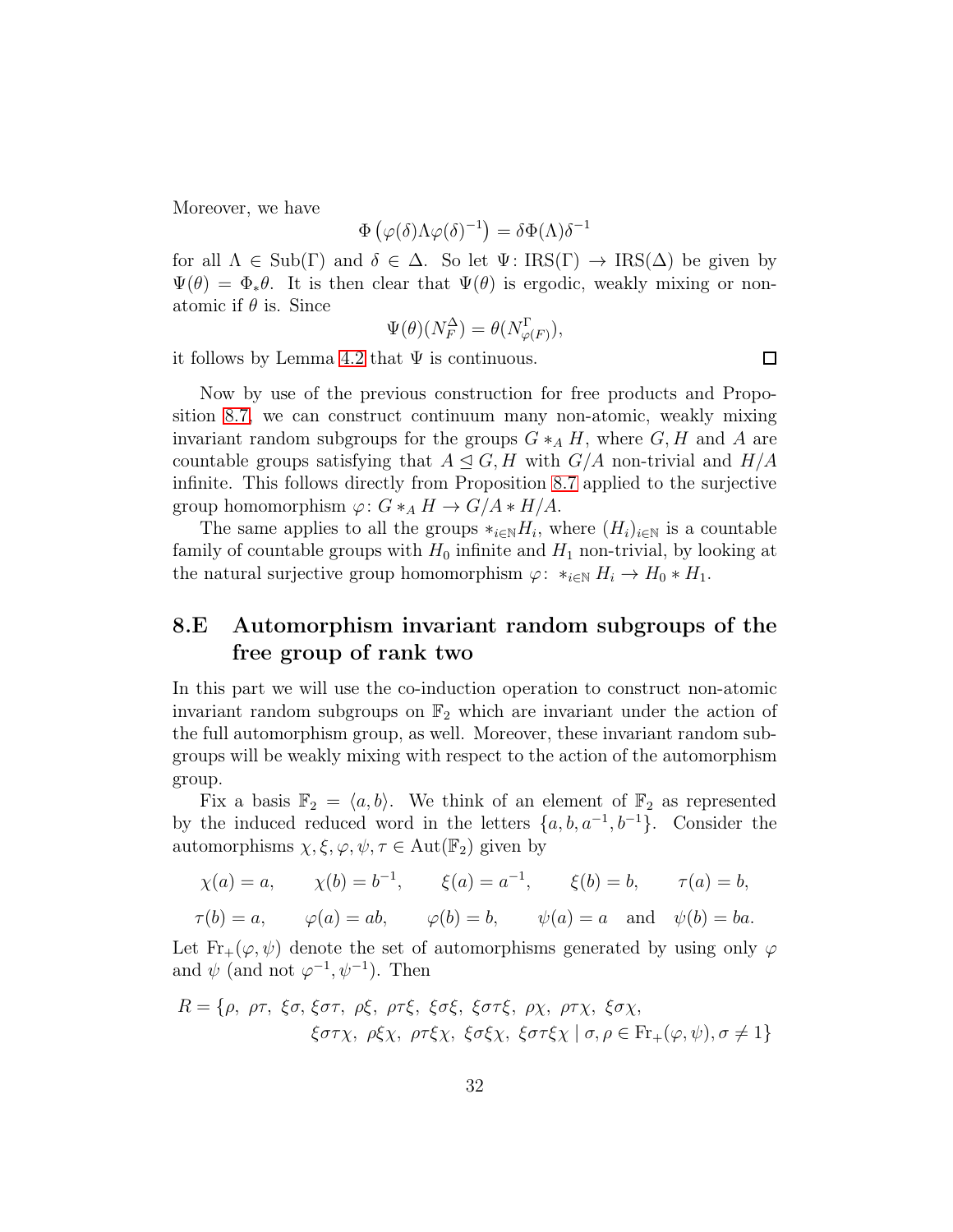Moreover, we have

$$\Phi\left(\varphi(\delta)\Lambda\varphi(\delta)^{-1}\right) = \delta\Phi(\Lambda)\delta^{-1}$$

for all $\Lambda \in \mathrm{Sub}(\Gamma)$ and $\delta \in \Delta$. So let $\Psi\colon \mathrm{IRS}(\Gamma) \to \mathrm{IRS}(\Delta)$ be given by $\Psi(\theta) = \Phi_*\theta$. It is then clear that $\Psi(\theta)$ is ergodic, weakly mixing or non-atomic if $\theta$ is. Since

$$\Psi(\theta)(N_F^\Delta) = \theta(N_{\varphi(F)}^\Gamma),$$

it follows by Lemma 4.2 that $\Psi$ is continuous. □

Now by use of the previous construction for free products and Proposition 8.7, we can construct continuum many non-atomic, weakly mixing invariant random subgroups for the groups $G *_A H$, where $G, H$ and $A$ are countable groups satisfying that $A \trianglelefteq G, H$ with $G/A$ non-trivial and $H/A$ infinite. This follows directly from Proposition 8.7 applied to the surjective group homomorphism $\varphi\colon G *_A H \to G/A * H/A$.

The same applies to all the groups $*_{i\in\mathbb{N}} H_i$, where $(H_i)_{i\in\mathbb{N}}$ is a countable family of countable groups with $H_0$ infinite and $H_1$ non-trivial, by looking at the natural surjective group homomorphism $\varphi\colon *_{i\in\mathbb{N}} H_i \to H_0 * H_1$.

## 8.E Automorphism invariant random subgroups of the free group of rank two

In this part we will use the co-induction operation to construct non-atomic invariant random subgroups on $\mathbb{F}_2$ which are invariant under the action of the full automorphism group, as well. Moreover, these invariant random subgroups will be weakly mixing with respect to the action of the automorphism group.

Fix a basis $\mathbb{F}_2 = \langle a, b\rangle$. We think of an element of $\mathbb{F}_2$ as represented by the induced reduced word in the letters $\{a, b, a^{-1}, b^{-1}\}$. Consider the automorphisms $\chi, \xi, \varphi, \psi, \tau \in \mathrm{Aut}(\mathbb{F}_2)$ given by

$$\chi(a) = a, \qquad \chi(b) = b^{-1}, \qquad \xi(a) = a^{-1}, \qquad \xi(b) = b, \qquad \tau(a) = b,$$

$$\tau(b) = a, \qquad \varphi(a) = ab, \qquad \varphi(b) = b, \qquad \psi(a) = a \quad \text{and} \quad \psi(b) = ba.$$

Let $\mathrm{Fr}_+(\varphi, \psi)$ denote the set of automorphisms generated by using only $\varphi$ and $\psi$ (and not $\varphi^{-1}, \psi^{-1}$). Then

$$R = \{\rho,\ \rho\tau,\ \xi\sigma, \xi\sigma\tau,\ \rho\xi,\ \rho\tau\xi,\ \xi\sigma\xi,\ \xi\sigma\tau\xi,\ \rho\chi,\ \rho\tau\chi,\ \xi\sigma\chi,$$
$$\xi\sigma\tau\chi,\ \rho\xi\chi,\ \rho\tau\xi\chi,\ \xi\sigma\xi\chi,\ \xi\sigma\tau\xi\chi \mid \sigma, \rho \in \mathrm{Fr}_+(\varphi, \psi), \sigma \neq 1\}$$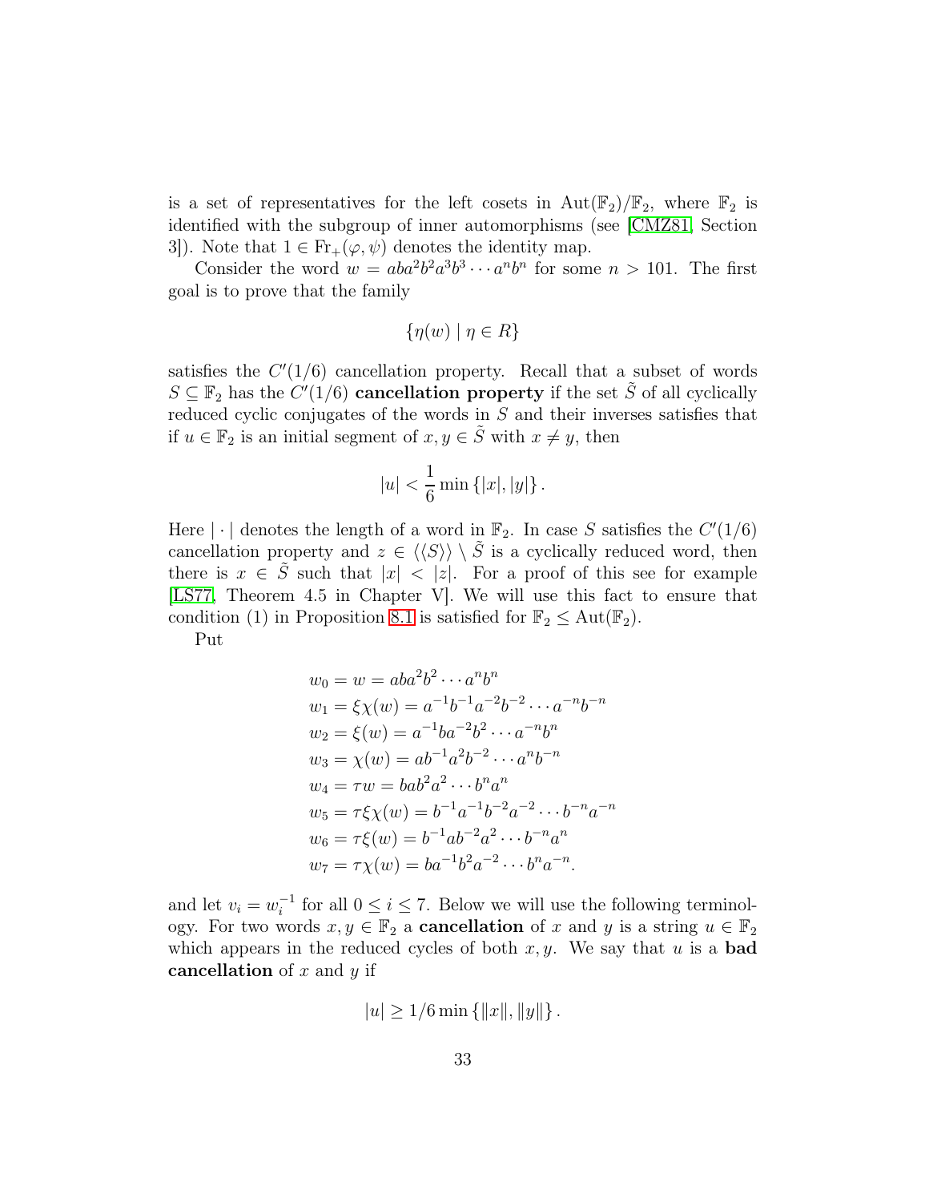is a set of representatives for the left cosets in $\mathrm{Aut}(\mathbb{F}_2)/\mathbb{F}_2$, where $\mathbb{F}_2$ is identified with the subgroup of inner automorphisms (see [CMZ81, Section 3]). Note that $1 \in \mathrm{Fr}_+(\varphi, \psi)$ denotes the identity map.

Consider the word $w = aba^2b^2a^3b^3 \cdots a^nb^n$ for some $n > 101$. The first goal is to prove that the family

$$\{\eta(w) \mid \eta \in R\}$$

satisfies the $C'(1/6)$ cancellation property. Recall that a subset of words $S \subseteq \mathbb{F}_2$ has the $C'(1/6)$ **cancellation property** if the set $\tilde{S}$ of all cyclically reduced cyclic conjugates of the words in $S$ and their inverses satisfies that if $u \in \mathbb{F}_2$ is an initial segment of $x, y \in \tilde{S}$ with $x \neq y$, then

$$|u| < \frac{1}{6} \min\{|x|, |y|\}.$$

Here $|\cdot|$ denotes the length of a word in $\mathbb{F}_2$. In case $S$ satisfies the $C'(1/6)$ cancellation property and $z \in \langle\langle S \rangle\rangle \setminus \tilde{S}$ is a cyclically reduced word, then there is $x \in \tilde{S}$ such that $|x| < |z|$. For a proof of this see for example [LS77, Theorem 4.5 in Chapter V]. We will use this fact to ensure that condition (1) in Proposition 8.1 is satisfied for $\mathbb{F}_2 \leq \mathrm{Aut}(\mathbb{F}_2)$.

Put

$$\begin{aligned}
w_0 &= w = aba^2b^2 \cdots a^nb^n \\
w_1 &= \xi\chi(w) = a^{-1}b^{-1}a^{-2}b^{-2} \cdots a^{-n}b^{-n} \\
w_2 &= \xi(w) = a^{-1}ba^{-2}b^2 \cdots a^{-n}b^n \\
w_3 &= \chi(w) = ab^{-1}a^2b^{-2} \cdots a^nb^{-n} \\
w_4 &= \tau w = bab^2a^2 \cdots b^na^n \\
w_5 &= \tau\xi\chi(w) = b^{-1}a^{-1}b^{-2}a^{-2} \cdots b^{-n}a^{-n} \\
w_6 &= \tau\xi(w) = b^{-1}ab^{-2}a^2 \cdots b^{-n}a^n \\
w_7 &= \tau\chi(w) = ba^{-1}b^2a^{-2} \cdots b^na^{-n}.
\end{aligned}$$

and let $v_i = w_i^{-1}$ for all $0 \leq i \leq 7$. Below we will use the following terminology. For two words $x, y \in \mathbb{F}_2$ a **cancellation** of $x$ and $y$ is a string $u \in \mathbb{F}_2$ which appears in the reduced cycles of both $x, y$. We say that $u$ is a **bad cancellation** of $x$ and $y$ if

$$|u| \geq 1/6 \min\{\|x\|, \|y\|\}.$$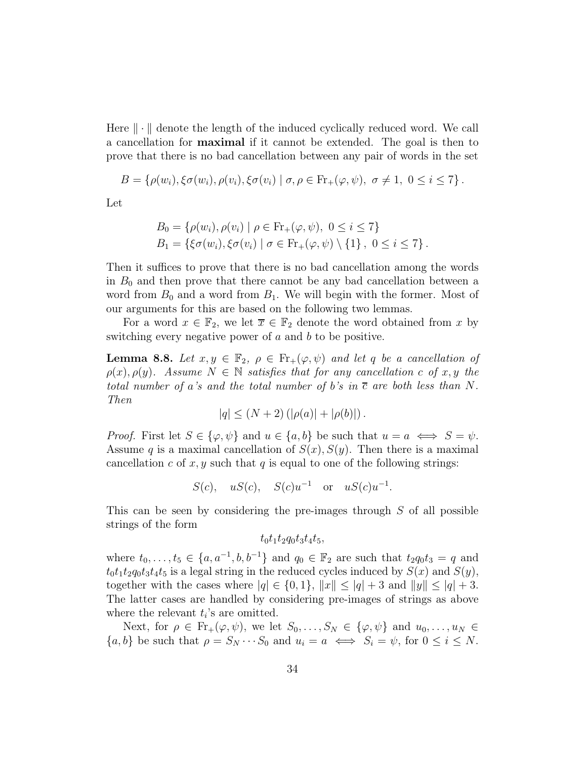Here $\| \cdot \|$ denote the length of the induced cyclically reduced word. We call a cancellation for **maximal** if it cannot be extended. The goal is then to prove that there is no bad cancellation between any pair of words in the set

$$B = \{\rho(w_i), \xi\sigma(w_i), \rho(v_i), \xi\sigma(v_i) \mid \sigma, \rho \in \mathrm{Fr}_+(\varphi, \psi),\ \sigma \neq 1,\ 0 \leq i \leq 7\}.$$

Let

$$\begin{aligned} B_0 &= \{\rho(w_i), \rho(v_i) \mid \rho \in \mathrm{Fr}_+(\varphi, \psi),\ 0 \leq i \leq 7\} \\ B_1 &= \{\xi\sigma(w_i), \xi\sigma(v_i) \mid \sigma \in \mathrm{Fr}_+(\varphi, \psi) \setminus \{1\},\ 0 \leq i \leq 7\}. \end{aligned}$$

Then it suffices to prove that there is no bad cancellation among the words in $B_0$ and then prove that there cannot be any bad cancellation between a word from $B_0$ and a word from $B_1$. We will begin with the former. Most of our arguments for this are based on the following two lemmas.

For a word $x \in \mathbb{F}_2$, we let $\overline{x} \in \mathbb{F}_2$ denote the word obtained from $x$ by switching every negative power of $a$ and $b$ to be positive.

**Lemma 8.8.** *Let $x, y \in \mathbb{F}_2$, $\rho \in \mathrm{Fr}_+(\varphi, \psi)$ and let $q$ be a cancellation of $\rho(x), \rho(y)$. Assume $N \in \mathbb{N}$ satisfies that for any cancellation $c$ of $x, y$ the total number of $a$'s and the total number of $b$'s in $\overline{c}$ are both less than $N$. Then*

$$|q| \leq (N+2)\left(|\rho(a)| + |\rho(b)|\right).$$

*Proof.* First let $S \in \{\varphi, \psi\}$ and $u \in \{a, b\}$ be such that $u = a \iff S = \psi$. Assume $q$ is a maximal cancellation of $S(x), S(y)$. Then there is a maximal cancellation $c$ of $x, y$ such that $q$ is equal to one of the following strings:

$$S(c), \quad uS(c), \quad S(c)u^{-1} \quad \text{or} \quad uS(c)u^{-1}.$$

This can be seen by considering the pre-images through $S$ of all possible strings of the form

$$t_0 t_1 t_2 q_0 t_3 t_4 t_5,$$

where $t_0, \ldots, t_5 \in \{a, a^{-1}, b, b^{-1}\}$ and $q_0 \in \mathbb{F}_2$ are such that $t_2 q_0 t_3 = q$ and $t_0 t_1 t_2 q_0 t_3 t_4 t_5$ is a legal string in the reduced cycles induced by $S(x)$ and $S(y)$, together with the cases where $|q| \in \{0, 1\}$, $\|x\| \leq |q| + 3$ and $\|y\| \leq |q| + 3$. The latter cases are handled by considering pre-images of strings as above where the relevant $t_i$'s are omitted.

Next, for $\rho \in \mathrm{Fr}_+(\varphi, \psi)$, we let $S_0, \ldots, S_N \in \{\varphi, \psi\}$ and $u_0, \ldots, u_N \in \{a, b\}$ be such that $\rho = S_N \cdots S_0$ and $u_i = a \iff S_i = \psi$, for $0 \leq i \leq N$.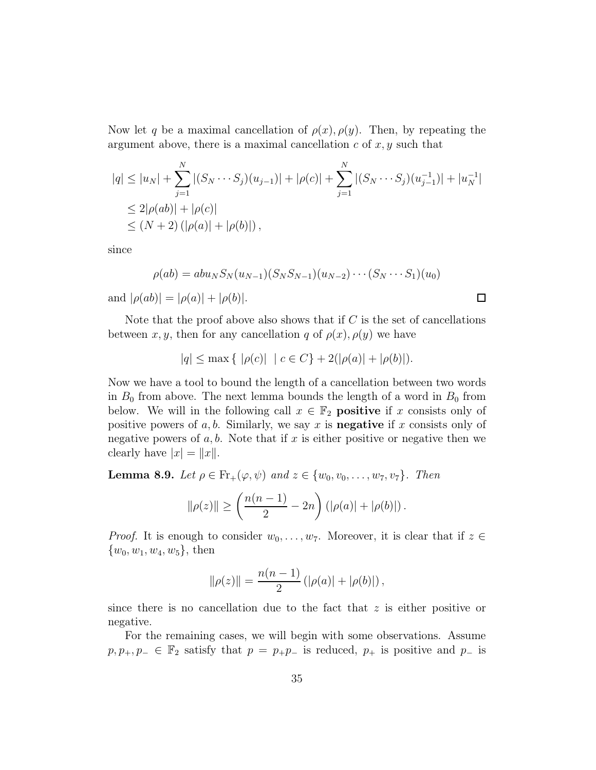Now let $q$ be a maximal cancellation of $\rho(x), \rho(y)$. Then, by repeating the argument above, there is a maximal cancellation $c$ of $x, y$ such that

$$
\begin{aligned}
|q| &\leq |u_N| + \sum_{j=1}^{N} |(S_N \cdots S_j)(u_{j-1})| + |\rho(c)| + \sum_{j=1}^{N} |(S_N \cdots S_j)(u_{j-1}^{-1})| + |u_N^{-1}| \\
&\leq 2|\rho(ab)| + |\rho(c)| \\
&\leq (N+2)\left(|\rho(a)| + |\rho(b)|\right),
\end{aligned}
$$

since

$$
\rho(ab) = abu_N S_N(u_{N-1})(S_N S_{N-1})(u_{N-2}) \cdots (S_N \cdots S_1)(u_0)
$$

and $|\rho(ab)| = |\rho(a)| + |\rho(b)|$. □

Note that the proof above also shows that if $C$ is the set of cancellations between $x, y$, then for any cancellation $q$ of $\rho(x), \rho(y)$ we have

$$
|q| \leq \max\{\ |\rho(c)| \ \mid c \in C\} + 2(|\rho(a)| + |\rho(b)|).
$$

Now we have a tool to bound the length of a cancellation between two words in $B_0$ from above. The next lemma bounds the length of a word in $B_0$ from below. We will in the following call $x \in \mathbb{F}_2$ **positive** if $x$ consists only of positive powers of $a, b$. Similarly, we say $x$ is **negative** if $x$ consists only of negative powers of $a, b$. Note that if $x$ is either positive or negative then we clearly have $|x| = \|x\|$.

**Lemma 8.9.** *Let $\rho \in \mathrm{Fr}_+(\varphi, \psi)$ and $z \in \{w_0, v_0, \ldots, w_7, v_7\}$. Then*

$$
\|\rho(z)\| \geq \left(\frac{n(n-1)}{2} - 2n\right)\left(|\rho(a)| + |\rho(b)|\right).
$$

*Proof.* It is enough to consider $w_0, \ldots, w_7$. Moreover, it is clear that if $z \in \{w_0, w_1, w_4, w_5\}$, then

$$
\|\rho(z)\| = \frac{n(n-1)}{2}\left(|\rho(a)| + |\rho(b)|\right),
$$

since there is no cancellation due to the fact that $z$ is either positive or negative.

For the remaining cases, we will begin with some observations. Assume $p, p_+, p_- \in \mathbb{F}_2$ satisfy that $p = p_+ p_-$ is reduced, $p_+$ is positive and $p_-$ is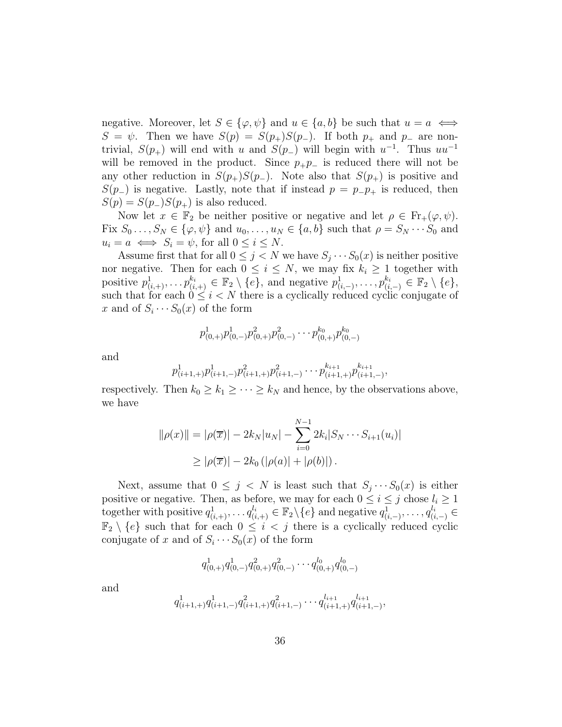negative. Moreover, let $S \in \{\varphi, \psi\}$ and $u \in \{a, b\}$ be such that $u = a \iff S = \psi$. Then we have $S(p) = S(p_+)S(p_-)$. If both $p_+$ and $p_-$ are non-trivial, $S(p_+)$ will end with $u$ and $S(p_-)$ will begin with $u^{-1}$. Thus $uu^{-1}$ will be removed in the product. Since $p_+p_-$ is reduced there will not be any other reduction in $S(p_+)S(p_-)$. Note also that $S(p_+)$ is positive and $S(p_-)$ is negative. Lastly, note that if instead $p = p_-p_+$ is reduced, then $S(p) = S(p_-)S(p_+)$ is also reduced.

Now let $x \in \mathbb{F}_2$ be neither positive or negative and let $\rho \in \mathrm{Fr}_+(\varphi, \psi)$. Fix $S_0 \ldots, S_N \in \{\varphi, \psi\}$ and $u_0, \ldots, u_N \in \{a, b\}$ such that $\rho = S_N \cdots S_0$ and $u_i = a \iff S_i = \psi$, for all $0 \leq i \leq N$.

Assume first that for all $0 \leq j < N$ we have $S_j \cdots S_0(x)$ is neither positive nor negative. Then for each $0 \leq i \leq N$, we may fix $k_i \geq 1$ together with positive $p^1_{(i,+)}, \ldots p^{k_i}_{(i,+)} \in \mathbb{F}_2 \setminus \{e\}$, and negative $p^1_{(i,-)}, \ldots, p^{k_i}_{(i,-)} \in \mathbb{F}_2 \setminus \{e\}$, such that for each $0 \leq i < N$ there is a cyclically reduced cyclic conjugate of $x$ and of $S_i \cdots S_0(x)$ of the form

$$p^1_{(0,+)}p^1_{(0,-)}p^2_{(0,+)}p^2_{(0,-)} \cdots p^{k_0}_{(0,+)}p^{k_0}_{(0,-)}$$

and

$$p^1_{(i+1,+)}p^1_{(i+1,-)}p^2_{(i+1,+)}p^2_{(i+1,-)} \cdots p^{k_{i+1}}_{(i+1,+)}p^{k_{i+1}}_{(i+1,-)},$$

respectively. Then $k_0 \geq k_1 \geq \cdots \geq k_N$ and hence, by the observations above, we have

$$\begin{aligned} \|\rho(x)\| &= |\rho(\overline{x})| - 2k_N|u_N| - \sum_{i=0}^{N-1} 2k_i|S_N \cdots S_{i+1}(u_i)| \\ &\geq |\rho(\overline{x})| - 2k_0\left(|\rho(a)| + |\rho(b)|\right). \end{aligned}$$

Next, assume that $0 \leq j < N$ is least such that $S_j \cdots S_0(x)$ is either positive or negative. Then, as before, we may for each $0 \leq i \leq j$ chose $l_i \geq 1$ together with positive $q^1_{(i,+)}, \ldots q^{l_i}_{(i,+)} \in \mathbb{F}_2 \setminus \{e\}$ and negative $q^1_{(i,-)}, \ldots, q^{l_i}_{(i,-)} \in \mathbb{F}_2 \setminus \{e\}$ such that for each $0 \leq i < j$ there is a cyclically reduced cyclic conjugate of $x$ and of $S_i \cdots S_0(x)$ of the form

$$q^1_{(0,+)}q^1_{(0,-)}q^2_{(0,+)}q^2_{(0,-)} \cdots q^{l_0}_{(0,+)}q^{l_0}_{(0,-)}$$

and

$$q^1_{(i+1,+)}q^1_{(i+1,-)}q^2_{(i+1,+)}q^2_{(i+1,-)} \cdots q^{l_{i+1}}_{(i+1,+)}q^{l_{i+1}}_{(i+1,-)},$$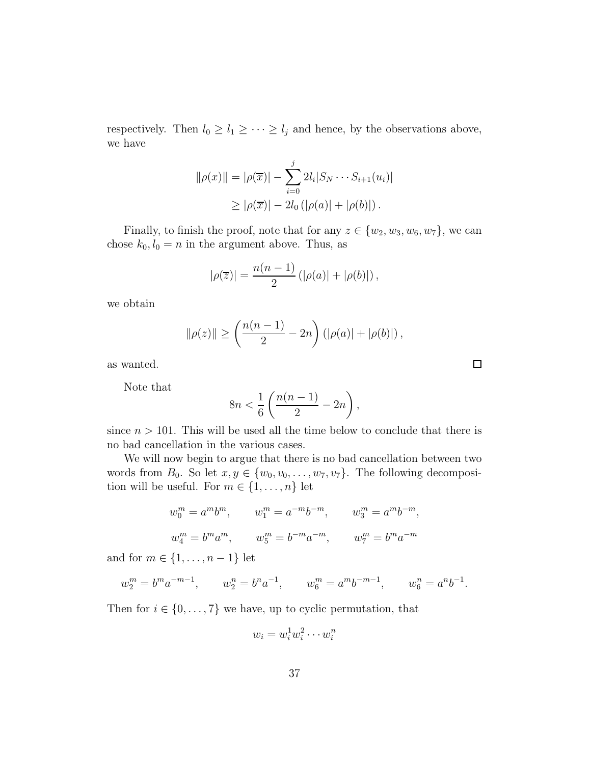respectively. Then $l_0 \geq l_1 \geq \cdots \geq l_j$ and hence, by the observations above, we have

$$\begin{aligned}\|\rho(x)\| &= |\rho(\overline{x})| - \sum_{i=0}^{j} 2l_i |S_N \cdots S_{i+1}(u_i)| \\ &\geq |\rho(\overline{x})| - 2l_0 \left(|\rho(a)| + |\rho(b)|\right).\end{aligned}$$

Finally, to finish the proof, note that for any $z \in \{w_2, w_3, w_6, w_7\}$, we can chose $k_0, l_0 = n$ in the argument above. Thus, as

$$|\rho(\overline{z})| = \frac{n(n-1)}{2} \left(|\rho(a)| + |\rho(b)|\right),$$

we obtain

$$\|\rho(z)\| \geq \left(\frac{n(n-1)}{2} - 2n\right) \left(|\rho(a)| + |\rho(b)|\right),$$

as wanted. □

Note that

$$8n < \frac{1}{6}\left(\frac{n(n-1)}{2} - 2n\right),$$

since $n > 101$. This will be used all the time below to conclude that there is no bad cancellation in the various cases.

We will now begin to argue that there is no bad cancellation between two words from $B_0$. So let $x, y \in \{w_0, v_0, \ldots, w_7, v_7\}$. The following decomposition will be useful. For $m \in \{1, \ldots, n\}$ let

$$w_0^m = a^m b^m, \qquad w_1^m = a^{-m} b^{-m}, \qquad w_3^m = a^m b^{-m},$$

$$w_4^m = b^m a^m, \qquad w_5^m = b^{-m} a^{-m}, \qquad w_7^m = b^m a^{-m}$$

and for $m \in \{1, \ldots, n-1\}$ let

$$w_2^m = b^m a^{-m-1}, \qquad w_2^n = b^n a^{-1}, \qquad w_6^m = a^m b^{-m-1}, \qquad w_6^n = a^n b^{-1}.$$

Then for $i \in \{0, \ldots, 7\}$ we have, up to cyclic permutation, that

$$w_i = w_i^1 w_i^2 \cdots w_i^n$$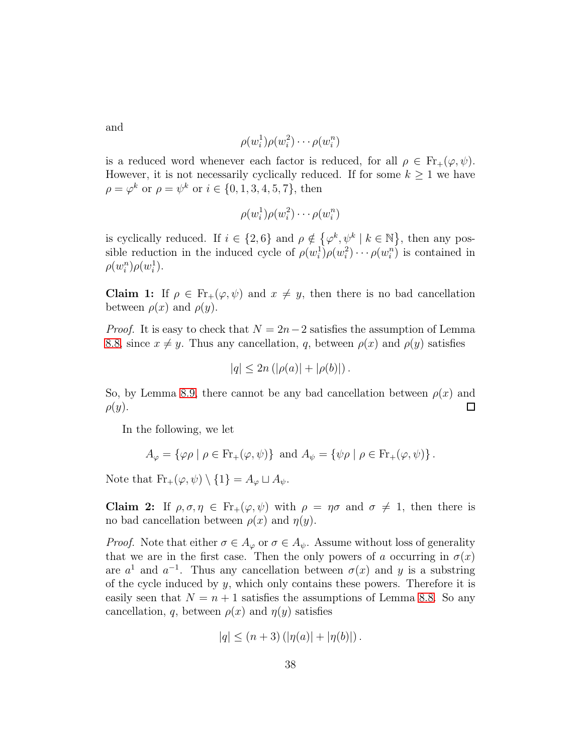and

$$\rho(w_i^1)\rho(w_i^2)\cdots\rho(w_i^n)$$

is a reduced word whenever each factor is reduced, for all $\rho \in \mathrm{Fr}_+(\varphi,\psi)$. However, it is not necessarily cyclically reduced. If for some $k \geq 1$ we have $\rho = \varphi^k$ or $\rho = \psi^k$ or $i \in \{0,1,3,4,5,7\}$, then

$$\rho(w_i^1)\rho(w_i^2)\cdots\rho(w_i^n)$$

is cyclically reduced. If $i \in \{2,6\}$ and $\rho \notin \{\varphi^k, \psi^k \mid k \in \mathbb{N}\}$, then any possible reduction in the induced cycle of $\rho(w_i^1)\rho(w_i^2)\cdots\rho(w_i^n)$ is contained in $\rho(w_i^n)\rho(w_i^1)$.

**Claim 1:** If $\rho \in \mathrm{Fr}_+(\varphi,\psi)$ and $x \neq y$, then there is no bad cancellation between $\rho(x)$ and $\rho(y)$.

*Proof.* It is easy to check that $N = 2n-2$ satisfies the assumption of Lemma 8.8, since $x \neq y$. Thus any cancellation, $q$, between $\rho(x)$ and $\rho(y)$ satisfies

$$|q| \leq 2n\left(|\rho(a)| + |\rho(b)|\right).$$

So, by Lemma 8.9, there cannot be any bad cancellation between $\rho(x)$ and $\rho(y)$. ☐

In the following, we let

$$A_\varphi = \{\varphi\rho \mid \rho \in \mathrm{Fr}_+(\varphi,\psi)\} \text{ and } A_\psi = \{\psi\rho \mid \rho \in \mathrm{Fr}_+(\varphi,\psi)\}.$$

Note that $\mathrm{Fr}_+(\varphi,\psi) \setminus \{1\} = A_\varphi \sqcup A_\psi$.

**Claim 2:** If $\rho,\sigma,\eta \in \mathrm{Fr}_+(\varphi,\psi)$ with $\rho = \eta\sigma$ and $\sigma \neq 1$, then there is no bad cancellation between $\rho(x)$ and $\eta(y)$.

*Proof.* Note that either $\sigma \in A_\varphi$ or $\sigma \in A_\psi$. Assume without loss of generality that we are in the first case. Then the only powers of $a$ occurring in $\sigma(x)$ are $a^1$ and $a^{-1}$. Thus any cancellation between $\sigma(x)$ and $y$ is a substring of the cycle induced by $y$, which only contains these powers. Therefore it is easily seen that $N = n+1$ satisfies the assumptions of Lemma 8.8. So any cancellation, $q$, between $\rho(x)$ and $\eta(y)$ satisfies

$$|q| \leq (n+3)\left(|\eta(a)| + |\eta(b)|\right).$$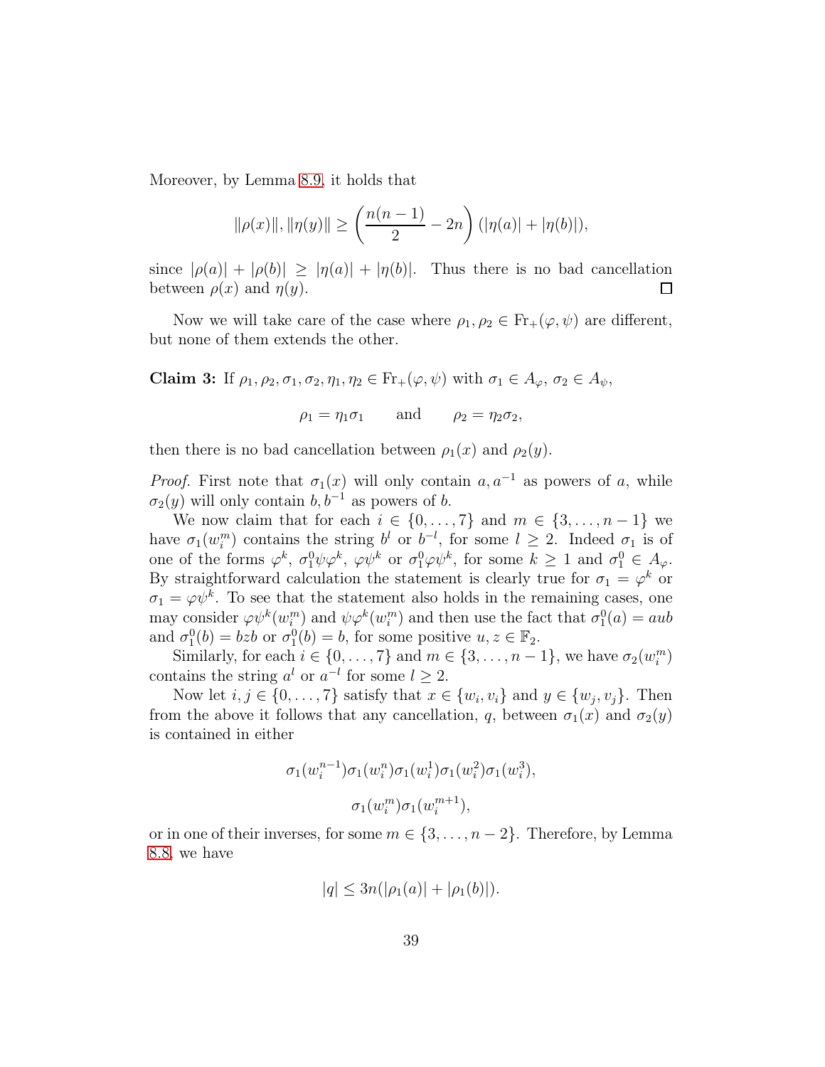Moreover, by Lemma 8.9, it holds that

$$\|\rho(x)\|, \|\eta(y)\| \geq \left(\frac{n(n-1)}{2} - 2n\right)(|\eta(a)| + |\eta(b)|),$$

since $|\rho(a)| + |\rho(b)| \geq |\eta(a)| + |\eta(b)|$. Thus there is no bad cancellation between $\rho(x)$ and $\eta(y)$. □

Now we will take care of the case where $\rho_1, \rho_2 \in \mathrm{Fr}_+(\varphi, \psi)$ are different, but none of them extends the other.

**Claim 3:** If $\rho_1, \rho_2, \sigma_1, \sigma_2, \eta_1, \eta_2 \in \mathrm{Fr}_+(\varphi, \psi)$ with $\sigma_1 \in A_\varphi$, $\sigma_2 \in A_\psi$,

$$\rho_1 = \eta_1 \sigma_1 \qquad \text{and} \qquad \rho_2 = \eta_2 \sigma_2,$$

then there is no bad cancellation between $\rho_1(x)$ and $\rho_2(y)$.

*Proof.* First note that $\sigma_1(x)$ will only contain $a, a^{-1}$ as powers of $a$, while $\sigma_2(y)$ will only contain $b, b^{-1}$ as powers of $b$.

We now claim that for each $i \in \{0, \ldots, 7\}$ and $m \in \{3, \ldots, n-1\}$ we have $\sigma_1(w_i^m)$ contains the string $b^l$ or $b^{-l}$, for some $l \geq 2$. Indeed $\sigma_1$ is of one of the forms $\varphi^k$, $\sigma_1^0 \psi \varphi^k$, $\varphi \psi^k$ or $\sigma_1^0 \varphi \psi^k$, for some $k \geq 1$ and $\sigma_1^0 \in A_\varphi$. By straightforward calculation the statement is clearly true for $\sigma_1 = \varphi^k$ or $\sigma_1 = \varphi \psi^k$. To see that the statement also holds in the remaining cases, one may consider $\varphi \psi^k(w_i^m)$ and $\psi \varphi^k(w_i^m)$ and then use the fact that $\sigma_1^0(a) = aub$ and $\sigma_1^0(b) = bzb$ or $\sigma_1^0(b) = b$, for some positive $u, z \in \mathbb{F}_2$.

Similarly, for each $i \in \{0, \ldots, 7\}$ and $m \in \{3, \ldots, n-1\}$, we have $\sigma_2(w_i^m)$ contains the string $a^l$ or $a^{-l}$ for some $l \geq 2$.

Now let $i, j \in \{0, \ldots, 7\}$ satisfy that $x \in \{w_i, v_i\}$ and $y \in \{w_j, v_j\}$. Then from the above it follows that any cancellation, $q$, between $\sigma_1(x)$ and $\sigma_2(y)$ is contained in either

$$\sigma_1(w_i^{n-1})\sigma_1(w_i^n)\sigma_1(w_i^1)\sigma_1(w_i^2)\sigma_1(w_i^3),$$

$$\sigma_1(w_i^m)\sigma_1(w_i^{m+1}),$$

or in one of their inverses, for some $m \in \{3, \ldots, n-2\}$. Therefore, by Lemma 8.8, we have

$$|q| \leq 3n(|\rho_1(a)| + |\rho_1(b)|).$$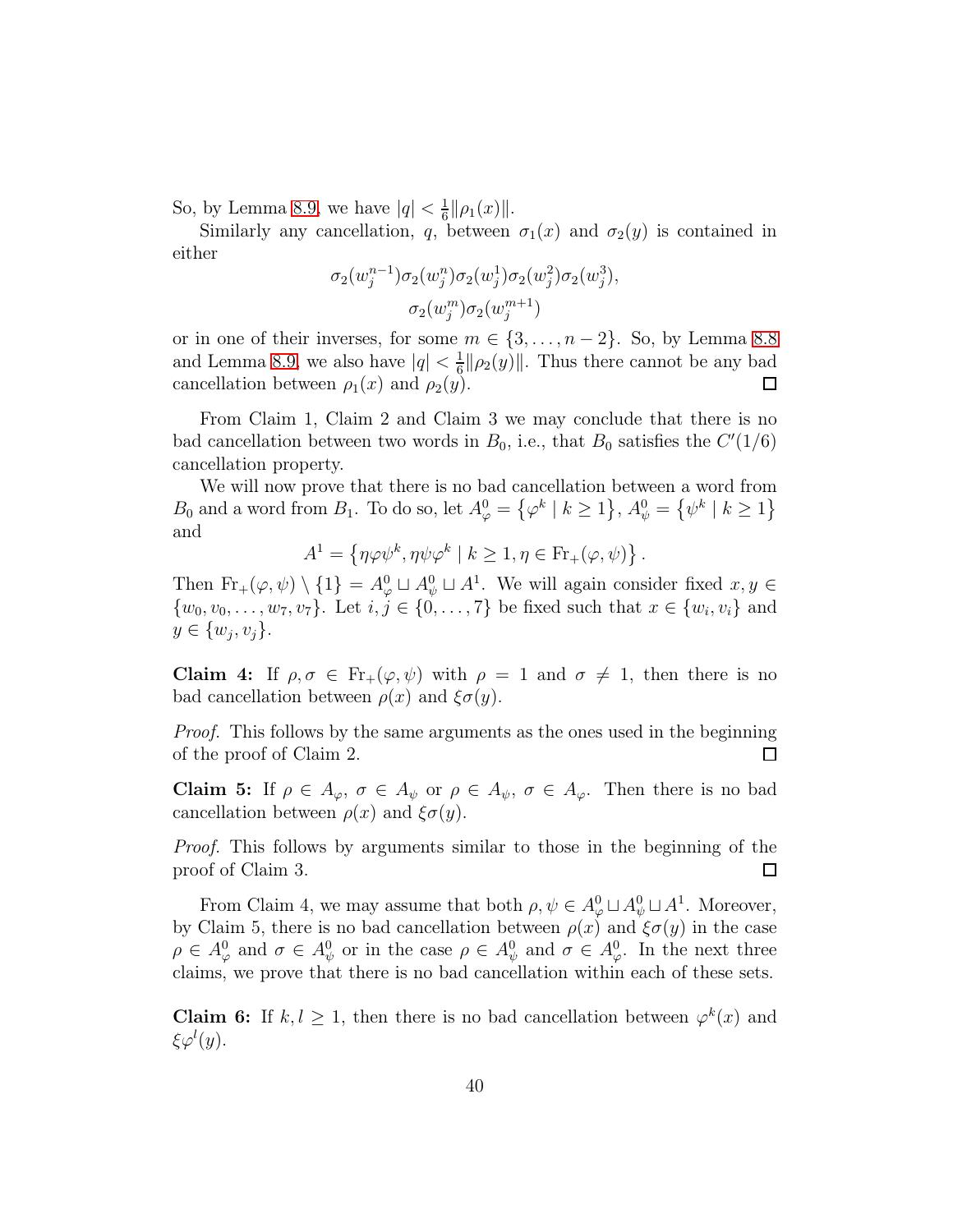So, by Lemma 8.9, we have $|q| < \frac{1}{6}\|\rho_1(x)\|$.

Similarly any cancellation, $q$, between $\sigma_1(x)$ and $\sigma_2(y)$ is contained in either

$$\sigma_2(w_j^{n-1})\sigma_2(w_j^n)\sigma_2(w_j^1)\sigma_2(w_j^2)\sigma_2(w_j^3),$$
$$\sigma_2(w_j^m)\sigma_2(w_j^{m+1})$$

or in one of their inverses, for some $m \in \{3, \ldots, n-2\}$. So, by Lemma 8.8 and Lemma 8.9, we also have $|q| < \frac{1}{6}\|\rho_2(y)\|$. Thus there cannot be any bad cancellation between $\rho_1(x)$ and $\rho_2(y)$. $\square$

From Claim 1, Claim 2 and Claim 3 we may conclude that there is no bad cancellation between two words in $B_0$, i.e., that $B_0$ satisfies the $C'(1/6)$ cancellation property.

We will now prove that there is no bad cancellation between a word from $B_0$ and a word from $B_1$. To do so, let $A_\varphi^0 = \{\varphi^k \mid k \geq 1\}$, $A_\psi^0 = \{\psi^k \mid k \geq 1\}$ and

$$A^1 = \{\eta\varphi\psi^k, \eta\psi\varphi^k \mid k \geq 1, \eta \in \mathrm{Fr}_+(\varphi, \psi)\}.$$

Then $\mathrm{Fr}_+(\varphi, \psi) \setminus \{1\} = A_\varphi^0 \sqcup A_\psi^0 \sqcup A^1$. We will again consider fixed $x, y \in \{w_0, v_0, \ldots, w_7, v_7\}$. Let $i, j \in \{0, \ldots, 7\}$ be fixed such that $x \in \{w_i, v_i\}$ and $y \in \{w_j, v_j\}$.

**Claim 4:** If $\rho, \sigma \in \mathrm{Fr}_+(\varphi, \psi)$ with $\rho = 1$ and $\sigma \neq 1$, then there is no bad cancellation between $\rho(x)$ and $\xi\sigma(y)$.

*Proof.* This follows by the same arguments as the ones used in the beginning of the proof of Claim 2. $\square$

**Claim 5:** If $\rho \in A_\varphi$, $\sigma \in A_\psi$ or $\rho \in A_\psi$, $\sigma \in A_\varphi$. Then there is no bad cancellation between $\rho(x)$ and $\xi\sigma(y)$.

*Proof.* This follows by arguments similar to those in the beginning of the proof of Claim 3. $\square$

From Claim 4, we may assume that both $\rho, \psi \in A_\varphi^0 \sqcup A_\psi^0 \sqcup A^1$. Moreover, by Claim 5, there is no bad cancellation between $\rho(x)$ and $\xi\sigma(y)$ in the case $\rho \in A_\varphi^0$ and $\sigma \in A_\psi^0$ or in the case $\rho \in A_\psi^0$ and $\sigma \in A_\varphi^0$. In the next three claims, we prove that there is no bad cancellation within each of these sets.

**Claim 6:** If $k, l \geq 1$, then there is no bad cancellation between $\varphi^k(x)$ and $\xi\varphi^l(y)$.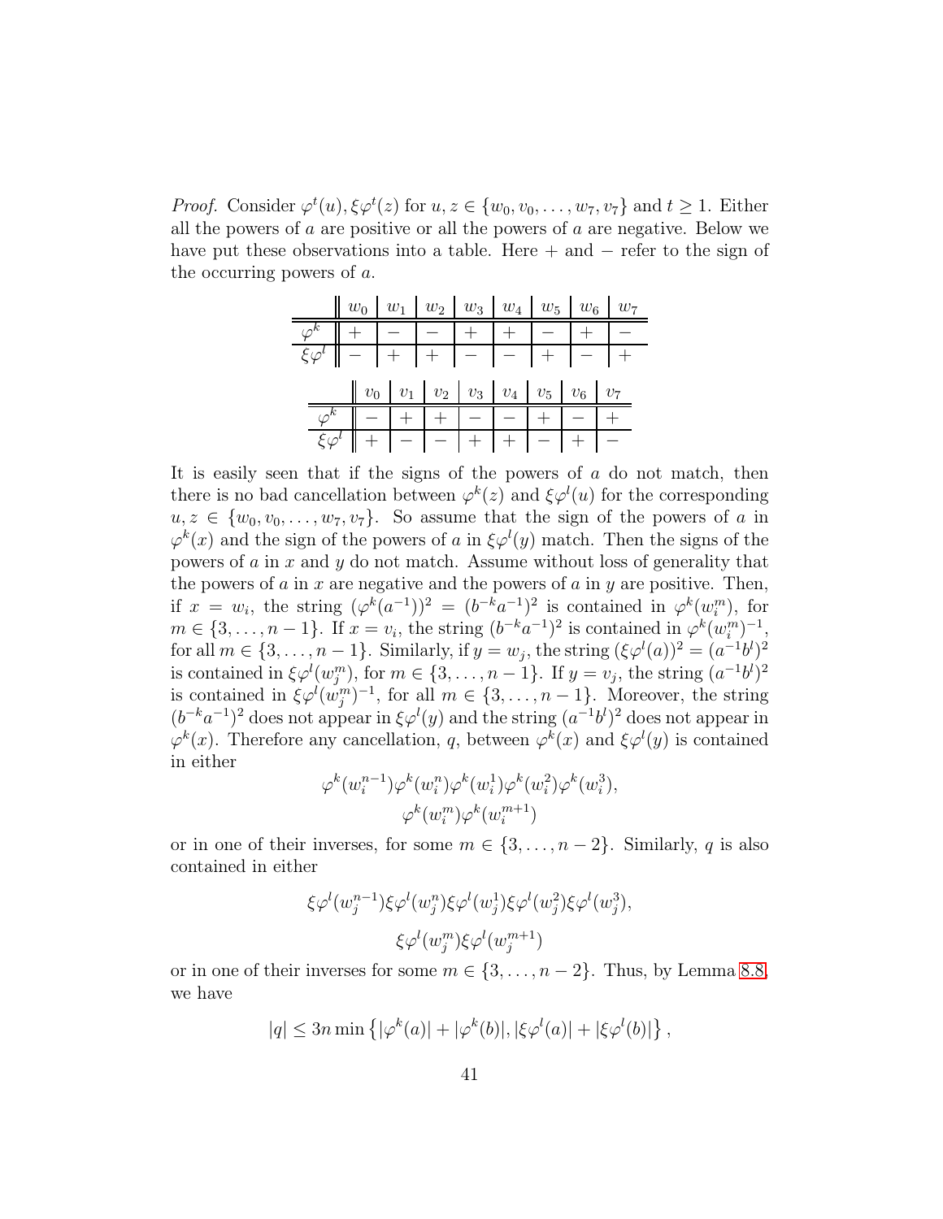*Proof.* Consider $\varphi^t(u), \xi\varphi^t(z)$ for $u, z \in \{w_0, v_0, \ldots, w_7, v_7\}$ and $t \geq 1$. Either all the powers of $a$ are positive or all the powers of $a$ are negative. Below we have put these observations into a table. Here $+$ and $-$ refer to the sign of the occurring powers of $a$.

| | $w_0$ | $w_1$ | $w_2$ | $w_3$ | $w_4$ | $w_5$ | $w_6$ | $w_7$ |
|---|---|---|---|---|---|---|---|---|
| $\varphi^k$ | $+$ | $-$ | $-$ | $+$ | $+$ | $-$ | $+$ | $-$ |
| $\xi\varphi^l$ | $-$ | $+$ | $+$ | $-$ | $-$ | $+$ | $-$ | $+$ |

| | $v_0$ | $v_1$ | $v_2$ | $v_3$ | $v_4$ | $v_5$ | $v_6$ | $v_7$ |
|---|---|---|---|---|---|---|---|---|
| $\varphi^k$ | $-$ | $+$ | $+$ | $-$ | $-$ | $+$ | $-$ | $+$ |
| $\xi\varphi^l$ | $+$ | $-$ | $-$ | $+$ | $+$ | $-$ | $+$ | $-$ |

It is easily seen that if the signs of the powers of $a$ do not match, then there is no bad cancellation between $\varphi^k(z)$ and $\xi\varphi^l(u)$ for the corresponding $u, z \in \{w_0, v_0, \ldots, w_7, v_7\}$. So assume that the sign of the powers of $a$ in $\varphi^k(x)$ and the sign of the powers of $a$ in $\xi\varphi^l(y)$ match. Then the signs of the powers of $a$ in $x$ and $y$ do not match. Assume without loss of generality that the powers of $a$ in $x$ are negative and the powers of $a$ in $y$ are positive. Then, if $x = w_i$, the string $(\varphi^k(a^{-1}))^2 = (b^{-k}a^{-1})^2$ is contained in $\varphi^k(w_i^m)$, for $m \in \{3, \ldots, n-1\}$. If $x = v_i$, the string $(b^{-k}a^{-1})^2$ is contained in $\varphi^k(w_i^m)^{-1}$, for all $m \in \{3, \ldots, n-1\}$. Similarly, if $y = w_j$, the string $(\xi\varphi^l(a))^2 = (a^{-1}b^l)^2$ is contained in $\xi\varphi^l(w_j^m)$, for $m \in \{3, \ldots, n-1\}$. If $y = v_j$, the string $(a^{-1}b^l)^2$ is contained in $\xi\varphi^l(w_j^m)^{-1}$, for all $m \in \{3, \ldots, n-1\}$. Moreover, the string $(b^{-k}a^{-1})^2$ does not appear in $\xi\varphi^l(y)$ and the string $(a^{-1}b^l)^2$ does not appear in $\varphi^k(x)$. Therefore any cancellation, $q$, between $\varphi^k(x)$ and $\xi\varphi^l(y)$ is contained in either

$$\varphi^k(w_i^{n-1})\varphi^k(w_i^n)\varphi^k(w_i^1)\varphi^k(w_i^2)\varphi^k(w_i^3),$$
$$\varphi^k(w_i^m)\varphi^k(w_i^{m+1})$$

or in one of their inverses, for some $m \in \{3, \ldots, n-2\}$. Similarly, $q$ is also contained in either

$$\xi\varphi^l(w_j^{n-1})\xi\varphi^l(w_j^n)\xi\varphi^l(w_j^1)\xi\varphi^l(w_j^2)\xi\varphi^l(w_j^3),$$
$$\xi\varphi^l(w_j^m)\xi\varphi^l(w_j^{m+1})$$

or in one of their inverses for some $m \in \{3, \ldots, n-2\}$. Thus, by Lemma 8.8, we have

$$|q| \leq 3n \min\left\{|\varphi^k(a)| + |\varphi^k(b)|, |\xi\varphi^l(a)| + |\xi\varphi^l(b)|\right\},$$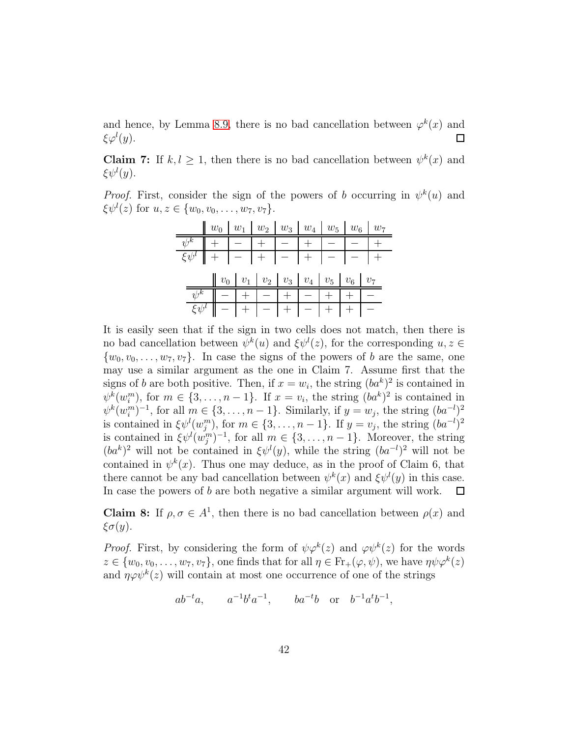and hence, by Lemma 8.9, there is no bad cancellation between $\varphi^k(x)$ and $\xi\varphi^l(y)$. $\square$

**Claim 7:** If $k, l \geq 1$, then there is no bad cancellation between $\psi^k(x)$ and $\xi\psi^l(y)$.

*Proof.* First, consider the sign of the powers of $b$ occurring in $\psi^k(u)$ and $\xi\psi^l(z)$ for $u, z \in \{w_0, v_0, \ldots, w_7, v_7\}$.

| | $w_0$ | $w_1$ | $w_2$ | $w_3$ | $w_4$ | $w_5$ | $w_6$ | $w_7$ |
|---|---|---|---|---|---|---|---|---|
| $\psi^k$ | $+$ | $-$ | $+$ | $-$ | $+$ | $-$ | $-$ | $+$ |
| $\xi\psi^l$ | $+$ | $-$ | $+$ | $-$ | $+$ | $-$ | $-$ | $+$ |

| | $v_0$ | $v_1$ | $v_2$ | $v_3$ | $v_4$ | $v_5$ | $v_6$ | $v_7$ |
|---|---|---|---|---|---|---|---|---|
| $\psi^k$ | $-$ | $+$ | $-$ | $+$ | $-$ | $+$ | $+$ | $-$ |
| $\xi\psi^l$ | $-$ | $+$ | $-$ | $+$ | $-$ | $+$ | $+$ | $-$ |

It is easily seen that if the sign in two cells does not match, then there is no bad cancellation between $\psi^k(u)$ and $\xi\psi^l(z)$, for the corresponding $u, z \in \{w_0, v_0, \ldots, w_7, v_7\}$. In case the signs of the powers of $b$ are the same, one may use a similar argument as the one in Claim 7. Assume first that the signs of $b$ are both positive. Then, if $x = w_i$, the string $(ba^k)^2$ is contained in $\psi^k(w_i^m)$, for $m \in \{3, \ldots, n-1\}$. If $x = v_i$, the string $(ba^k)^2$ is contained in $\psi^k(w_i^m)^{-1}$, for all $m \in \{3, \ldots, n-1\}$. Similarly, if $y = w_j$, the string $(ba^{-l})^2$ is contained in $\xi\psi^l(w_j^m)$, for $m \in \{3, \ldots, n-1\}$. If $y = v_j$, the string $(ba^{-l})^2$ is contained in $\xi\psi^l(w_j^m)^{-1}$, for all $m \in \{3, \ldots, n-1\}$. Moreover, the string $(ba^k)^2$ will not be contained in $\xi\psi^l(y)$, while the string $(ba^{-l})^2$ will not be contained in $\psi^k(x)$. Thus one may deduce, as in the proof of Claim 6, that there cannot be any bad cancellation between $\psi^k(x)$ and $\xi\psi^l(y)$ in this case. In case the powers of $b$ are both negative a similar argument will work. $\square$

**Claim 8:** If $\rho, \sigma \in A^1$, then there is no bad cancellation between $\rho(x)$ and $\xi\sigma(y)$.

*Proof.* First, by considering the form of $\psi\varphi^k(z)$ and $\varphi\psi^k(z)$ for the words $z \in \{w_0, v_0, \ldots, w_7, v_7\}$, one finds that for all $\eta \in \mathrm{Fr}_+(\varphi, \psi)$, we have $\eta\psi\varphi^k(z)$ and $\eta\varphi\psi^k(z)$ will contain at most one occurrence of one of the strings

$$ab^{-t}a, \qquad a^{-1}b^t a^{-1}, \qquad ba^{-t}b \quad \text{or} \quad b^{-1}a^t b^{-1},$$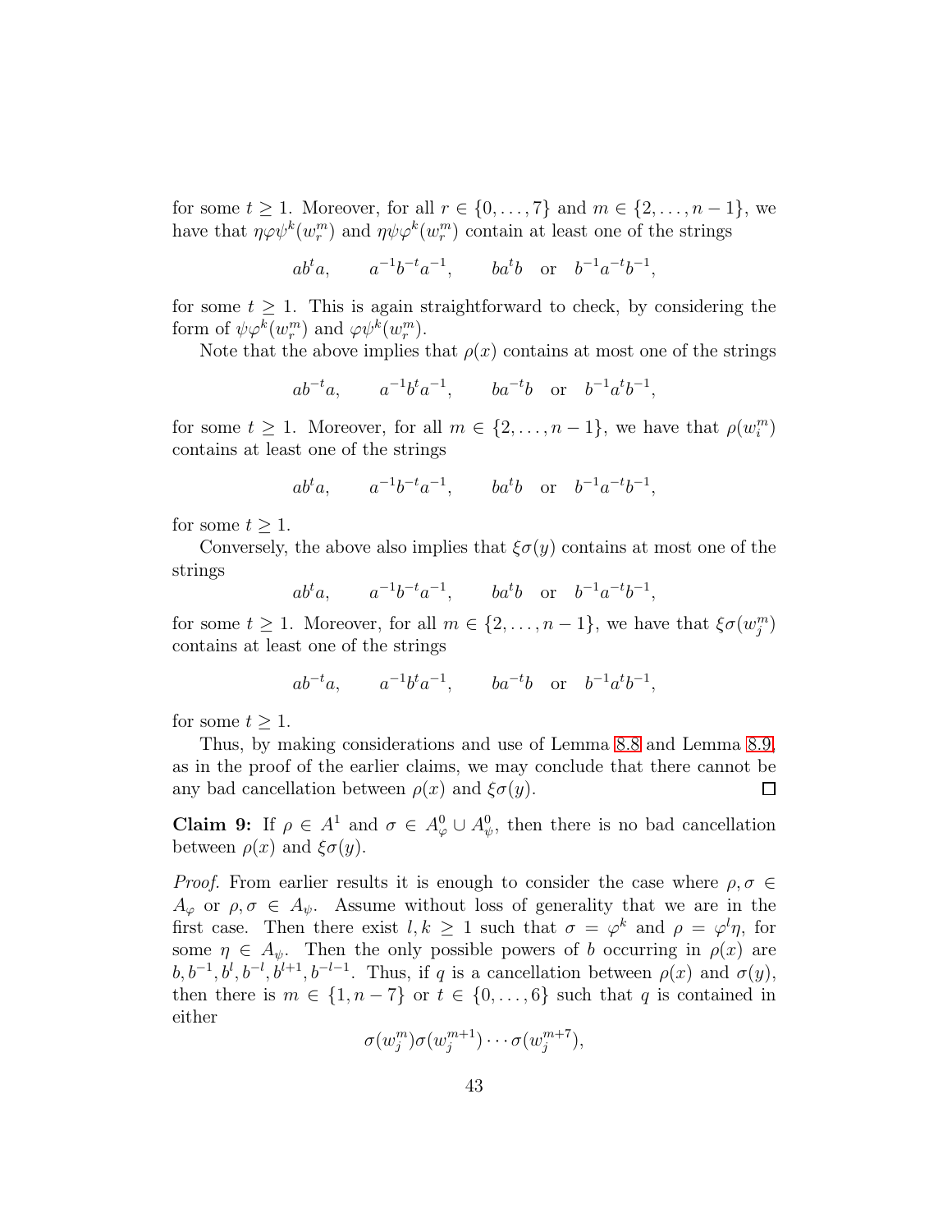for some $t \geq 1$. Moreover, for all $r \in \{0, \ldots, 7\}$ and $m \in \{2, \ldots, n-1\}$, we have that $\eta\varphi\psi^k(w_r^m)$ and $\eta\psi\varphi^k(w_r^m)$ contain at least one of the strings

$$ab^t a, \qquad a^{-1}b^{-t}a^{-1}, \qquad ba^t b \quad \text{or} \quad b^{-1}a^{-t}b^{-1},$$

for some $t \geq 1$. This is again straightforward to check, by considering the form of $\psi\varphi^k(w_r^m)$ and $\varphi\psi^k(w_r^m)$.

Note that the above implies that $\rho(x)$ contains at most one of the strings

$$ab^{-t}a, \qquad a^{-1}b^t a^{-1}, \qquad ba^{-t}b \quad \text{or} \quad b^{-1}a^t b^{-1},$$

for some $t \geq 1$. Moreover, for all $m \in \{2, \ldots, n-1\}$, we have that $\rho(w_i^m)$ contains at least one of the strings

$$ab^t a, \qquad a^{-1}b^{-t}a^{-1}, \qquad ba^t b \quad \text{or} \quad b^{-1}a^{-t}b^{-1},$$

for some $t \geq 1$.

Conversely, the above also implies that $\xi\sigma(y)$ contains at most one of the strings

$$ab^t a, \qquad a^{-1}b^{-t}a^{-1}, \qquad ba^t b \quad \text{or} \quad b^{-1}a^{-t}b^{-1},$$

for some $t \geq 1$. Moreover, for all $m \in \{2, \ldots, n-1\}$, we have that $\xi\sigma(w_j^m)$ contains at least one of the strings

$$ab^{-t}a, \qquad a^{-1}b^t a^{-1}, \qquad ba^{-t}b \quad \text{or} \quad b^{-1}a^t b^{-1},$$

for some $t \geq 1$.

Thus, by making considerations and use of Lemma 8.8 and Lemma 8.9, as in the proof of the earlier claims, we may conclude that there cannot be any bad cancellation between $\rho(x)$ and $\xi\sigma(y)$. ∎

**Claim 9:** If $\rho \in A^1$ and $\sigma \in A_\varphi^0 \cup A_\psi^0$, then there is no bad cancellation between $\rho(x)$ and $\xi\sigma(y)$.

*Proof.* From earlier results it is enough to consider the case where $\rho, \sigma \in A_\varphi$ or $\rho, \sigma \in A_\psi$. Assume without loss of generality that we are in the first case. Then there exist $l, k \geq 1$ such that $\sigma = \varphi^k$ and $\rho = \varphi^l \eta$, for some $\eta \in A_\psi$. Then the only possible powers of $b$ occurring in $\rho(x)$ are $b, b^{-1}, b^l, b^{-l}, b^{l+1}, b^{-l-1}$. Thus, if $q$ is a cancellation between $\rho(x)$ and $\sigma(y)$, then there is $m \in \{1, n-7\}$ or $t \in \{0, \ldots, 6\}$ such that $q$ is contained in either

$$\sigma(w_j^m)\sigma(w_j^{m+1}) \cdots \sigma(w_j^{m+7}),$$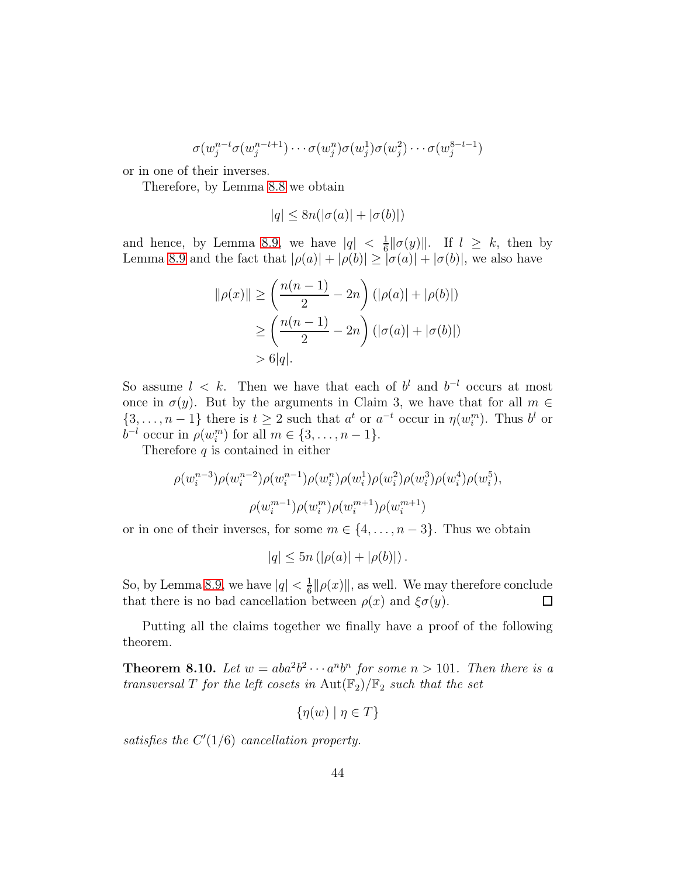$$\sigma(w_j^{n-t}\sigma(w_j^{n-t+1})\cdots\sigma(w_j^{n})\sigma(w_j^{1})\sigma(w_j^{2})\cdots\sigma(w_j^{8-t-1})$$

or in one of their inverses.

Therefore, by Lemma 8.8 we obtain

$$|q| \leq 8n(|\sigma(a)| + |\sigma(b)|)$$

and hence, by Lemma 8.9, we have $|q| < \frac{1}{6}\|\sigma(y)\|$. If $l \geq k$, then by Lemma 8.9 and the fact that $|\rho(a)| + |\rho(b)| \geq |\sigma(a)| + |\sigma(b)|$, we also have

$$\begin{aligned}
\|\rho(x)\| &\geq \left(\frac{n(n-1)}{2} - 2n\right)(|\rho(a)| + |\rho(b)|) \\
&\geq \left(\frac{n(n-1)}{2} - 2n\right)(|\sigma(a)| + |\sigma(b)|) \\
&> 6|q|.
\end{aligned}$$

So assume $l < k$. Then we have that each of $b^l$ and $b^{-l}$ occurs at most once in $\sigma(y)$. But by the arguments in Claim 3, we have that for all $m \in \{3, \ldots, n-1\}$ there is $t \geq 2$ such that $a^t$ or $a^{-t}$ occur in $\eta(w_i^m)$. Thus $b^l$ or $b^{-l}$ occur in $\rho(w_i^m)$ for all $m \in \{3, \ldots, n-1\}$.

Therefore $q$ is contained in either

$$\rho(w_i^{n-3})\rho(w_i^{n-2})\rho(w_i^{n-1})\rho(w_i^{n})\rho(w_i^{1})\rho(w_i^{2})\rho(w_i^{3})\rho(w_i^{4})\rho(w_i^{5}),$$

$$\rho(w_i^{m-1})\rho(w_i^{m})\rho(w_i^{m+1})\rho(w_i^{m+1})$$

or in one of their inverses, for some $m \in \{4, \ldots, n-3\}$. Thus we obtain

$$|q| \leq 5n\left(|\rho(a)| + |\rho(b)|\right).$$

So, by Lemma 8.9, we have $|q| < \frac{1}{6}\|\rho(x)\|$, as well. We may therefore conclude that there is no bad cancellation between $\rho(x)$ and $\xi\sigma(y)$. □

Putting all the claims together we finally have a proof of the following theorem.

**Theorem 8.10.** *Let $w = aba^2b^2\cdots a^nb^n$ for some $n > 101$. Then there is a transversal $T$ for the left cosets in $\mathrm{Aut}(\mathbb{F}_2)/\mathbb{F}_2$ such that the set*

$$\{\eta(w) \mid \eta \in T\}$$

*satisfies the $C'(1/6)$ cancellation property.*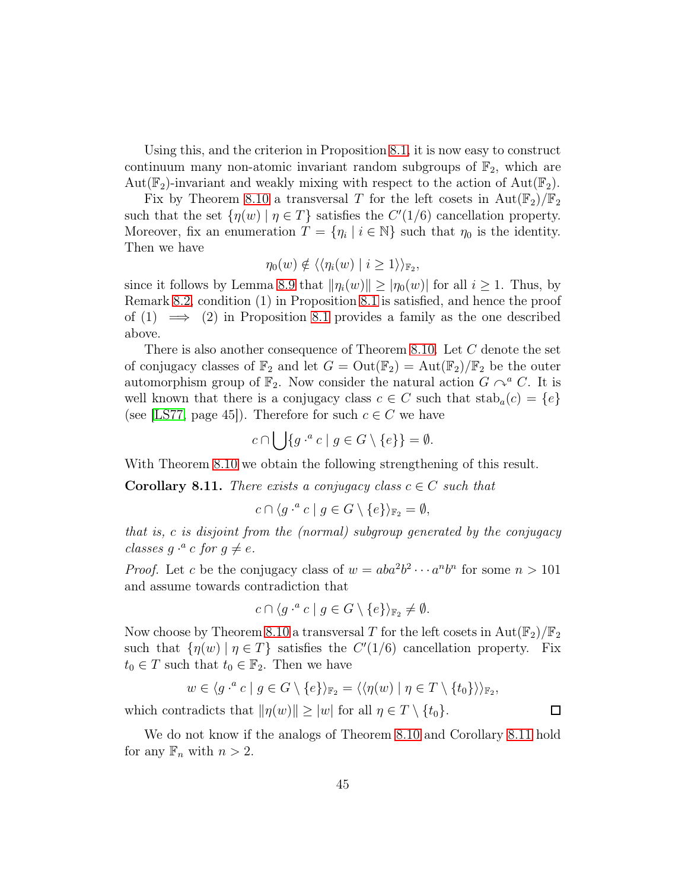Using this, and the criterion in Proposition 8.1, it is now easy to construct continuum many non-atomic invariant random subgroups of $\mathbb{F}_2$, which are $\mathrm{Aut}(\mathbb{F}_2)$-invariant and weakly mixing with respect to the action of $\mathrm{Aut}(\mathbb{F}_2)$.

Fix by Theorem 8.10 a transversal $T$ for the left cosets in $\mathrm{Aut}(\mathbb{F}_2)/\mathbb{F}_2$ such that the set $\{\eta(w) \mid \eta \in T\}$ satisfies the $C'(1/6)$ cancellation property. Moreover, fix an enumeration $T = \{\eta_i \mid i \in \mathbb{N}\}$ such that $\eta_0$ is the identity. Then we have

$$\eta_0(w) \notin \langle\langle \eta_i(w) \mid i \geq 1 \rangle\rangle_{\mathbb{F}_2},$$

since it follows by Lemma 8.9 that $\|\eta_i(w)\| \geq |\eta_0(w)|$ for all $i \geq 1$. Thus, by Remark 8.2, condition (1) in Proposition 8.1 is satisfied, and hence the proof of (1) $\implies$ (2) in Proposition 8.1 provides a family as the one described above.

There is also another consequence of Theorem 8.10. Let $C$ denote the set of conjugacy classes of $\mathbb{F}_2$ and let $G = \mathrm{Out}(\mathbb{F}_2) = \mathrm{Aut}(\mathbb{F}_2)/\mathbb{F}_2$ be the outer automorphism group of $\mathbb{F}_2$. Now consider the natural action $G \curvearrowright^a C$. It is well known that there is a conjugacy class $c \in C$ such that $\mathrm{stab}_a(c) = \{e\}$ (see [LS77, page 45]). Therefore for such $c \in C$ we have

$$c \cap \bigcup\{g \cdot^a c \mid g \in G \setminus \{e\}\} = \emptyset.$$

With Theorem 8.10 we obtain the following strengthening of this result.

**Corollary 8.11.** *There exists a conjugacy class $c \in C$ such that*

$$c \cap \langle g \cdot^a c \mid g \in G \setminus \{e\} \rangle_{\mathbb{F}_2} = \emptyset,$$

*that is, $c$ is disjoint from the (normal) subgroup generated by the conjugacy classes $g \cdot^a c$ for $g \neq e$.*

*Proof.* Let $c$ be the conjugacy class of $w = aba^2b^2 \cdots a^nb^n$ for some $n > 101$ and assume towards contradiction that

$$c \cap \langle g \cdot^a c \mid g \in G \setminus \{e\} \rangle_{\mathbb{F}_2} \neq \emptyset.$$

Now choose by Theorem 8.10 a transversal $T$ for the left cosets in $\mathrm{Aut}(\mathbb{F}_2)/\mathbb{F}_2$ such that $\{\eta(w) \mid \eta \in T\}$ satisfies the $C'(1/6)$ cancellation property. Fix $t_0 \in T$ such that $t_0 \in \mathbb{F}_2$. Then we have

$$w \in \langle g \cdot^a c \mid g \in G \setminus \{e\} \rangle_{\mathbb{F}_2} = \langle\langle \eta(w) \mid \eta \in T \setminus \{t_0\} \rangle\rangle_{\mathbb{F}_2},$$

which contradicts that $\|\eta(w)\| \geq |w|$ for all $\eta \in T \setminus \{t_0\}$. $\square$

We do not know if the analogs of Theorem 8.10 and Corollary 8.11 hold for any $\mathbb{F}_n$ with $n > 2$.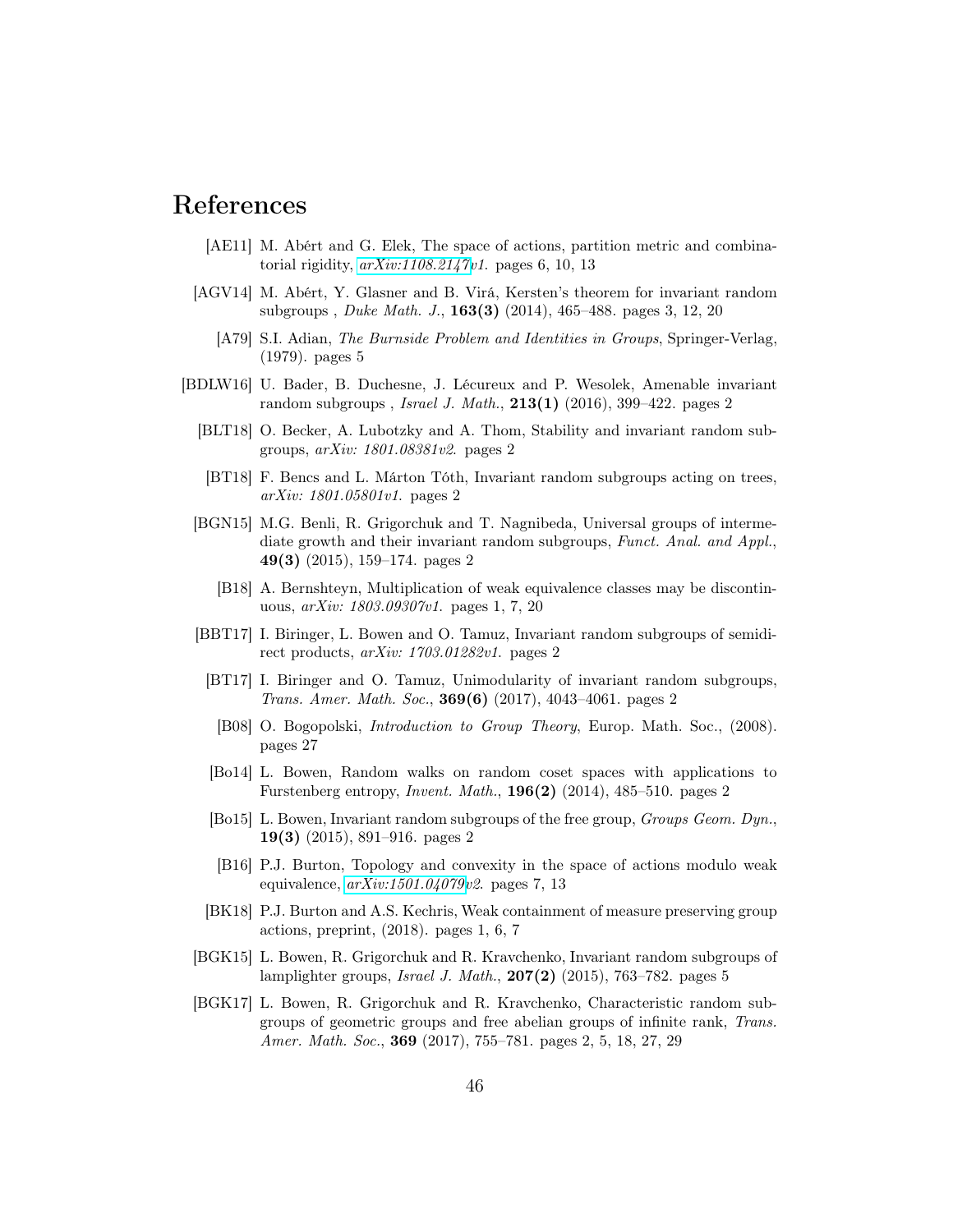# References

[AE11] M. Abért and G. Elek, The space of actions, partition metric and combinatorial rigidity, *arXiv:1108.2147v1*. pages 6, 10, 13

[AGV14] M. Abért, Y. Glasner and B. Virá, Kersten's theorem for invariant random subgroups , *Duke Math. J.*, **163(3)** (2014), 465–488. pages 3, 12, 20

[A79] S.I. Adian, *The Burnside Problem and Identities in Groups*, Springer-Verlag, (1979). pages 5

[BDLW16] U. Bader, B. Duchesne, J. Lécureux and P. Wesolek, Amenable invariant random subgroups , *Israel J. Math.*, **213(1)** (2016), 399–422. pages 2

[BLT18] O. Becker, A. Lubotzky and A. Thom, Stability and invariant random subgroups, *arXiv: 1801.08381v2*. pages 2

[BT18] F. Bencs and L. Márton Tóth, Invariant random subgroups acting on trees, *arXiv: 1801.05801v1*. pages 2

[BGN15] M.G. Benli, R. Grigorchuk and T. Nagnibeda, Universal groups of intermediate growth and their invariant random subgroups, *Funct. Anal. and Appl.*, **49(3)** (2015), 159–174. pages 2

[B18] A. Bernshteyn, Multiplication of weak equivalence classes may be discontinuous, *arXiv: 1803.09307v1*. pages 1, 7, 20

[BBT17] I. Biringer, L. Bowen and O. Tamuz, Invariant random subgroups of semidirect products, *arXiv: 1703.01282v1*. pages 2

[BT17] I. Biringer and O. Tamuz, Unimodularity of invariant random subgroups, *Trans. Amer. Math. Soc.*, **369(6)** (2017), 4043–4061. pages 2

[B08] O. Bogopolski, *Introduction to Group Theory*, Europ. Math. Soc., (2008). pages 27

[Bo14] L. Bowen, Random walks on random coset spaces with applications to Furstenberg entropy, *Invent. Math.*, **196(2)** (2014), 485–510. pages 2

[Bo15] L. Bowen, Invariant random subgroups of the free group, *Groups Geom. Dyn.*, **19(3)** (2015), 891–916. pages 2

[B16] P.J. Burton, Topology and convexity in the space of actions modulo weak equivalence, *arXiv:1501.04079v2*. pages 7, 13

[BK18] P.J. Burton and A.S. Kechris, Weak containment of measure preserving group actions, preprint, (2018). pages 1, 6, 7

[BGK15] L. Bowen, R. Grigorchuk and R. Kravchenko, Invariant random subgroups of lamplighter groups, *Israel J. Math.*, **207(2)** (2015), 763–782. pages 5

[BGK17] L. Bowen, R. Grigorchuk and R. Kravchenko, Characteristic random subgroups of geometric groups and free abelian groups of infinite rank, *Trans. Amer. Math. Soc.*, **369** (2017), 755–781. pages 2, 5, 18, 27, 29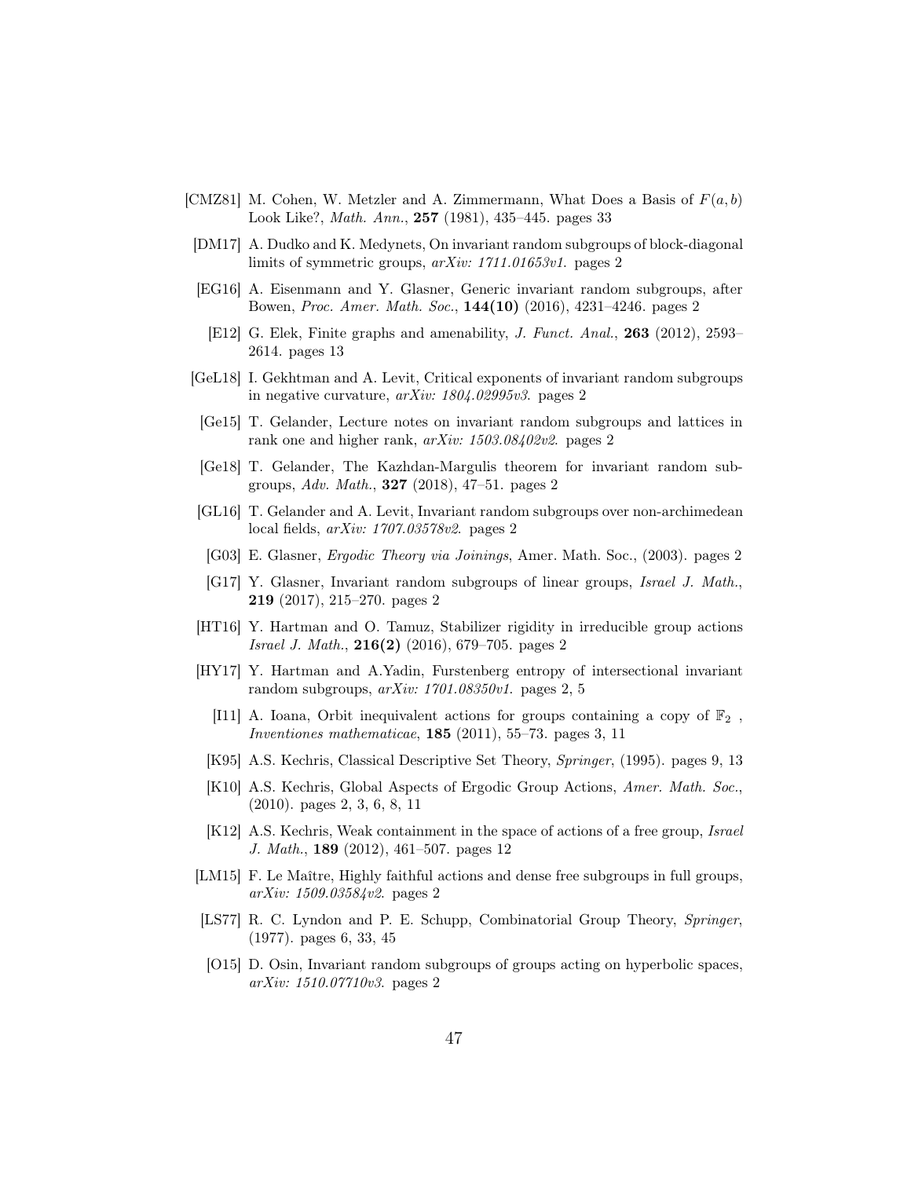[CMZ81] M. Cohen, W. Metzler and A. Zimmermann, What Does a Basis of $F(a, b)$ Look Like?, *Math. Ann.*, **257** (1981), 435–445. pages 33

[DM17] A. Dudko and K. Medynets, On invariant random subgroups of block-diagonal limits of symmetric groups, *arXiv: 1711.01653v1*. pages 2

[EG16] A. Eisenmann and Y. Glasner, Generic invariant random subgroups, after Bowen, *Proc. Amer. Math. Soc.*, **144(10)** (2016), 4231–4246. pages 2

[E12] G. Elek, Finite graphs and amenability, *J. Funct. Anal.*, **263** (2012), 2593–2614. pages 13

[GeL18] I. Gekhtman and A. Levit, Critical exponents of invariant random subgroups in negative curvature, *arXiv: 1804.02995v3*. pages 2

[Ge15] T. Gelander, Lecture notes on invariant random subgroups and lattices in rank one and higher rank, *arXiv: 1503.08402v2*. pages 2

[Ge18] T. Gelander, The Kazhdan-Margulis theorem for invariant random subgroups, *Adv. Math.*, **327** (2018), 47–51. pages 2

[GL16] T. Gelander and A. Levit, Invariant random subgroups over non-archimedean local fields, *arXiv: 1707.03578v2*. pages 2

[G03] E. Glasner, *Ergodic Theory via Joinings*, Amer. Math. Soc., (2003). pages 2

[G17] Y. Glasner, Invariant random subgroups of linear groups, *Israel J. Math.*, **219** (2017), 215–270. pages 2

[HT16] Y. Hartman and O. Tamuz, Stabilizer rigidity in irreducible group actions *Israel J. Math.*, **216(2)** (2016), 679–705. pages 2

[HY17] Y. Hartman and A.Yadin, Furstenberg entropy of intersectional invariant random subgroups, *arXiv: 1701.08350v1*. pages 2, 5

[I11] A. Ioana, Orbit inequivalent actions for groups containing a copy of $\mathbb{F}_2$ , *Inventiones mathematicae*, **185** (2011), 55–73. pages 3, 11

[K95] A.S. Kechris, Classical Descriptive Set Theory, *Springer*, (1995). pages 9, 13

[K10] A.S. Kechris, Global Aspects of Ergodic Group Actions, *Amer. Math. Soc.*, (2010). pages 2, 3, 6, 8, 11

[K12] A.S. Kechris, Weak containment in the space of actions of a free group, *Israel J. Math.*, **189** (2012), 461–507. pages 12

[LM15] F. Le Maître, Highly faithful actions and dense free subgroups in full groups, *arXiv: 1509.03584v2*. pages 2

[LS77] R. C. Lyndon and P. E. Schupp, Combinatorial Group Theory, *Springer*, (1977). pages 6, 33, 45

[O15] D. Osin, Invariant random subgroups of groups acting on hyperbolic spaces, *arXiv: 1510.07710v3*. pages 2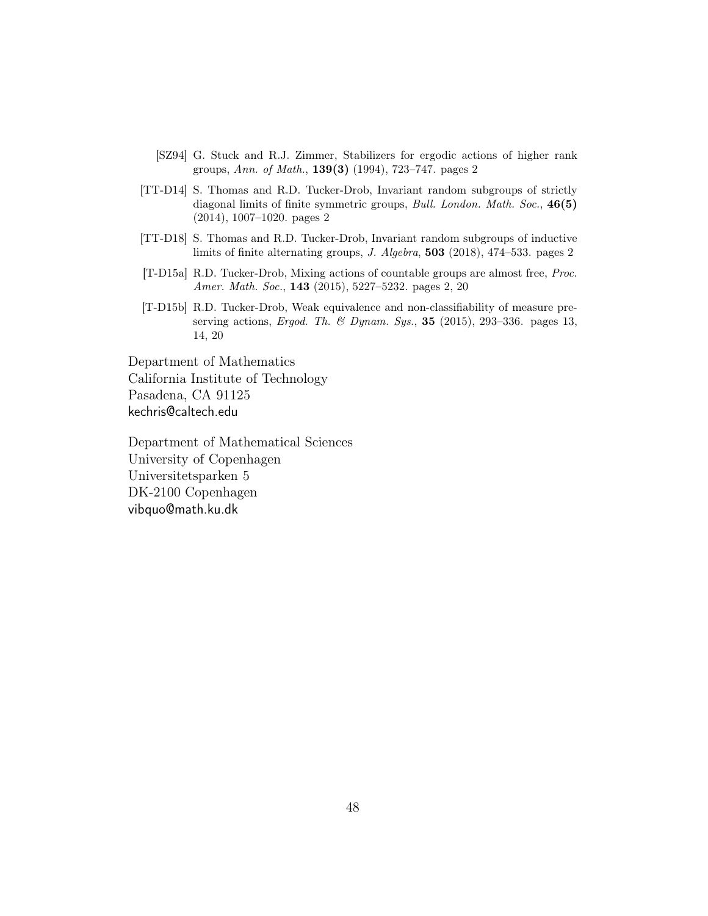[SZ94] G. Stuck and R.J. Zimmer, Stabilizers for ergodic actions of higher rank groups, *Ann. of Math.*, **139(3)** (1994), 723–747. pages 2

[TT-D14] S. Thomas and R.D. Tucker-Drob, Invariant random subgroups of strictly diagonal limits of finite symmetric groups, *Bull. London. Math. Soc.*, **46(5)** (2014), 1007–1020. pages 2

[TT-D18] S. Thomas and R.D. Tucker-Drob, Invariant random subgroups of inductive limits of finite alternating groups, *J. Algebra*, **503** (2018), 474–533. pages 2

[T-D15a] R.D. Tucker-Drob, Mixing actions of countable groups are almost free, *Proc. Amer. Math. Soc.*, **143** (2015), 5227–5232. pages 2, 20

[T-D15b] R.D. Tucker-Drob, Weak equivalence and non-classifiability of measure preserving actions, *Ergod. Th. & Dynam. Sys.*, **35** (2015), 293–336. pages 13, 14, 20

Department of Mathematics
California Institute of Technology
Pasadena, CA 91125
kechris@caltech.edu

Department of Mathematical Sciences
University of Copenhagen
Universitetsparken 5
DK-2100 Copenhagen
vibquo@math.ku.dk